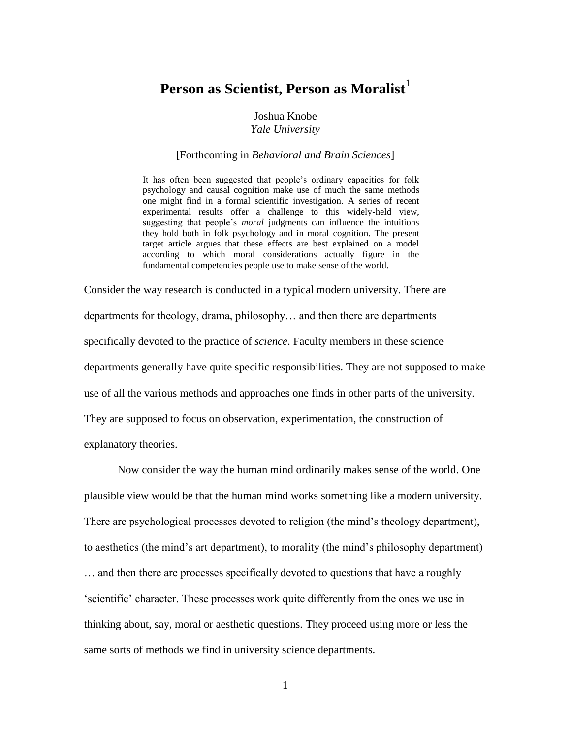# Person as Scientist, Person as Moralist[1]

Joshua Knobe
*Yale University*

[Forthcoming in *Behavioral and Brain Sciences*]

> It has often been suggested that people's ordinary capacities for folk psychology and causal cognition make use of much the same methods one might find in a formal scientific investigation. A series of recent experimental results offer a challenge to this widely-held view, suggesting that people's *moral* judgments can influence the intuitions they hold both in folk psychology and in moral cognition. The present target article argues that these effects are best explained on a model according to which moral considerations actually figure in the fundamental competencies people use to make sense of the world.

Consider the way research is conducted in a typical modern university. There are departments for theology, drama, philosophy… and then there are departments specifically devoted to the practice of *science*. Faculty members in these science departments generally have quite specific responsibilities. They are not supposed to make use of all the various methods and approaches one finds in other parts of the university. They are supposed to focus on observation, experimentation, the construction of explanatory theories.

Now consider the way the human mind ordinarily makes sense of the world. One plausible view would be that the human mind works something like a modern university. There are psychological processes devoted to religion (the mind's theology department), to aesthetics (the mind's art department), to morality (the mind's philosophy department) … and then there are processes specifically devoted to questions that have a roughly 'scientific' character. These processes work quite differently from the ones we use in thinking about, say, moral or aesthetic questions. They proceed using more or less the same sorts of methods we find in university science departments.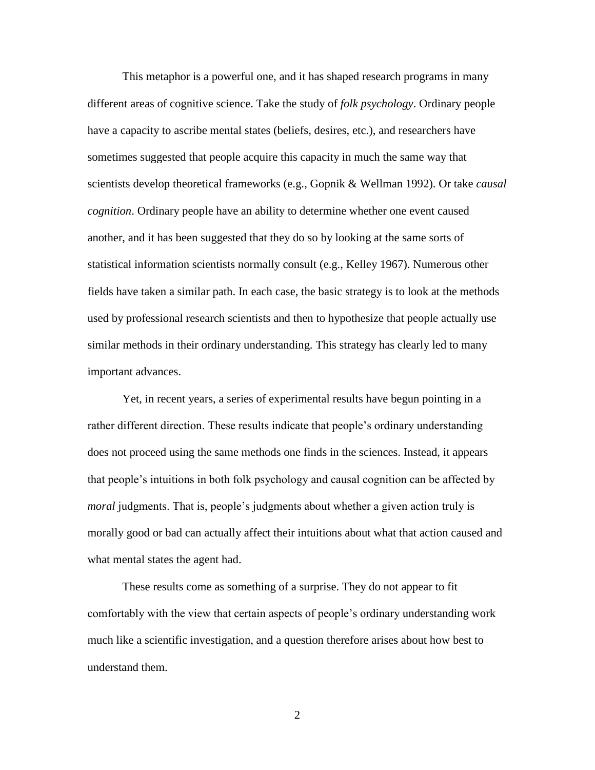This metaphor is a powerful one, and it has shaped research programs in many different areas of cognitive science. Take the study of *folk psychology*. Ordinary people have a capacity to ascribe mental states (beliefs, desires, etc.), and researchers have sometimes suggested that people acquire this capacity in much the same way that scientists develop theoretical frameworks (e.g., Gopnik & Wellman 1992). Or take *causal cognition*. Ordinary people have an ability to determine whether one event caused another, and it has been suggested that they do so by looking at the same sorts of statistical information scientists normally consult (e.g., Kelley 1967). Numerous other fields have taken a similar path. In each case, the basic strategy is to look at the methods used by professional research scientists and then to hypothesize that people actually use similar methods in their ordinary understanding. This strategy has clearly led to many important advances.

Yet, in recent years, a series of experimental results have begun pointing in a rather different direction. These results indicate that people's ordinary understanding does not proceed using the same methods one finds in the sciences. Instead, it appears that people's intuitions in both folk psychology and causal cognition can be affected by *moral* judgments. That is, people's judgments about whether a given action truly is morally good or bad can actually affect their intuitions about what that action caused and what mental states the agent had.

These results come as something of a surprise. They do not appear to fit comfortably with the view that certain aspects of people's ordinary understanding work much like a scientific investigation, and a question therefore arises about how best to understand them.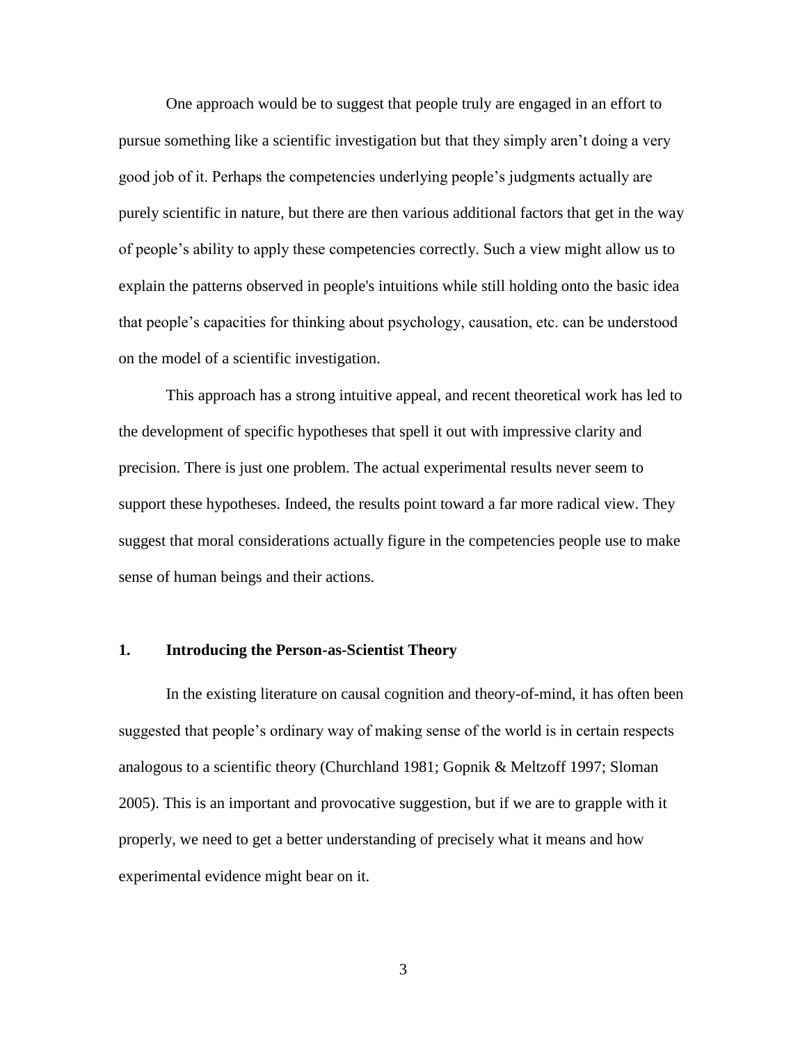One approach would be to suggest that people truly are engaged in an effort to pursue something like a scientific investigation but that they simply aren't doing a very good job of it. Perhaps the competencies underlying people's judgments actually are purely scientific in nature, but there are then various additional factors that get in the way of people's ability to apply these competencies correctly. Such a view might allow us to explain the patterns observed in people's intuitions while still holding onto the basic idea that people's capacities for thinking about psychology, causation, etc. can be understood on the model of a scientific investigation.

This approach has a strong intuitive appeal, and recent theoretical work has led to the development of specific hypotheses that spell it out with impressive clarity and precision. There is just one problem. The actual experimental results never seem to support these hypotheses. Indeed, the results point toward a far more radical view. They suggest that moral considerations actually figure in the competencies people use to make sense of human beings and their actions.

## 1. Introducing the Person-as-Scientist Theory

In the existing literature on causal cognition and theory-of-mind, it has often been suggested that people's ordinary way of making sense of the world is in certain respects analogous to a scientific theory (Churchland 1981; Gopnik & Meltzoff 1997; Sloman 2005). This is an important and provocative suggestion, but if we are to grapple with it properly, we need to get a better understanding of precisely what it means and how experimental evidence might bear on it.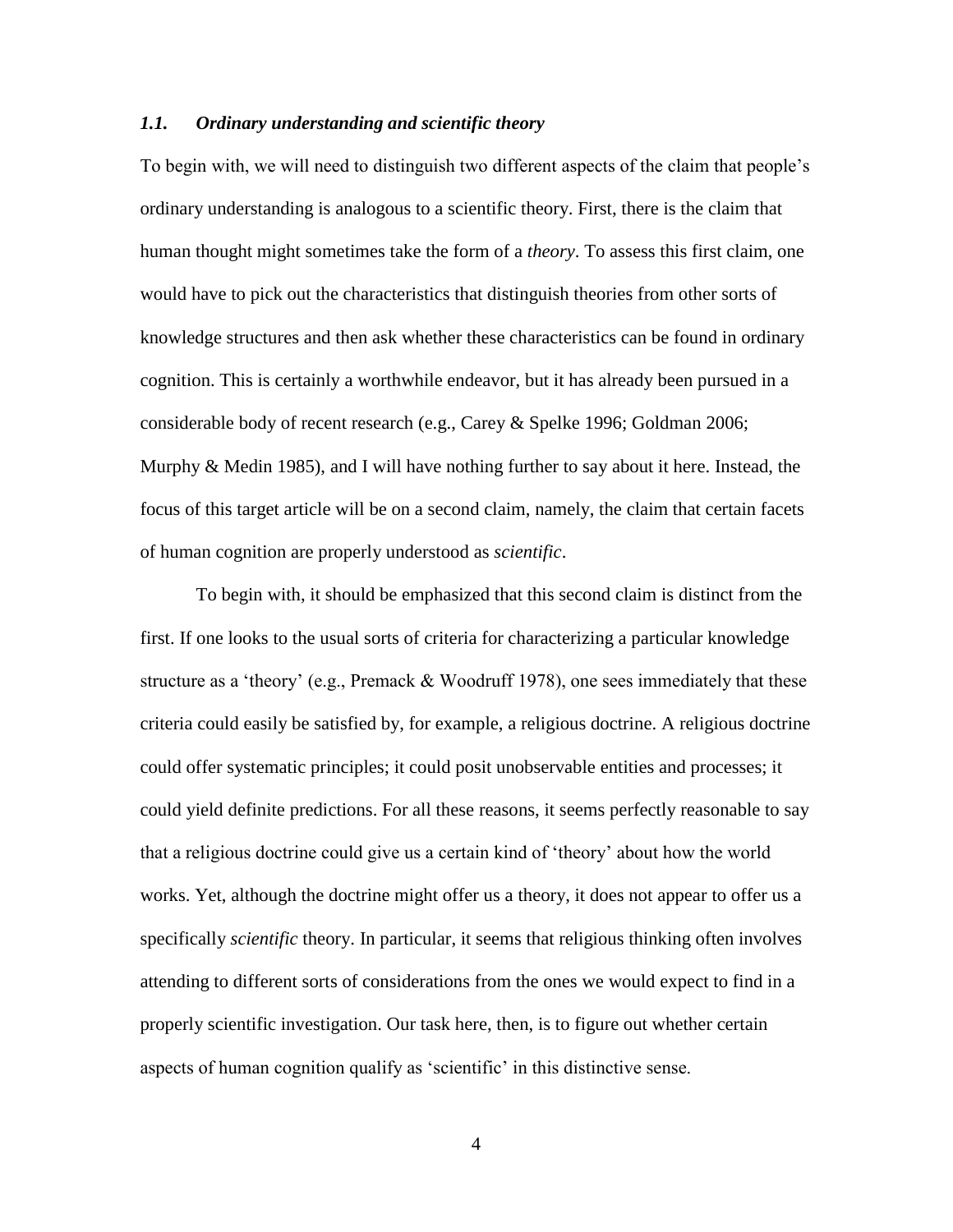### *1.1. Ordinary understanding and scientific theory*

To begin with, we will need to distinguish two different aspects of the claim that people's ordinary understanding is analogous to a scientific theory. First, there is the claim that human thought might sometimes take the form of a *theory*. To assess this first claim, one would have to pick out the characteristics that distinguish theories from other sorts of knowledge structures and then ask whether these characteristics can be found in ordinary cognition. This is certainly a worthwhile endeavor, but it has already been pursued in a considerable body of recent research (e.g., Carey & Spelke 1996; Goldman 2006; Murphy & Medin 1985), and I will have nothing further to say about it here. Instead, the focus of this target article will be on a second claim, namely, the claim that certain facets of human cognition are properly understood as *scientific*.

To begin with, it should be emphasized that this second claim is distinct from the first. If one looks to the usual sorts of criteria for characterizing a particular knowledge structure as a 'theory' (e.g., Premack & Woodruff 1978), one sees immediately that these criteria could easily be satisfied by, for example, a religious doctrine. A religious doctrine could offer systematic principles; it could posit unobservable entities and processes; it could yield definite predictions. For all these reasons, it seems perfectly reasonable to say that a religious doctrine could give us a certain kind of 'theory' about how the world works. Yet, although the doctrine might offer us a theory, it does not appear to offer us a specifically *scientific* theory. In particular, it seems that religious thinking often involves attending to different sorts of considerations from the ones we would expect to find in a properly scientific investigation. Our task here, then, is to figure out whether certain aspects of human cognition qualify as 'scientific' in this distinctive sense.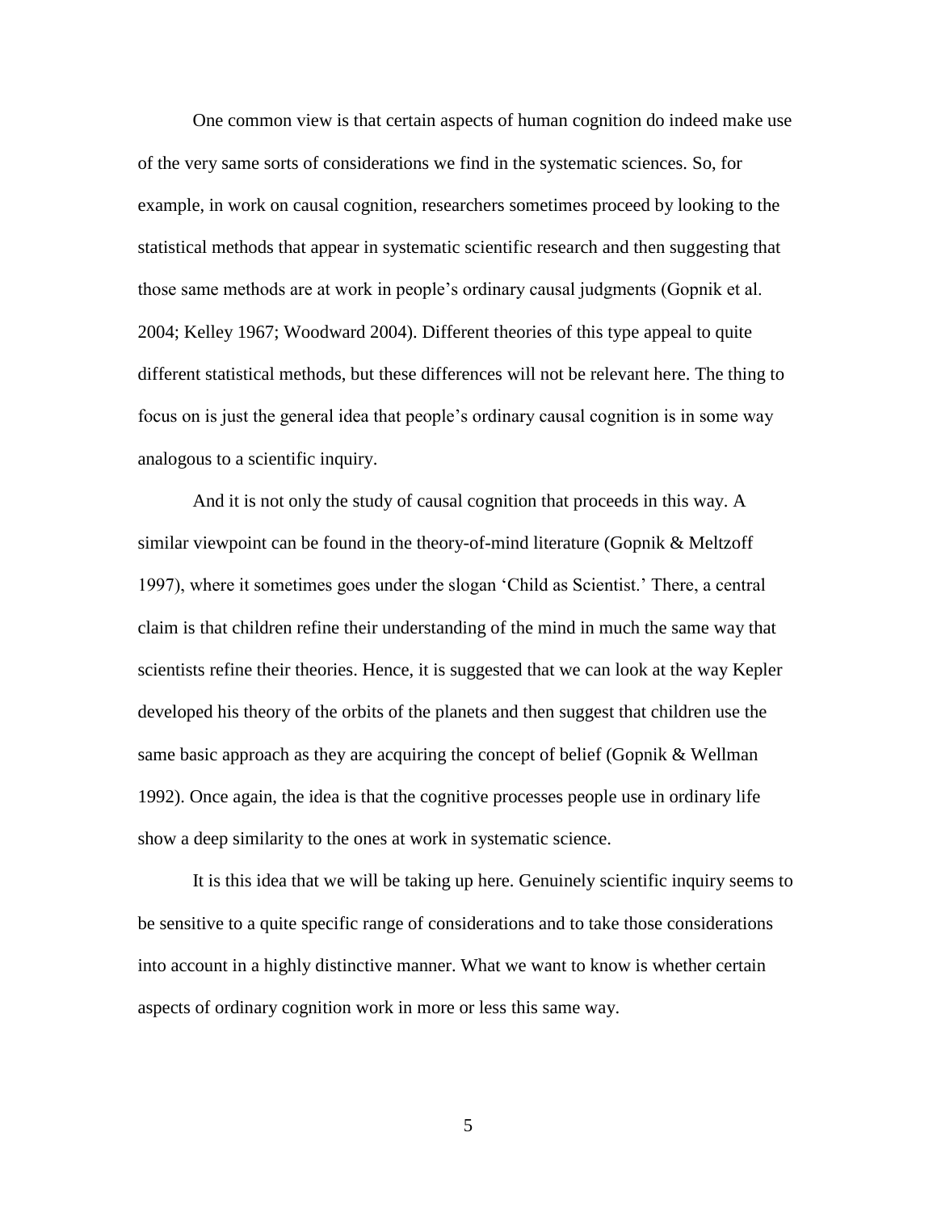One common view is that certain aspects of human cognition do indeed make use of the very same sorts of considerations we find in the systematic sciences. So, for example, in work on causal cognition, researchers sometimes proceed by looking to the statistical methods that appear in systematic scientific research and then suggesting that those same methods are at work in people's ordinary causal judgments (Gopnik et al. 2004; Kelley 1967; Woodward 2004). Different theories of this type appeal to quite different statistical methods, but these differences will not be relevant here. The thing to focus on is just the general idea that people's ordinary causal cognition is in some way analogous to a scientific inquiry.

And it is not only the study of causal cognition that proceeds in this way. A similar viewpoint can be found in the theory-of-mind literature (Gopnik & Meltzoff 1997), where it sometimes goes under the slogan 'Child as Scientist.' There, a central claim is that children refine their understanding of the mind in much the same way that scientists refine their theories. Hence, it is suggested that we can look at the way Kepler developed his theory of the orbits of the planets and then suggest that children use the same basic approach as they are acquiring the concept of belief (Gopnik & Wellman 1992). Once again, the idea is that the cognitive processes people use in ordinary life show a deep similarity to the ones at work in systematic science.

It is this idea that we will be taking up here. Genuinely scientific inquiry seems to be sensitive to a quite specific range of considerations and to take those considerations into account in a highly distinctive manner. What we want to know is whether certain aspects of ordinary cognition work in more or less this same way.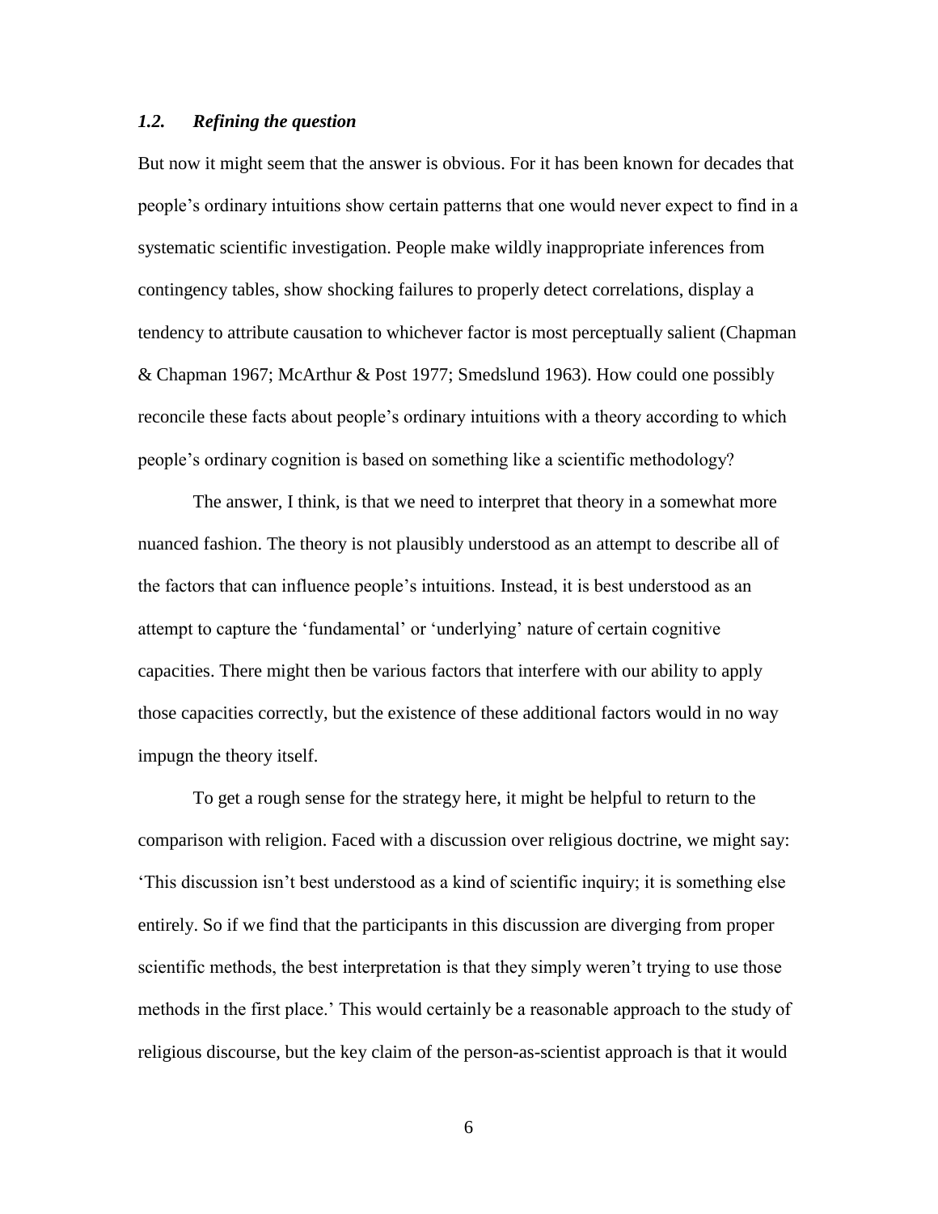### *1.2. Refining the question*

But now it might seem that the answer is obvious. For it has been known for decades that people's ordinary intuitions show certain patterns that one would never expect to find in a systematic scientific investigation. People make wildly inappropriate inferences from contingency tables, show shocking failures to properly detect correlations, display a tendency to attribute causation to whichever factor is most perceptually salient (Chapman & Chapman 1967; McArthur & Post 1977; Smedslund 1963). How could one possibly reconcile these facts about people's ordinary intuitions with a theory according to which people's ordinary cognition is based on something like a scientific methodology?

The answer, I think, is that we need to interpret that theory in a somewhat more nuanced fashion. The theory is not plausibly understood as an attempt to describe all of the factors that can influence people's intuitions. Instead, it is best understood as an attempt to capture the 'fundamental' or 'underlying' nature of certain cognitive capacities. There might then be various factors that interfere with our ability to apply those capacities correctly, but the existence of these additional factors would in no way impugn the theory itself.

To get a rough sense for the strategy here, it might be helpful to return to the comparison with religion. Faced with a discussion over religious doctrine, we might say: 'This discussion isn't best understood as a kind of scientific inquiry; it is something else entirely. So if we find that the participants in this discussion are diverging from proper scientific methods, the best interpretation is that they simply weren't trying to use those methods in the first place.' This would certainly be a reasonable approach to the study of religious discourse, but the key claim of the person-as-scientist approach is that it would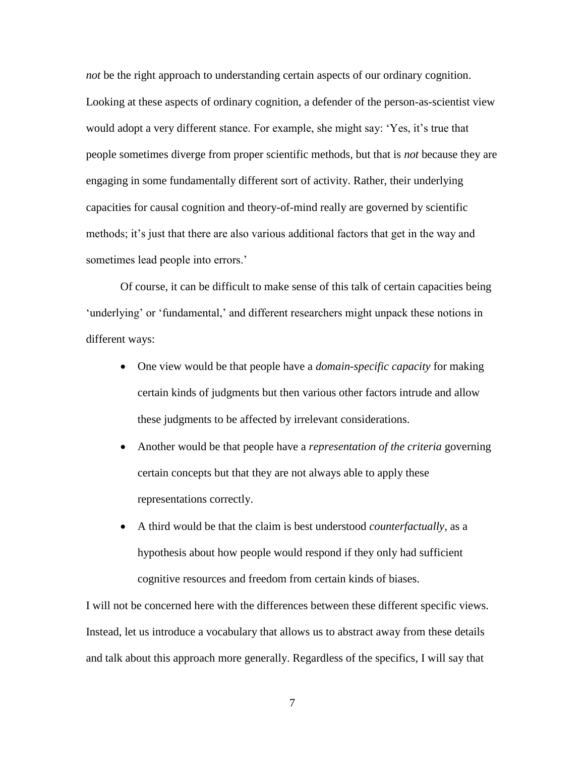*not* be the right approach to understanding certain aspects of our ordinary cognition. Looking at these aspects of ordinary cognition, a defender of the person-as-scientist view would adopt a very different stance. For example, she might say: 'Yes, it's true that people sometimes diverge from proper scientific methods, but that is *not* because they are engaging in some fundamentally different sort of activity. Rather, their underlying capacities for causal cognition and theory-of-mind really are governed by scientific methods; it's just that there are also various additional factors that get in the way and sometimes lead people into errors.'

Of course, it can be difficult to make sense of this talk of certain capacities being 'underlying' or 'fundamental,' and different researchers might unpack these notions in different ways:

- One view would be that people have a *domain-specific capacity* for making certain kinds of judgments but then various other factors intrude and allow these judgments to be affected by irrelevant considerations.
- Another would be that people have a *representation of the criteria* governing certain concepts but that they are not always able to apply these representations correctly.
- A third would be that the claim is best understood *counterfactually*, as a hypothesis about how people would respond if they only had sufficient cognitive resources and freedom from certain kinds of biases.

I will not be concerned here with the differences between these different specific views. Instead, let us introduce a vocabulary that allows us to abstract away from these details and talk about this approach more generally. Regardless of the specifics, I will say that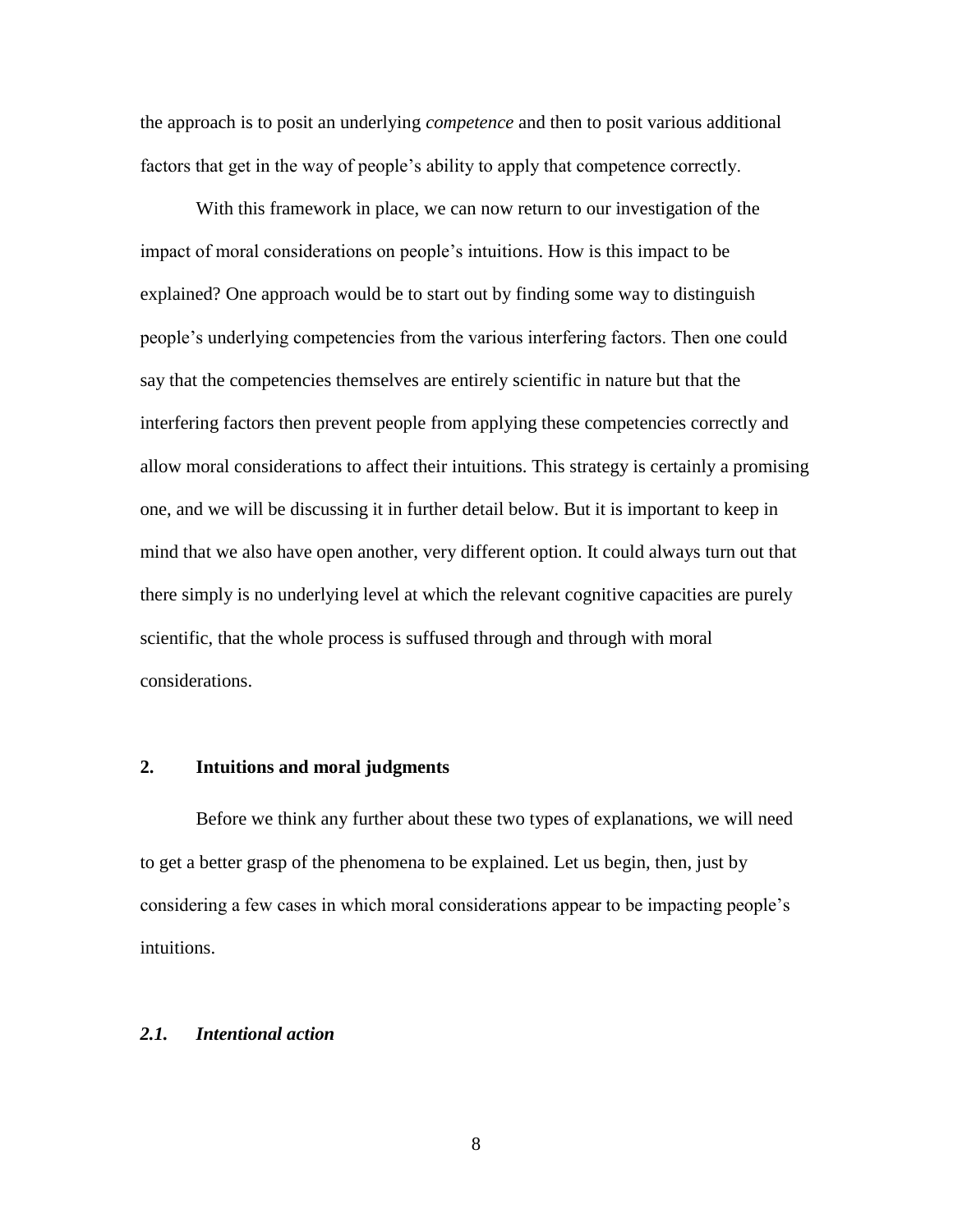the approach is to posit an underlying *competence* and then to posit various additional factors that get in the way of people's ability to apply that competence correctly.

With this framework in place, we can now return to our investigation of the impact of moral considerations on people's intuitions. How is this impact to be explained? One approach would be to start out by finding some way to distinguish people's underlying competencies from the various interfering factors. Then one could say that the competencies themselves are entirely scientific in nature but that the interfering factors then prevent people from applying these competencies correctly and allow moral considerations to affect their intuitions. This strategy is certainly a promising one, and we will be discussing it in further detail below. But it is important to keep in mind that we also have open another, very different option. It could always turn out that there simply is no underlying level at which the relevant cognitive capacities are purely scientific, that the whole process is suffused through and through with moral considerations.

## 2. Intuitions and moral judgments

Before we think any further about these two types of explanations, we will need to get a better grasp of the phenomena to be explained. Let us begin, then, just by considering a few cases in which moral considerations appear to be impacting people's intuitions.

### *2.1. Intentional action*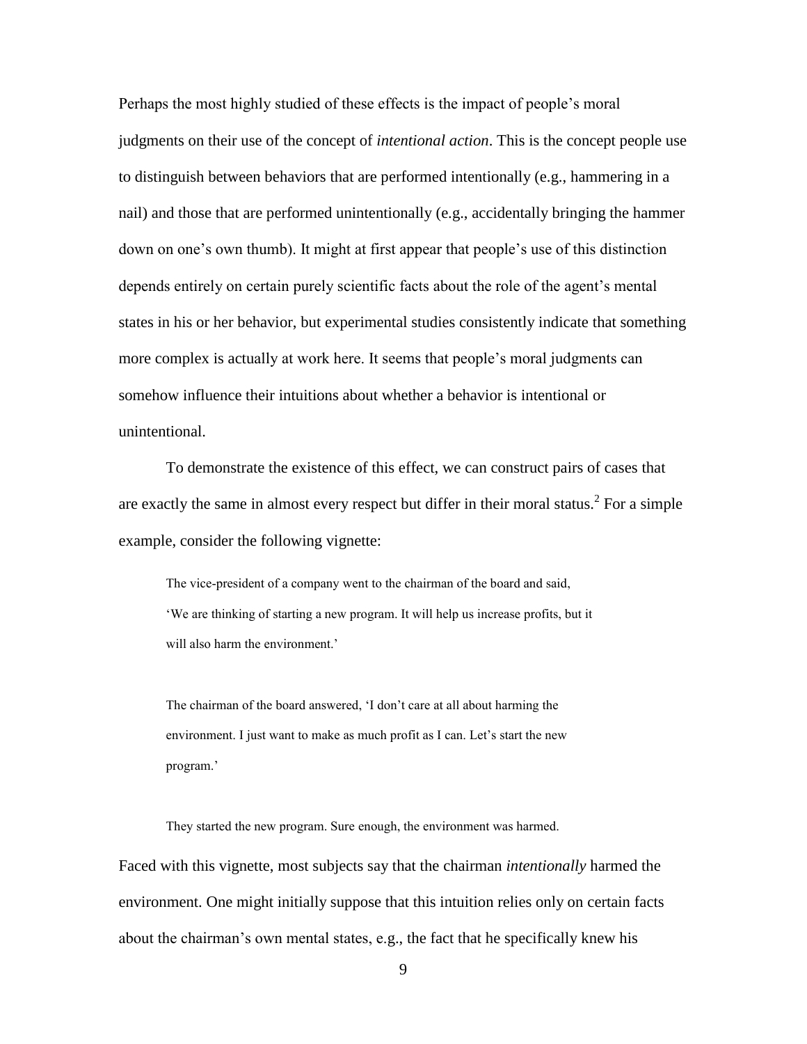Perhaps the most highly studied of these effects is the impact of people's moral judgments on their use of the concept of *intentional action*. This is the concept people use to distinguish between behaviors that are performed intentionally (e.g., hammering in a nail) and those that are performed unintentionally (e.g., accidentally bringing the hammer down on one's own thumb). It might at first appear that people's use of this distinction depends entirely on certain purely scientific facts about the role of the agent's mental states in his or her behavior, but experimental studies consistently indicate that something more complex is actually at work here. It seems that people's moral judgments can somehow influence their intuitions about whether a behavior is intentional or unintentional.

To demonstrate the existence of this effect, we can construct pairs of cases that are exactly the same in almost every respect but differ in their moral status.[2] For a simple example, consider the following vignette:

> The vice-president of a company went to the chairman of the board and said, 'We are thinking of starting a new program. It will help us increase profits, but it will also harm the environment.'
>
> The chairman of the board answered, 'I don't care at all about harming the environment. I just want to make as much profit as I can. Let's start the new program.'
>
> They started the new program. Sure enough, the environment was harmed.

Faced with this vignette, most subjects say that the chairman *intentionally* harmed the environment. One might initially suppose that this intuition relies only on certain facts about the chairman's own mental states, e.g., the fact that he specifically knew his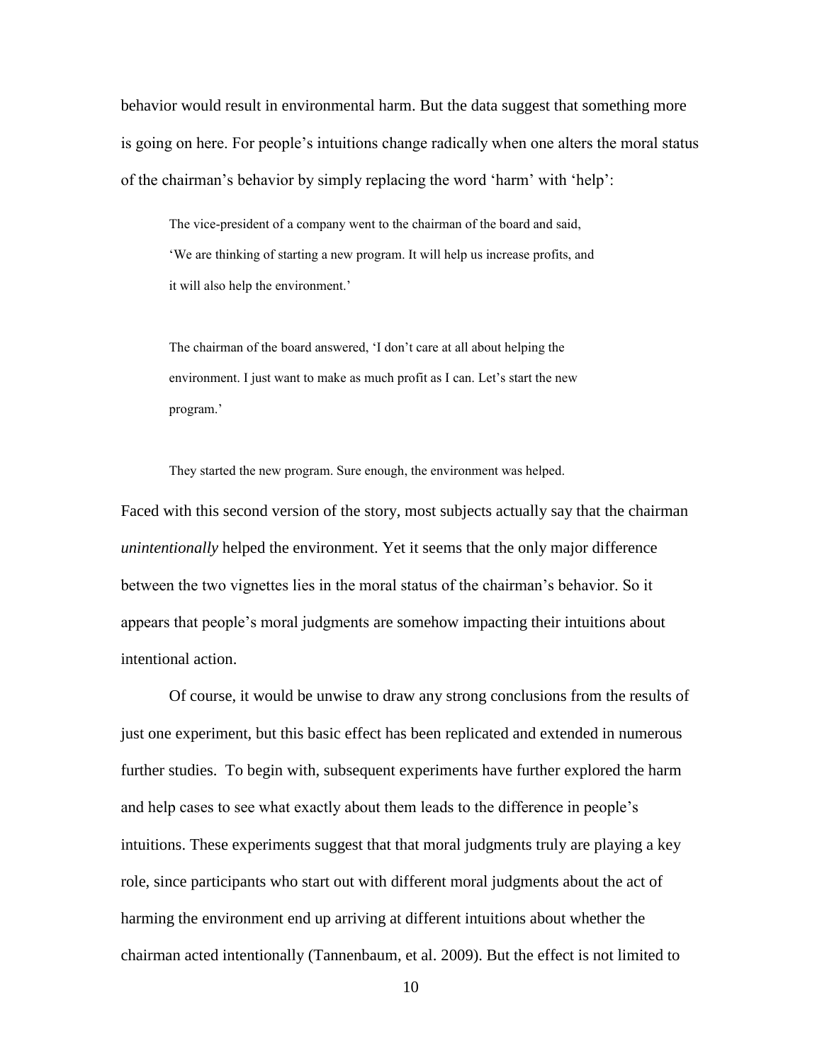behavior would result in environmental harm. But the data suggest that something more is going on here. For people's intuitions change radically when one alters the moral status of the chairman's behavior by simply replacing the word 'harm' with 'help':

> The vice-president of a company went to the chairman of the board and said, 'We are thinking of starting a new program. It will help us increase profits, and it will also help the environment.'
>
> The chairman of the board answered, 'I don't care at all about helping the environment. I just want to make as much profit as I can. Let's start the new program.'
>
> They started the new program. Sure enough, the environment was helped.

Faced with this second version of the story, most subjects actually say that the chairman *unintentionally* helped the environment. Yet it seems that the only major difference between the two vignettes lies in the moral status of the chairman's behavior. So it appears that people's moral judgments are somehow impacting their intuitions about intentional action.

Of course, it would be unwise to draw any strong conclusions from the results of just one experiment, but this basic effect has been replicated and extended in numerous further studies. To begin with, subsequent experiments have further explored the harm and help cases to see what exactly about them leads to the difference in people's intuitions. These experiments suggest that that moral judgments truly are playing a key role, since participants who start out with different moral judgments about the act of harming the environment end up arriving at different intuitions about whether the chairman acted intentionally (Tannenbaum, et al. 2009). But the effect is not limited to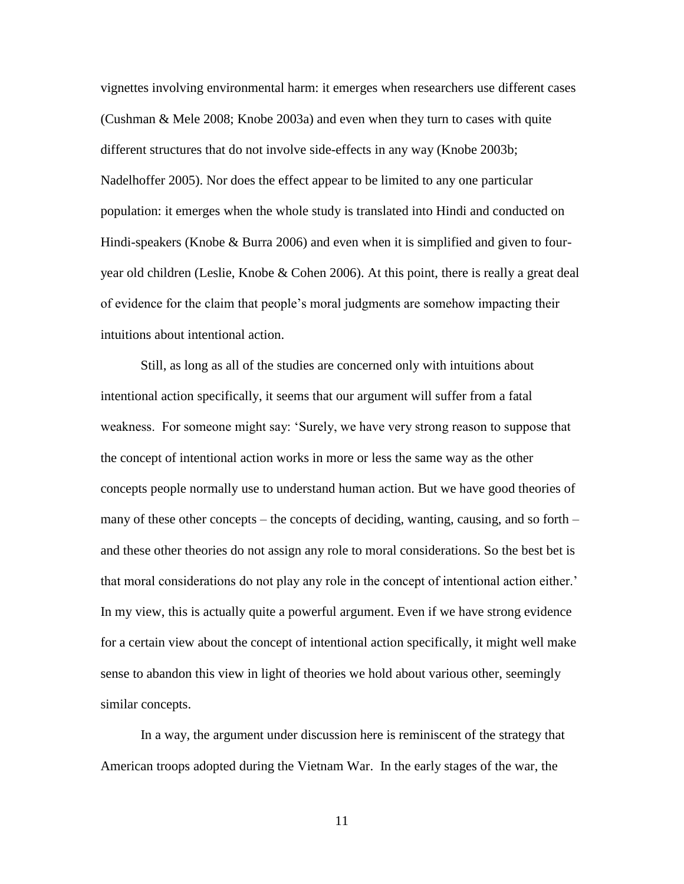vignettes involving environmental harm: it emerges when researchers use different cases (Cushman & Mele 2008; Knobe 2003a) and even when they turn to cases with quite different structures that do not involve side-effects in any way (Knobe 2003b; Nadelhoffer 2005). Nor does the effect appear to be limited to any one particular population: it emerges when the whole study is translated into Hindi and conducted on Hindi-speakers (Knobe & Burra 2006) and even when it is simplified and given to four-year old children (Leslie, Knobe & Cohen 2006). At this point, there is really a great deal of evidence for the claim that people's moral judgments are somehow impacting their intuitions about intentional action.

Still, as long as all of the studies are concerned only with intuitions about intentional action specifically, it seems that our argument will suffer from a fatal weakness. For someone might say: 'Surely, we have very strong reason to suppose that the concept of intentional action works in more or less the same way as the other concepts people normally use to understand human action. But we have good theories of many of these other concepts – the concepts of deciding, wanting, causing, and so forth – and these other theories do not assign any role to moral considerations. So the best bet is that moral considerations do not play any role in the concept of intentional action either.' In my view, this is actually quite a powerful argument. Even if we have strong evidence for a certain view about the concept of intentional action specifically, it might well make sense to abandon this view in light of theories we hold about various other, seemingly similar concepts.

In a way, the argument under discussion here is reminiscent of the strategy that American troops adopted during the Vietnam War. In the early stages of the war, the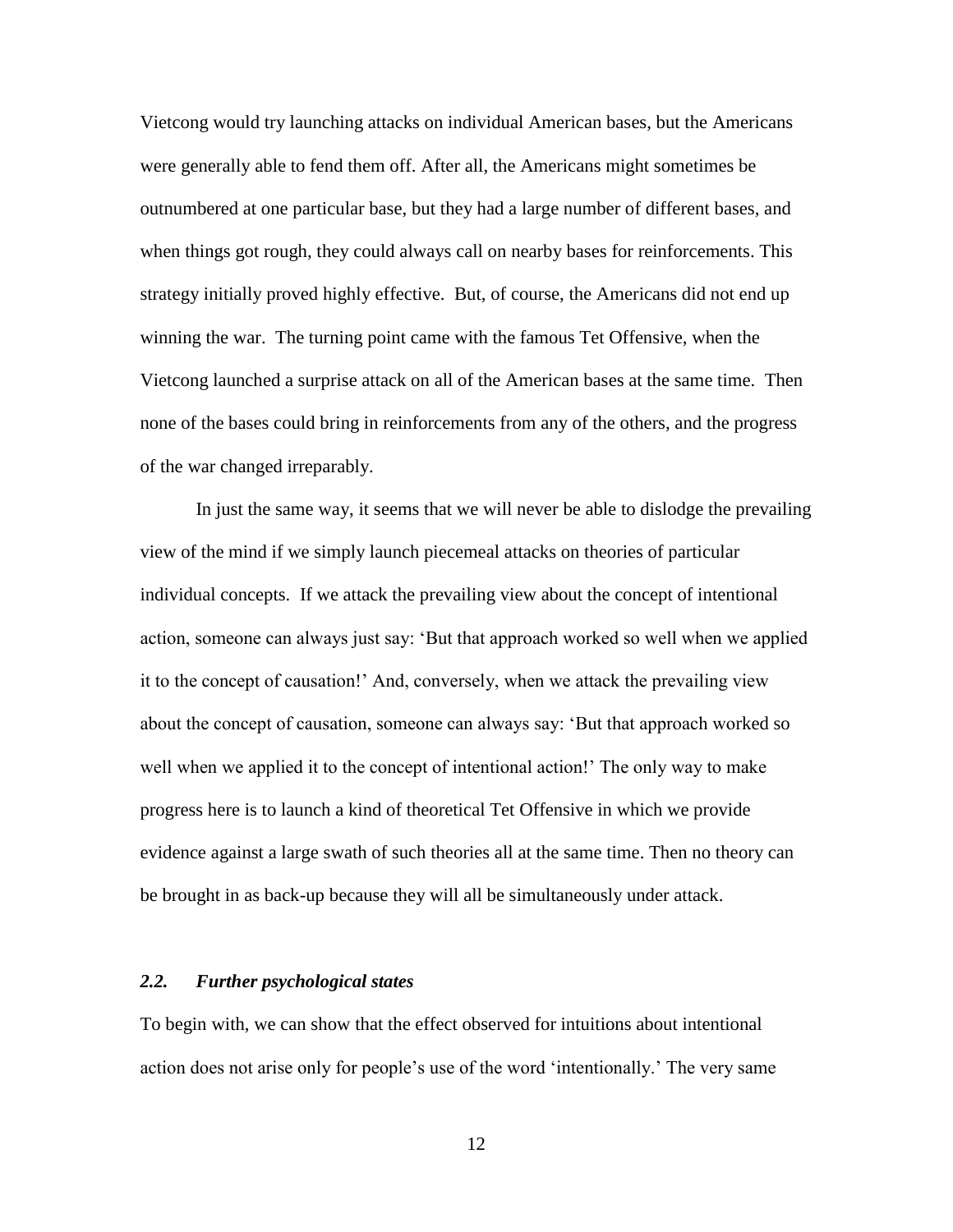Vietcong would try launching attacks on individual American bases, but the Americans were generally able to fend them off. After all, the Americans might sometimes be outnumbered at one particular base, but they had a large number of different bases, and when things got rough, they could always call on nearby bases for reinforcements. This strategy initially proved highly effective. But, of course, the Americans did not end up winning the war. The turning point came with the famous Tet Offensive, when the Vietcong launched a surprise attack on all of the American bases at the same time. Then none of the bases could bring in reinforcements from any of the others, and the progress of the war changed irreparably.

In just the same way, it seems that we will never be able to dislodge the prevailing view of the mind if we simply launch piecemeal attacks on theories of particular individual concepts. If we attack the prevailing view about the concept of intentional action, someone can always just say: 'But that approach worked so well when we applied it to the concept of causation!' And, conversely, when we attack the prevailing view about the concept of causation, someone can always say: 'But that approach worked so well when we applied it to the concept of intentional action!' The only way to make progress here is to launch a kind of theoretical Tet Offensive in which we provide evidence against a large swath of such theories all at the same time. Then no theory can be brought in as back-up because they will all be simultaneously under attack.

### *2.2. Further psychological states*

To begin with, we can show that the effect observed for intuitions about intentional action does not arise only for people's use of the word 'intentionally.' The very same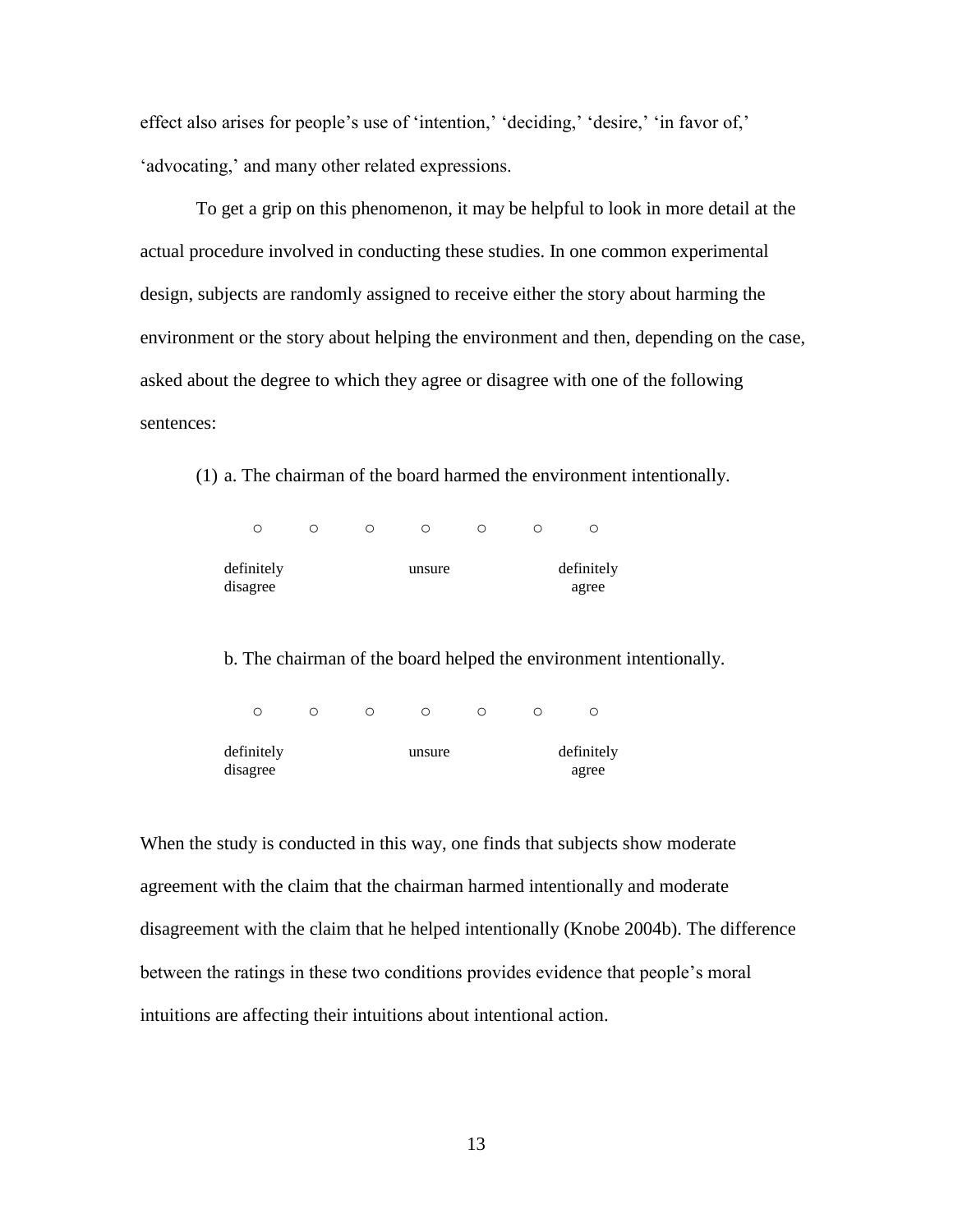effect also arises for people's use of 'intention,' 'deciding,' 'desire,' 'in favor of,' 'advocating,' and many other related expressions.

To get a grip on this phenomenon, it may be helpful to look in more detail at the actual procedure involved in conducting these studies. In one common experimental design, subjects are randomly assigned to receive either the story about harming the environment or the story about helping the environment and then, depending on the case, asked about the degree to which they agree or disagree with one of the following sentences:

(1) a. The chairman of the board harmed the environment intentionally.

○ ○ ○ ○ ○ ○ ○

definitely disagree — unsure — definitely agree

b. The chairman of the board helped the environment intentionally.

○ ○ ○ ○ ○ ○ ○

definitely disagree — unsure — definitely agree

When the study is conducted in this way, one finds that subjects show moderate agreement with the claim that the chairman harmed intentionally and moderate disagreement with the claim that he helped intentionally (Knobe 2004b). The difference between the ratings in these two conditions provides evidence that people's moral intuitions are affecting their intuitions about intentional action.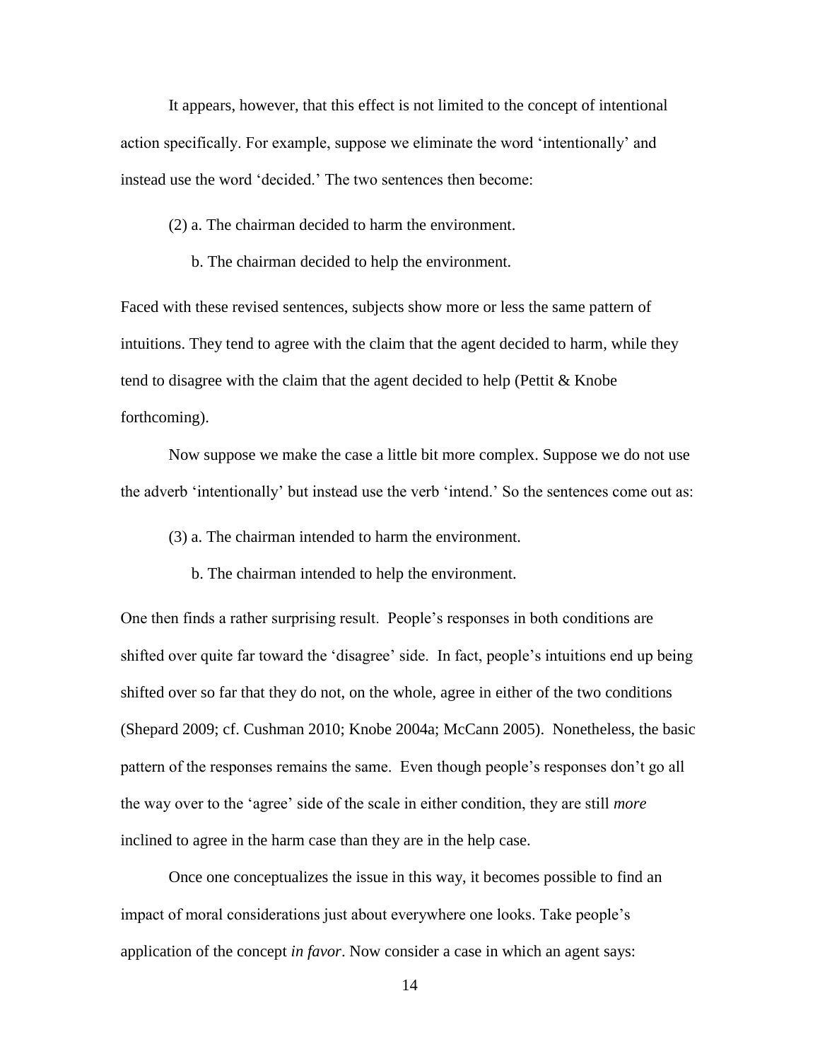It appears, however, that this effect is not limited to the concept of intentional action specifically. For example, suppose we eliminate the word 'intentionally' and instead use the word 'decided.' The two sentences then become:

(2) a. The chairman decided to harm the environment.

b. The chairman decided to help the environment.

Faced with these revised sentences, subjects show more or less the same pattern of intuitions. They tend to agree with the claim that the agent decided to harm, while they tend to disagree with the claim that the agent decided to help (Pettit & Knobe forthcoming).

Now suppose we make the case a little bit more complex. Suppose we do not use the adverb 'intentionally' but instead use the verb 'intend.' So the sentences come out as:

(3) a. The chairman intended to harm the environment.

b. The chairman intended to help the environment.

One then finds a rather surprising result. People's responses in both conditions are shifted over quite far toward the 'disagree' side. In fact, people's intuitions end up being shifted over so far that they do not, on the whole, agree in either of the two conditions (Shepard 2009; cf. Cushman 2010; Knobe 2004a; McCann 2005). Nonetheless, the basic pattern of the responses remains the same. Even though people's responses don't go all the way over to the 'agree' side of the scale in either condition, they are still *more* inclined to agree in the harm case than they are in the help case.

Once one conceptualizes the issue in this way, it becomes possible to find an impact of moral considerations just about everywhere one looks. Take people's application of the concept *in favor*. Now consider a case in which an agent says: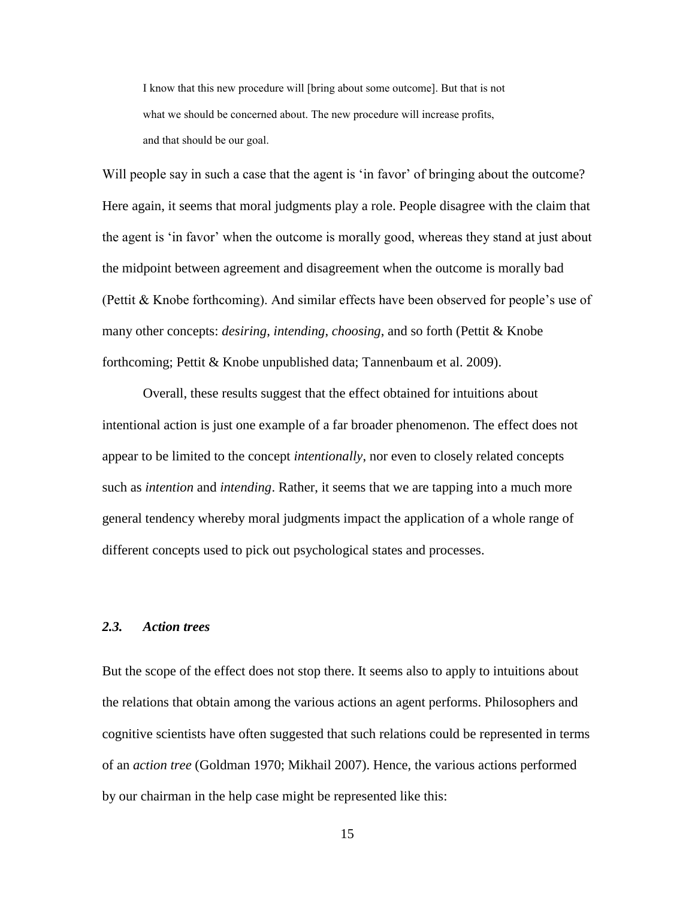> I know that this new procedure will [bring about some outcome]. But that is not what we should be concerned about. The new procedure will increase profits, and that should be our goal.

Will people say in such a case that the agent is 'in favor' of bringing about the outcome? Here again, it seems that moral judgments play a role. People disagree with the claim that the agent is 'in favor' when the outcome is morally good, whereas they stand at just about the midpoint between agreement and disagreement when the outcome is morally bad (Pettit & Knobe forthcoming). And similar effects have been observed for people's use of many other concepts: *desiring*, *intending*, *choosing*, and so forth (Pettit & Knobe forthcoming; Pettit & Knobe unpublished data; Tannenbaum et al. 2009).

Overall, these results suggest that the effect obtained for intuitions about intentional action is just one example of a far broader phenomenon. The effect does not appear to be limited to the concept *intentionally*, nor even to closely related concepts such as *intention* and *intending*. Rather, it seems that we are tapping into a much more general tendency whereby moral judgments impact the application of a whole range of different concepts used to pick out psychological states and processes.

### *2.3. Action trees*

But the scope of the effect does not stop there. It seems also to apply to intuitions about the relations that obtain among the various actions an agent performs. Philosophers and cognitive scientists have often suggested that such relations could be represented in terms of an *action tree* (Goldman 1970; Mikhail 2007). Hence, the various actions performed by our chairman in the help case might be represented like this: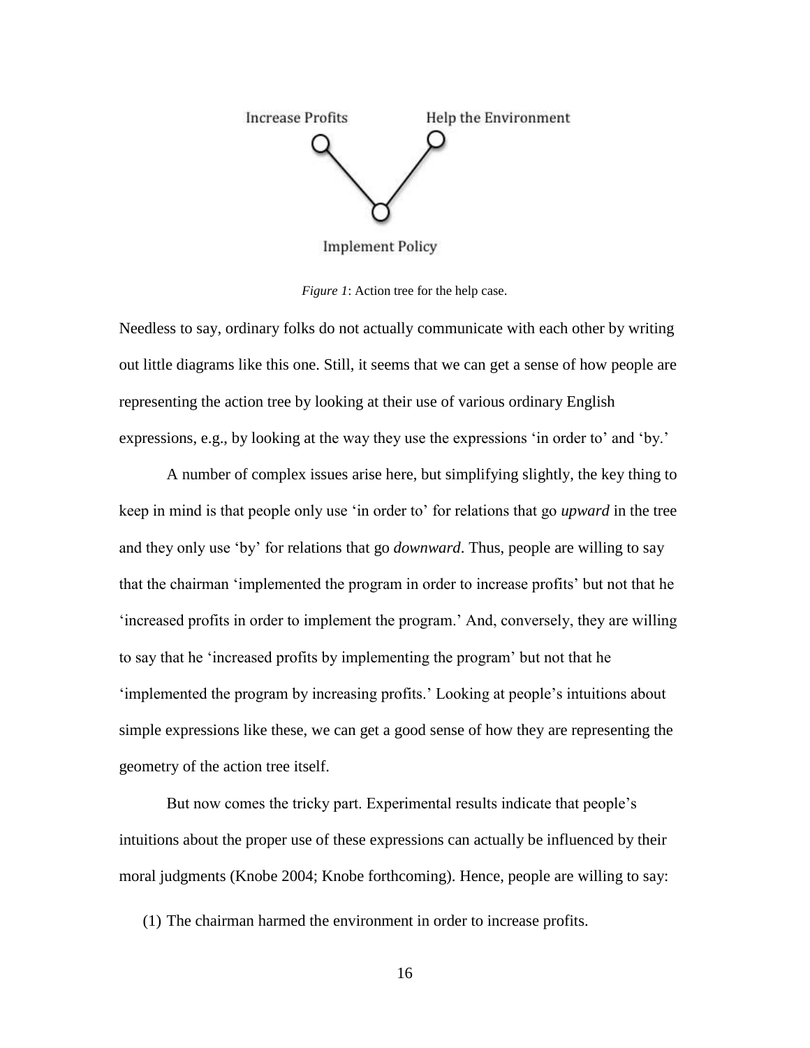*Figure 1*: Action tree for the help case.

Needless to say, ordinary folks do not actually communicate with each other by writing out little diagrams like this one. Still, it seems that we can get a sense of how people are representing the action tree by looking at their use of various ordinary English expressions, e.g., by looking at the way they use the expressions 'in order to' and 'by.'

A number of complex issues arise here, but simplifying slightly, the key thing to keep in mind is that people only use 'in order to' for relations that go *upward* in the tree and they only use 'by' for relations that go *downward*. Thus, people are willing to say that the chairman 'implemented the program in order to increase profits' but not that he 'increased profits in order to implement the program.' And, conversely, they are willing to say that he 'increased profits by implementing the program' but not that he 'implemented the program by increasing profits.' Looking at people's intuitions about simple expressions like these, we can get a good sense of how they are representing the geometry of the action tree itself.

But now comes the tricky part. Experimental results indicate that people's intuitions about the proper use of these expressions can actually be influenced by their moral judgments (Knobe 2004; Knobe forthcoming). Hence, people are willing to say:

(1) The chairman harmed the environment in order to increase profits.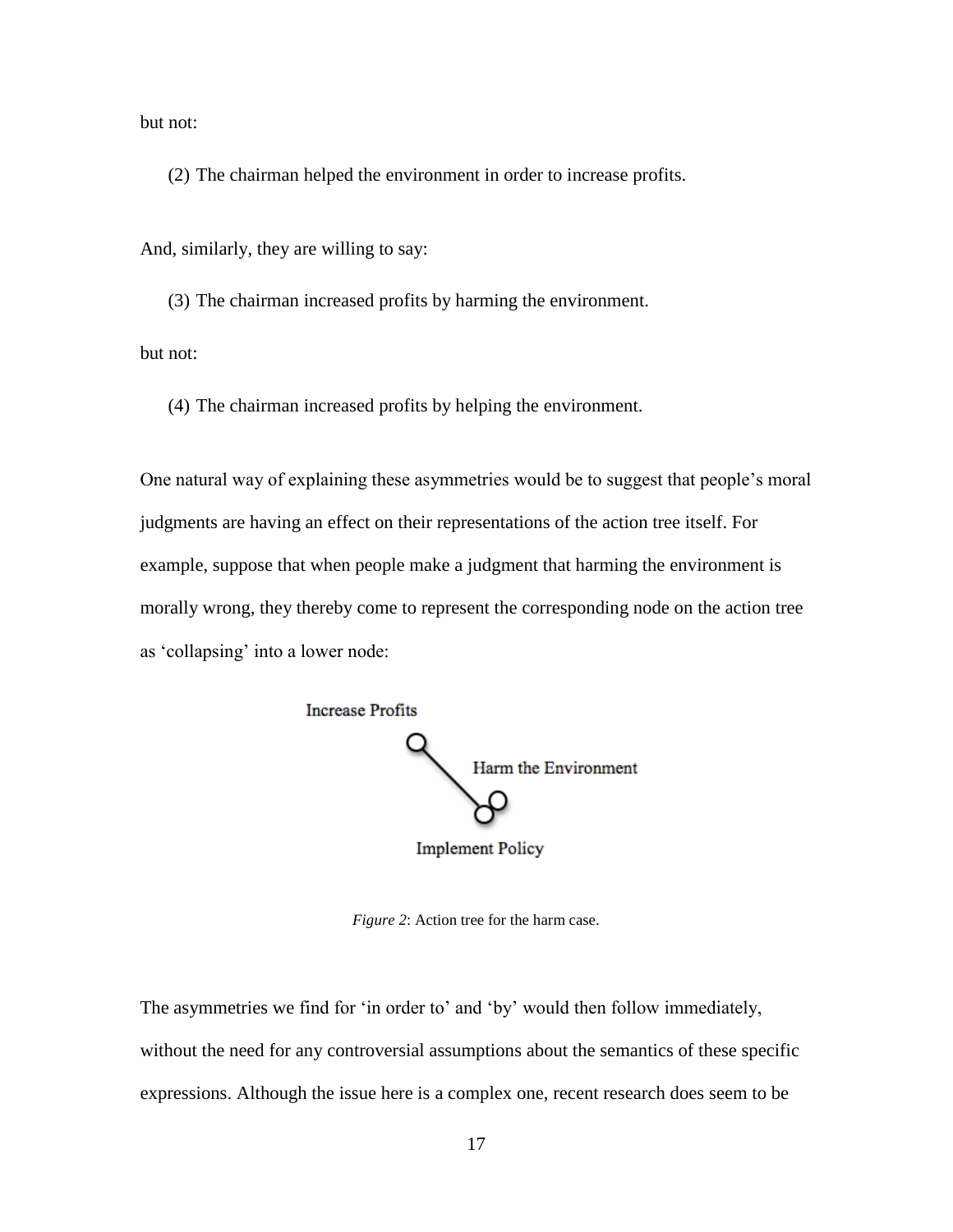but not:

(2) The chairman helped the environment in order to increase profits.

And, similarly, they are willing to say:

(3) The chairman increased profits by harming the environment.

but not:

(4) The chairman increased profits by helping the environment.

One natural way of explaining these asymmetries would be to suggest that people's moral judgments are having an effect on their representations of the action tree itself. For example, suppose that when people make a judgment that harming the environment is morally wrong, they thereby come to represent the corresponding node on the action tree as 'collapsing' into a lower node:

Increase Profits

Harm the Environment

Implement Policy

*Figure 2*: Action tree for the harm case.

The asymmetries we find for 'in order to' and 'by' would then follow immediately, without the need for any controversial assumptions about the semantics of these specific expressions. Although the issue here is a complex one, recent research does seem to be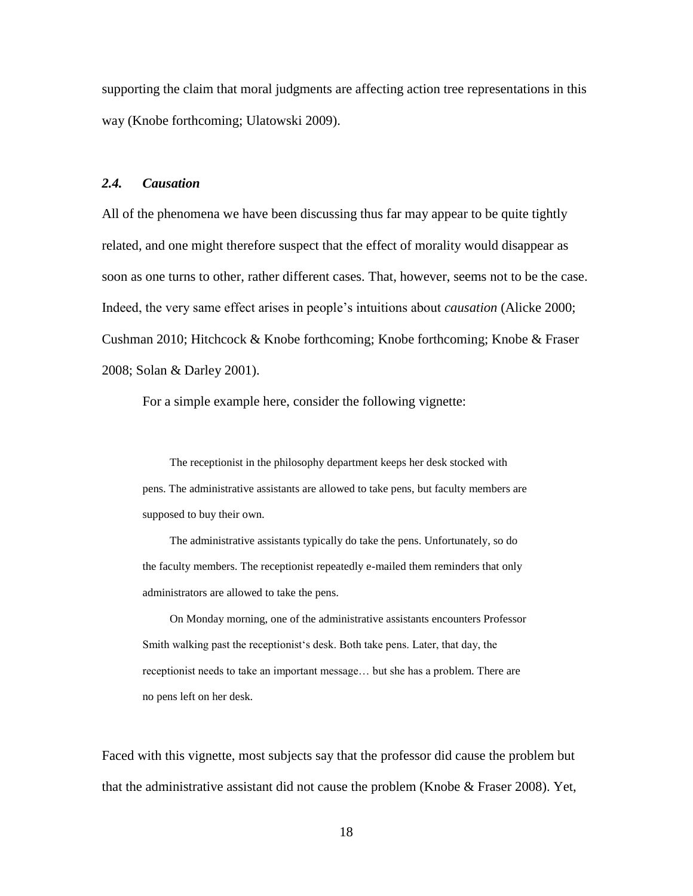supporting the claim that moral judgments are affecting action tree representations in this way (Knobe forthcoming; Ulatowski 2009).

### *2.4. Causation*

All of the phenomena we have been discussing thus far may appear to be quite tightly related, and one might therefore suspect that the effect of morality would disappear as soon as one turns to other, rather different cases. That, however, seems not to be the case. Indeed, the very same effect arises in people's intuitions about *causation* (Alicke 2000; Cushman 2010; Hitchcock & Knobe forthcoming; Knobe forthcoming; Knobe & Fraser 2008; Solan & Darley 2001).

For a simple example here, consider the following vignette:

> The receptionist in the philosophy department keeps her desk stocked with pens. The administrative assistants are allowed to take pens, but faculty members are supposed to buy their own.
>
> The administrative assistants typically do take the pens. Unfortunately, so do the faculty members. The receptionist repeatedly e-mailed them reminders that only administrators are allowed to take the pens.
>
> On Monday morning, one of the administrative assistants encounters Professor Smith walking past the receptionist's desk. Both take pens. Later, that day, the receptionist needs to take an important message… but she has a problem. There are no pens left on her desk.

Faced with this vignette, most subjects say that the professor did cause the problem but that the administrative assistant did not cause the problem (Knobe & Fraser 2008). Yet,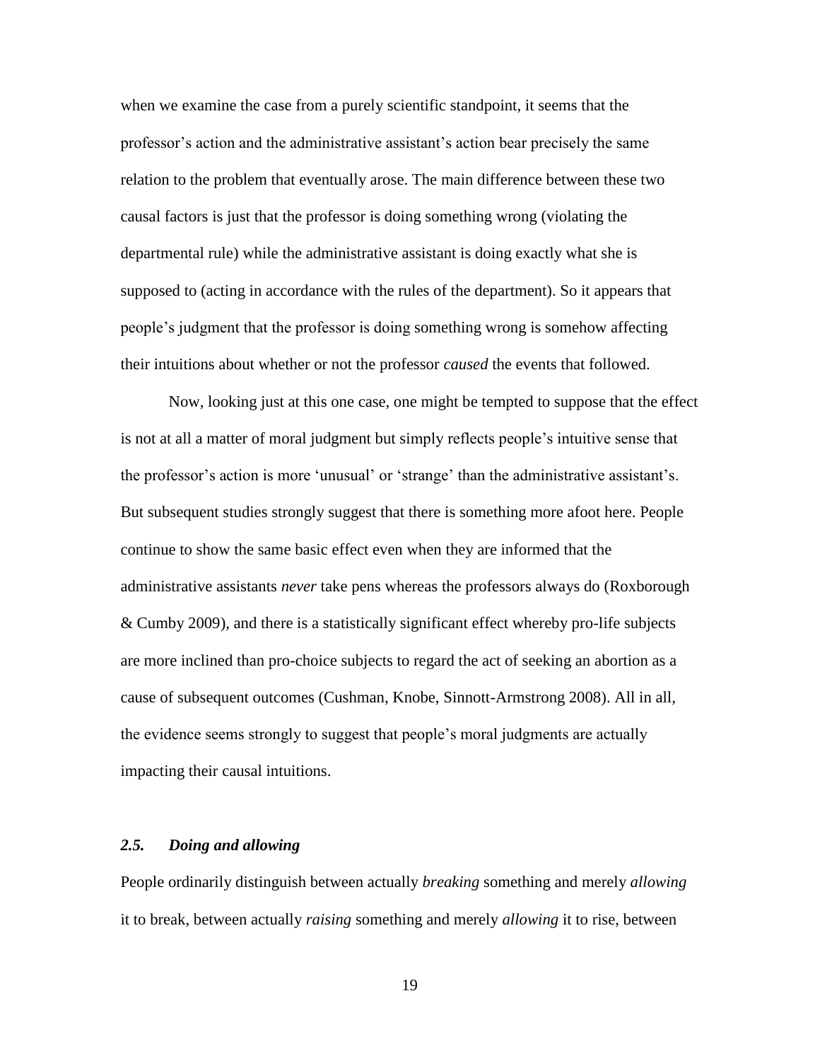when we examine the case from a purely scientific standpoint, it seems that the professor's action and the administrative assistant's action bear precisely the same relation to the problem that eventually arose. The main difference between these two causal factors is just that the professor is doing something wrong (violating the departmental rule) while the administrative assistant is doing exactly what she is supposed to (acting in accordance with the rules of the department). So it appears that people's judgment that the professor is doing something wrong is somehow affecting their intuitions about whether or not the professor *caused* the events that followed.

Now, looking just at this one case, one might be tempted to suppose that the effect is not at all a matter of moral judgment but simply reflects people's intuitive sense that the professor's action is more 'unusual' or 'strange' than the administrative assistant's. But subsequent studies strongly suggest that there is something more afoot here. People continue to show the same basic effect even when they are informed that the administrative assistants *never* take pens whereas the professors always do (Roxborough & Cumby 2009), and there is a statistically significant effect whereby pro-life subjects are more inclined than pro-choice subjects to regard the act of seeking an abortion as a cause of subsequent outcomes (Cushman, Knobe, Sinnott-Armstrong 2008). All in all, the evidence seems strongly to suggest that people's moral judgments are actually impacting their causal intuitions.

### *2.5. Doing and allowing*

People ordinarily distinguish between actually *breaking* something and merely *allowing* it to break, between actually *raising* something and merely *allowing* it to rise, between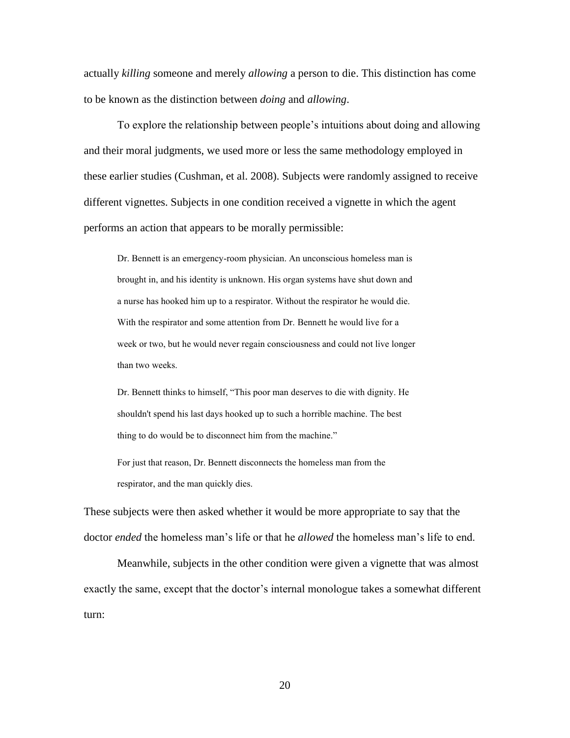actually *killing* someone and merely *allowing* a person to die. This distinction has come to be known as the distinction between *doing* and *allowing*.

To explore the relationship between people's intuitions about doing and allowing and their moral judgments, we used more or less the same methodology employed in these earlier studies (Cushman, et al. 2008). Subjects were randomly assigned to receive different vignettes. Subjects in one condition received a vignette in which the agent performs an action that appears to be morally permissible:

> Dr. Bennett is an emergency-room physician. An unconscious homeless man is brought in, and his identity is unknown. His organ systems have shut down and a nurse has hooked him up to a respirator. Without the respirator he would die. With the respirator and some attention from Dr. Bennett he would live for a week or two, but he would never regain consciousness and could not live longer than two weeks.
>
> Dr. Bennett thinks to himself, "This poor man deserves to die with dignity. He shouldn't spend his last days hooked up to such a horrible machine. The best thing to do would be to disconnect him from the machine."
>
> For just that reason, Dr. Bennett disconnects the homeless man from the respirator, and the man quickly dies.

These subjects were then asked whether it would be more appropriate to say that the doctor *ended* the homeless man's life or that he *allowed* the homeless man's life to end.

Meanwhile, subjects in the other condition were given a vignette that was almost exactly the same, except that the doctor's internal monologue takes a somewhat different turn: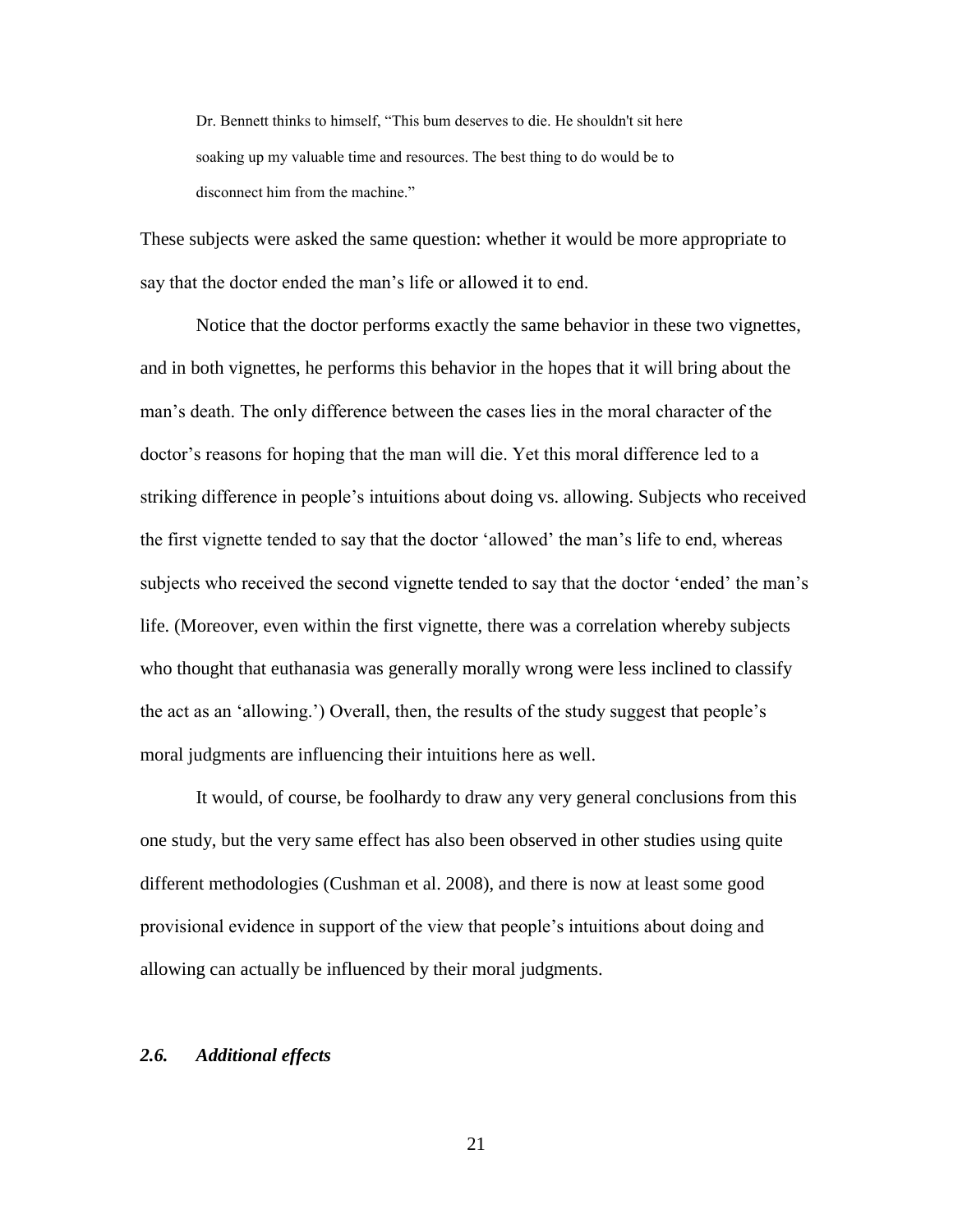> Dr. Bennett thinks to himself, “This bum deserves to die. He shouldn't sit here soaking up my valuable time and resources. The best thing to do would be to disconnect him from the machine.”

These subjects were asked the same question: whether it would be more appropriate to say that the doctor ended the man’s life or allowed it to end.

Notice that the doctor performs exactly the same behavior in these two vignettes, and in both vignettes, he performs this behavior in the hopes that it will bring about the man’s death. The only difference between the cases lies in the moral character of the doctor’s reasons for hoping that the man will die. Yet this moral difference led to a striking difference in people’s intuitions about doing vs. allowing. Subjects who received the first vignette tended to say that the doctor ‘allowed’ the man’s life to end, whereas subjects who received the second vignette tended to say that the doctor ‘ended’ the man’s life. (Moreover, even within the first vignette, there was a correlation whereby subjects who thought that euthanasia was generally morally wrong were less inclined to classify the act as an ‘allowing.’) Overall, then, the results of the study suggest that people’s moral judgments are influencing their intuitions here as well.

It would, of course, be foolhardy to draw any very general conclusions from this one study, but the very same effect has also been observed in other studies using quite different methodologies (Cushman et al. 2008), and there is now at least some good provisional evidence in support of the view that people’s intuitions about doing and allowing can actually be influenced by their moral judgments.

### *2.6. Additional effects*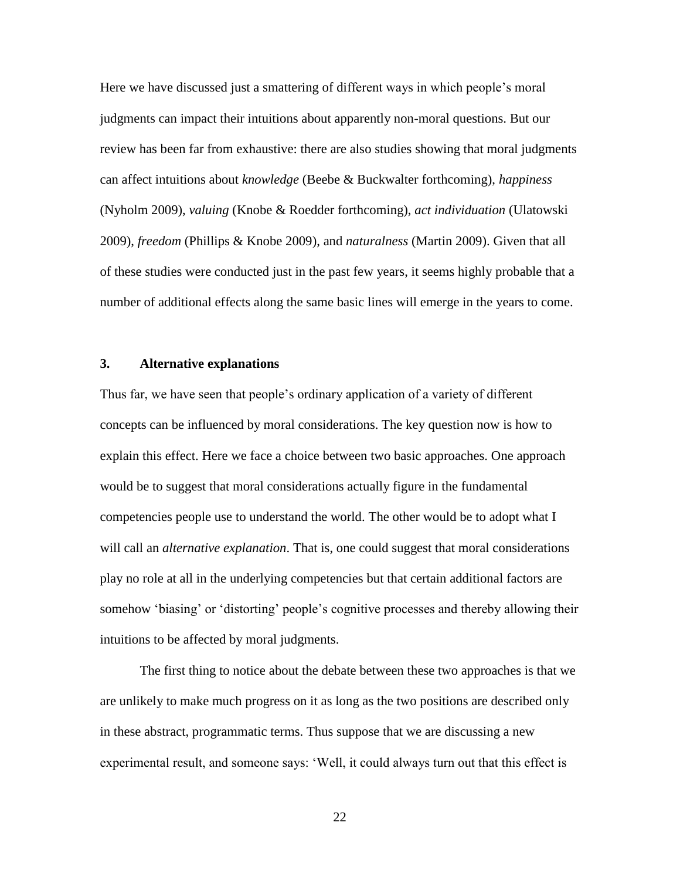Here we have discussed just a smattering of different ways in which people's moral judgments can impact their intuitions about apparently non-moral questions. But our review has been far from exhaustive: there are also studies showing that moral judgments can affect intuitions about *knowledge* (Beebe & Buckwalter forthcoming), *happiness* (Nyholm 2009), *valuing* (Knobe & Roedder forthcoming), *act individuation* (Ulatowski 2009), *freedom* (Phillips & Knobe 2009), and *naturalness* (Martin 2009). Given that all of these studies were conducted just in the past few years, it seems highly probable that a number of additional effects along the same basic lines will emerge in the years to come.

### 3. Alternative explanations

Thus far, we have seen that people's ordinary application of a variety of different concepts can be influenced by moral considerations. The key question now is how to explain this effect. Here we face a choice between two basic approaches. One approach would be to suggest that moral considerations actually figure in the fundamental competencies people use to understand the world. The other would be to adopt what I will call an *alternative explanation*. That is, one could suggest that moral considerations play no role at all in the underlying competencies but that certain additional factors are somehow 'biasing' or 'distorting' people's cognitive processes and thereby allowing their intuitions to be affected by moral judgments.

The first thing to notice about the debate between these two approaches is that we are unlikely to make much progress on it as long as the two positions are described only in these abstract, programmatic terms. Thus suppose that we are discussing a new experimental result, and someone says: 'Well, it could always turn out that this effect is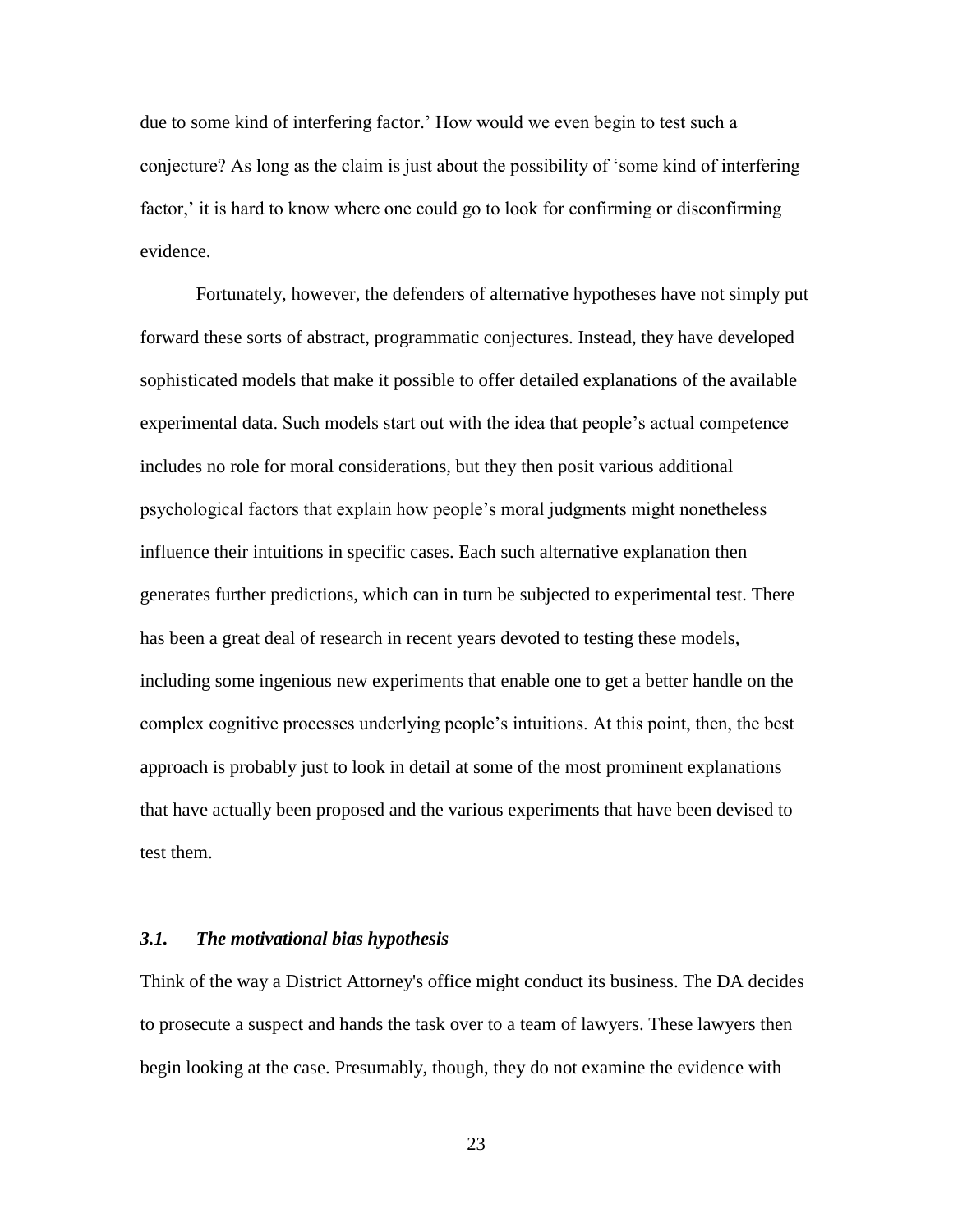due to some kind of interfering factor.' How would we even begin to test such a conjecture? As long as the claim is just about the possibility of 'some kind of interfering factor,' it is hard to know where one could go to look for confirming or disconfirming evidence.

Fortunately, however, the defenders of alternative hypotheses have not simply put forward these sorts of abstract, programmatic conjectures. Instead, they have developed sophisticated models that make it possible to offer detailed explanations of the available experimental data. Such models start out with the idea that people's actual competence includes no role for moral considerations, but they then posit various additional psychological factors that explain how people's moral judgments might nonetheless influence their intuitions in specific cases. Each such alternative explanation then generates further predictions, which can in turn be subjected to experimental test. There has been a great deal of research in recent years devoted to testing these models, including some ingenious new experiments that enable one to get a better handle on the complex cognitive processes underlying people's intuitions. At this point, then, the best approach is probably just to look in detail at some of the most prominent explanations that have actually been proposed and the various experiments that have been devised to test them.

### *3.1. The motivational bias hypothesis*

Think of the way a District Attorney's office might conduct its business. The DA decides to prosecute a suspect and hands the task over to a team of lawyers. These lawyers then begin looking at the case. Presumably, though, they do not examine the evidence with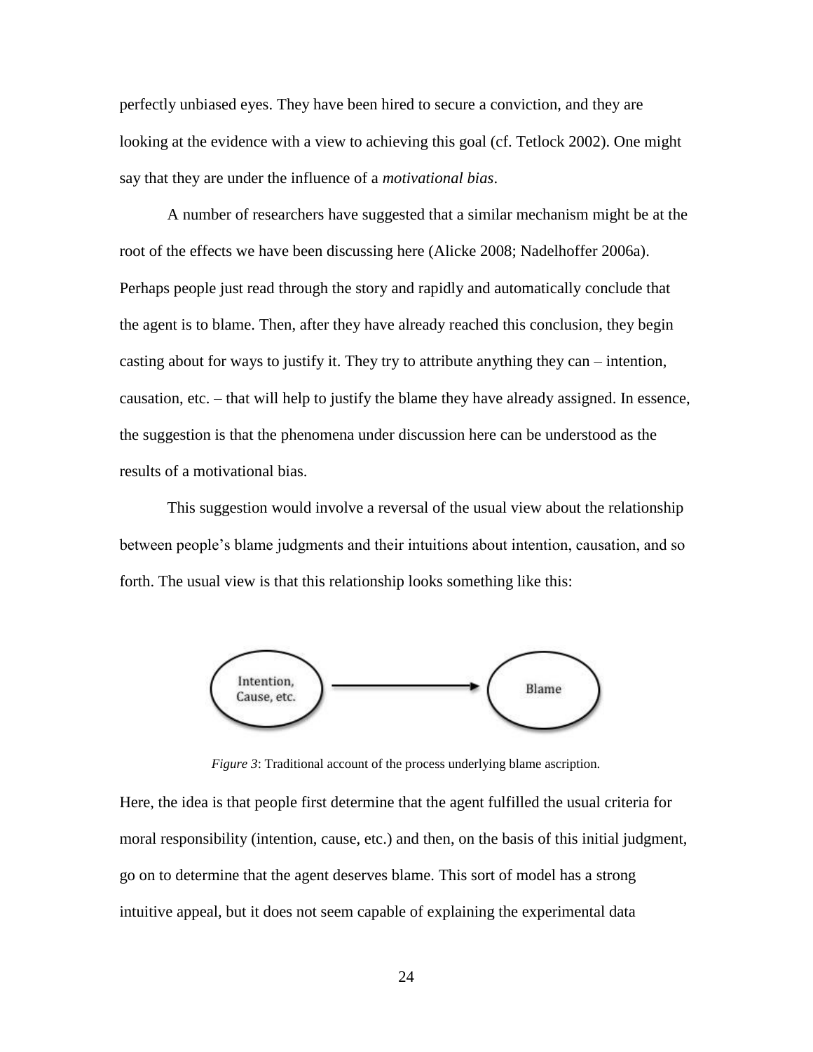perfectly unbiased eyes. They have been hired to secure a conviction, and they are looking at the evidence with a view to achieving this goal (cf. Tetlock 2002). One might say that they are under the influence of a *motivational bias*.

A number of researchers have suggested that a similar mechanism might be at the root of the effects we have been discussing here (Alicke 2008; Nadelhoffer 2006a). Perhaps people just read through the story and rapidly and automatically conclude that the agent is to blame. Then, after they have already reached this conclusion, they begin casting about for ways to justify it. They try to attribute anything they can – intention, causation, etc. – that will help to justify the blame they have already assigned. In essence, the suggestion is that the phenomena under discussion here can be understood as the results of a motivational bias.

This suggestion would involve a reversal of the usual view about the relationship between people's blame judgments and their intuitions about intention, causation, and so forth. The usual view is that this relationship looks something like this:

Intention, Cause, etc. → Blame

*Figure 3*: Traditional account of the process underlying blame ascription.

Here, the idea is that people first determine that the agent fulfilled the usual criteria for moral responsibility (intention, cause, etc.) and then, on the basis of this initial judgment, go on to determine that the agent deserves blame. This sort of model has a strong intuitive appeal, but it does not seem capable of explaining the experimental data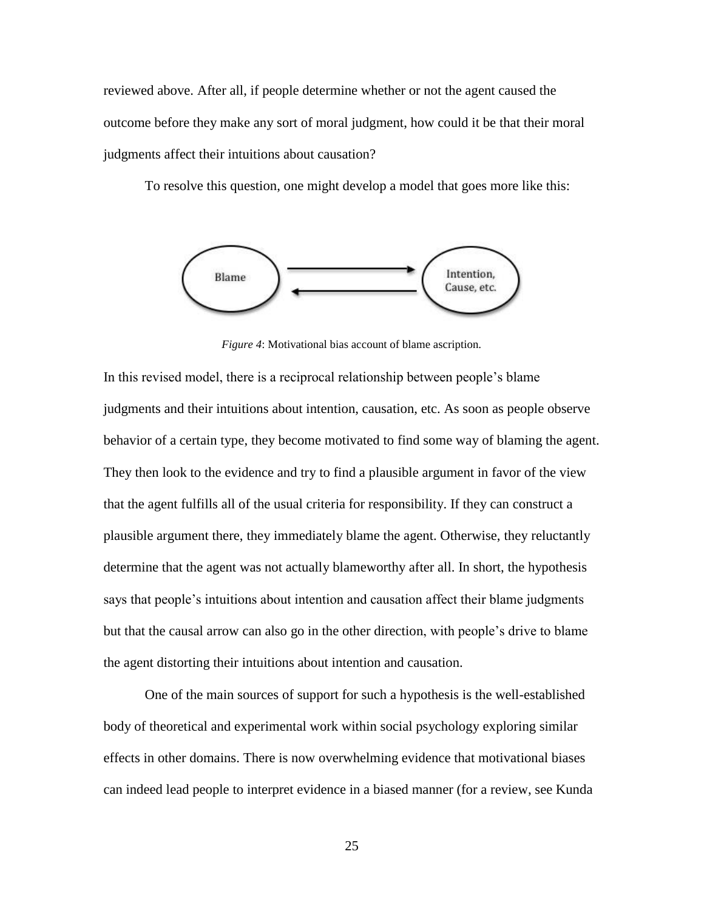reviewed above. After all, if people determine whether or not the agent caused the outcome before they make any sort of moral judgment, how could it be that their moral judgments affect their intuitions about causation?

To resolve this question, one might develop a model that goes more like this:

*Figure 4*: Motivational bias account of blame ascription.

In this revised model, there is a reciprocal relationship between people's blame judgments and their intuitions about intention, causation, etc. As soon as people observe behavior of a certain type, they become motivated to find some way of blaming the agent. They then look to the evidence and try to find a plausible argument in favor of the view that the agent fulfills all of the usual criteria for responsibility. If they can construct a plausible argument there, they immediately blame the agent. Otherwise, they reluctantly determine that the agent was not actually blameworthy after all. In short, the hypothesis says that people's intuitions about intention and causation affect their blame judgments but that the causal arrow can also go in the other direction, with people's drive to blame the agent distorting their intuitions about intention and causation.

One of the main sources of support for such a hypothesis is the well-established body of theoretical and experimental work within social psychology exploring similar effects in other domains. There is now overwhelming evidence that motivational biases can indeed lead people to interpret evidence in a biased manner (for a review, see Kunda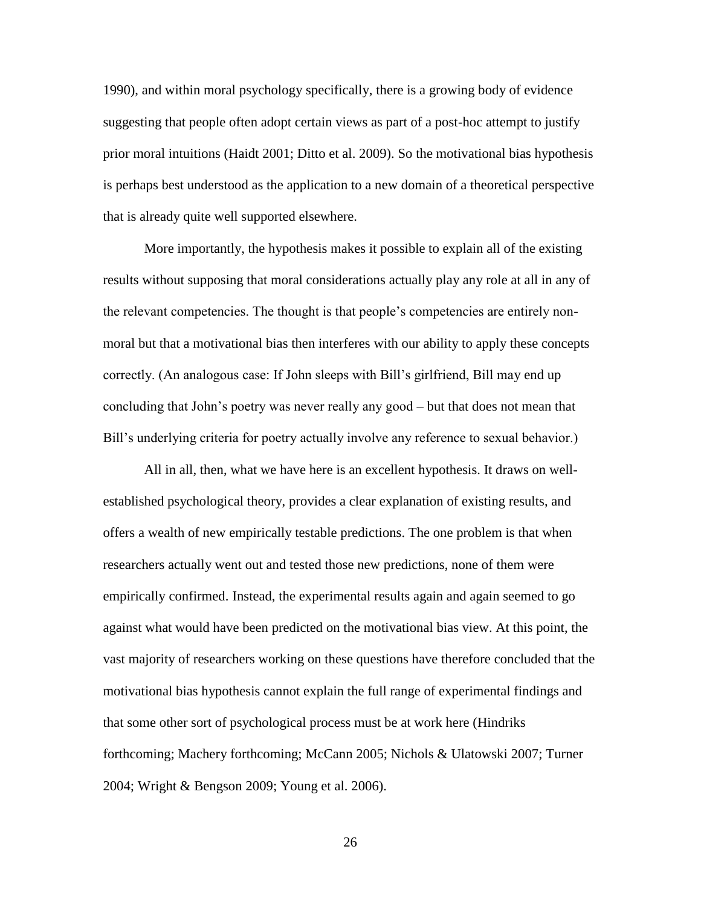1990), and within moral psychology specifically, there is a growing body of evidence suggesting that people often adopt certain views as part of a post-hoc attempt to justify prior moral intuitions (Haidt 2001; Ditto et al. 2009). So the motivational bias hypothesis is perhaps best understood as the application to a new domain of a theoretical perspective that is already quite well supported elsewhere.

More importantly, the hypothesis makes it possible to explain all of the existing results without supposing that moral considerations actually play any role at all in any of the relevant competencies. The thought is that people's competencies are entirely non-moral but that a motivational bias then interferes with our ability to apply these concepts correctly. (An analogous case: If John sleeps with Bill's girlfriend, Bill may end up concluding that John's poetry was never really any good – but that does not mean that Bill's underlying criteria for poetry actually involve any reference to sexual behavior.)

All in all, then, what we have here is an excellent hypothesis. It draws on well-established psychological theory, provides a clear explanation of existing results, and offers a wealth of new empirically testable predictions. The one problem is that when researchers actually went out and tested those new predictions, none of them were empirically confirmed. Instead, the experimental results again and again seemed to go against what would have been predicted on the motivational bias view. At this point, the vast majority of researchers working on these questions have therefore concluded that the motivational bias hypothesis cannot explain the full range of experimental findings and that some other sort of psychological process must be at work here (Hindriks forthcoming; Machery forthcoming; McCann 2005; Nichols & Ulatowski 2007; Turner 2004; Wright & Bengson 2009; Young et al. 2006).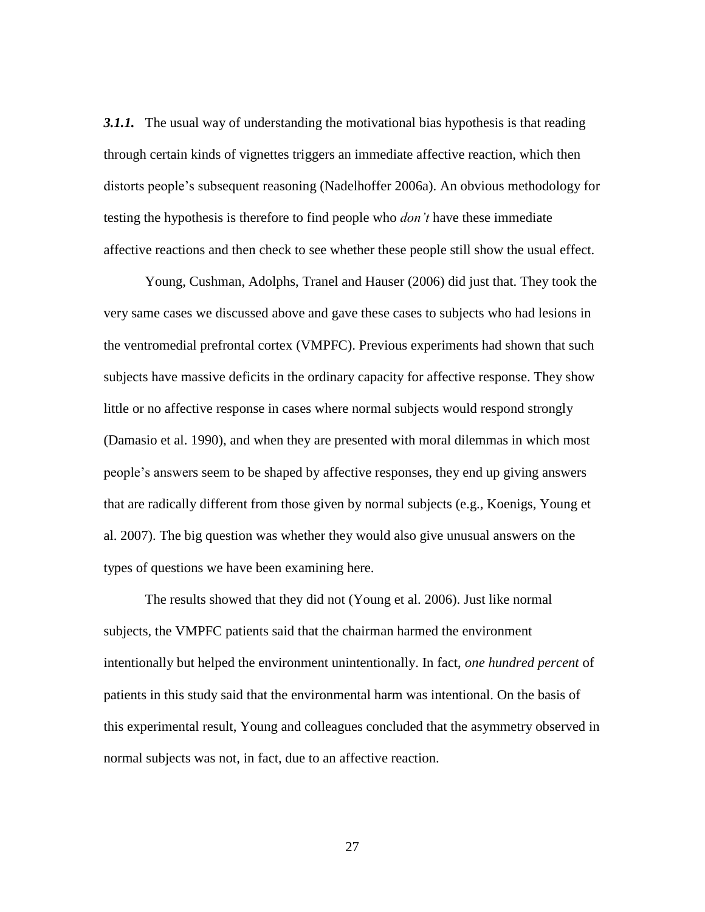***3.1.1.*** The usual way of understanding the motivational bias hypothesis is that reading through certain kinds of vignettes triggers an immediate affective reaction, which then distorts people's subsequent reasoning (Nadelhoffer 2006a). An obvious methodology for testing the hypothesis is therefore to find people who *don't* have these immediate affective reactions and then check to see whether these people still show the usual effect.

Young, Cushman, Adolphs, Tranel and Hauser (2006) did just that. They took the very same cases we discussed above and gave these cases to subjects who had lesions in the ventromedial prefrontal cortex (VMPFC). Previous experiments had shown that such subjects have massive deficits in the ordinary capacity for affective response. They show little or no affective response in cases where normal subjects would respond strongly (Damasio et al. 1990), and when they are presented with moral dilemmas in which most people's answers seem to be shaped by affective responses, they end up giving answers that are radically different from those given by normal subjects (e.g., Koenigs, Young et al. 2007). The big question was whether they would also give unusual answers on the types of questions we have been examining here.

The results showed that they did not (Young et al. 2006). Just like normal subjects, the VMPFC patients said that the chairman harmed the environment intentionally but helped the environment unintentionally. In fact, *one hundred percent* of patients in this study said that the environmental harm was intentional. On the basis of this experimental result, Young and colleagues concluded that the asymmetry observed in normal subjects was not, in fact, due to an affective reaction.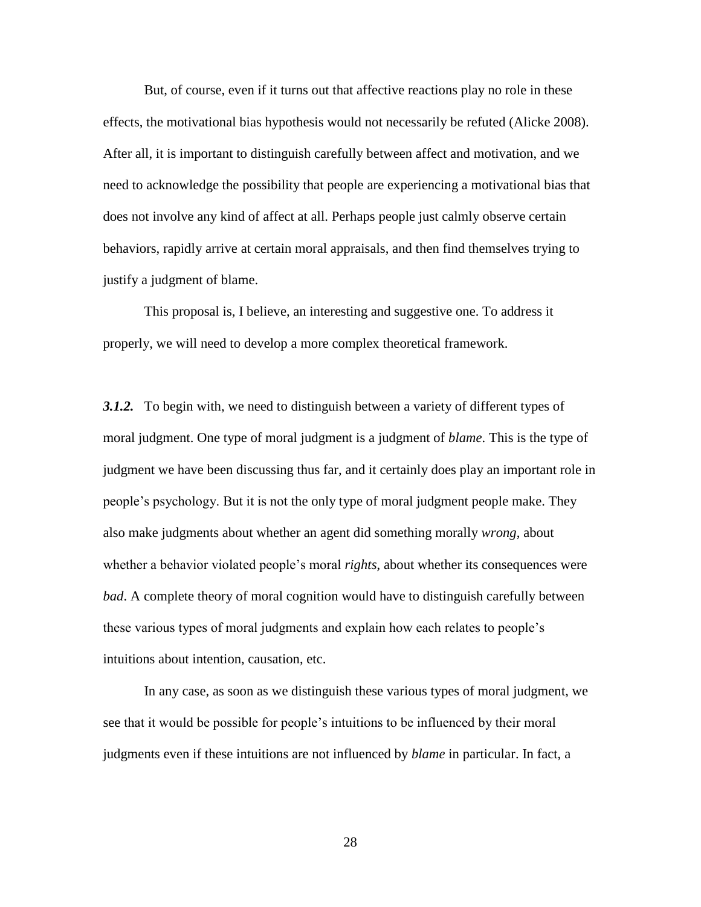But, of course, even if it turns out that affective reactions play no role in these effects, the motivational bias hypothesis would not necessarily be refuted (Alicke 2008). After all, it is important to distinguish carefully between affect and motivation, and we need to acknowledge the possibility that people are experiencing a motivational bias that does not involve any kind of affect at all. Perhaps people just calmly observe certain behaviors, rapidly arrive at certain moral appraisals, and then find themselves trying to justify a judgment of blame.

This proposal is, I believe, an interesting and suggestive one. To address it properly, we will need to develop a more complex theoretical framework.

***3.1.2.*** To begin with, we need to distinguish between a variety of different types of moral judgment. One type of moral judgment is a judgment of *blame*. This is the type of judgment we have been discussing thus far, and it certainly does play an important role in people's psychology. But it is not the only type of moral judgment people make. They also make judgments about whether an agent did something morally *wrong*, about whether a behavior violated people's moral *rights*, about whether its consequences were *bad*. A complete theory of moral cognition would have to distinguish carefully between these various types of moral judgments and explain how each relates to people's intuitions about intention, causation, etc.

In any case, as soon as we distinguish these various types of moral judgment, we see that it would be possible for people's intuitions to be influenced by their moral judgments even if these intuitions are not influenced by *blame* in particular. In fact, a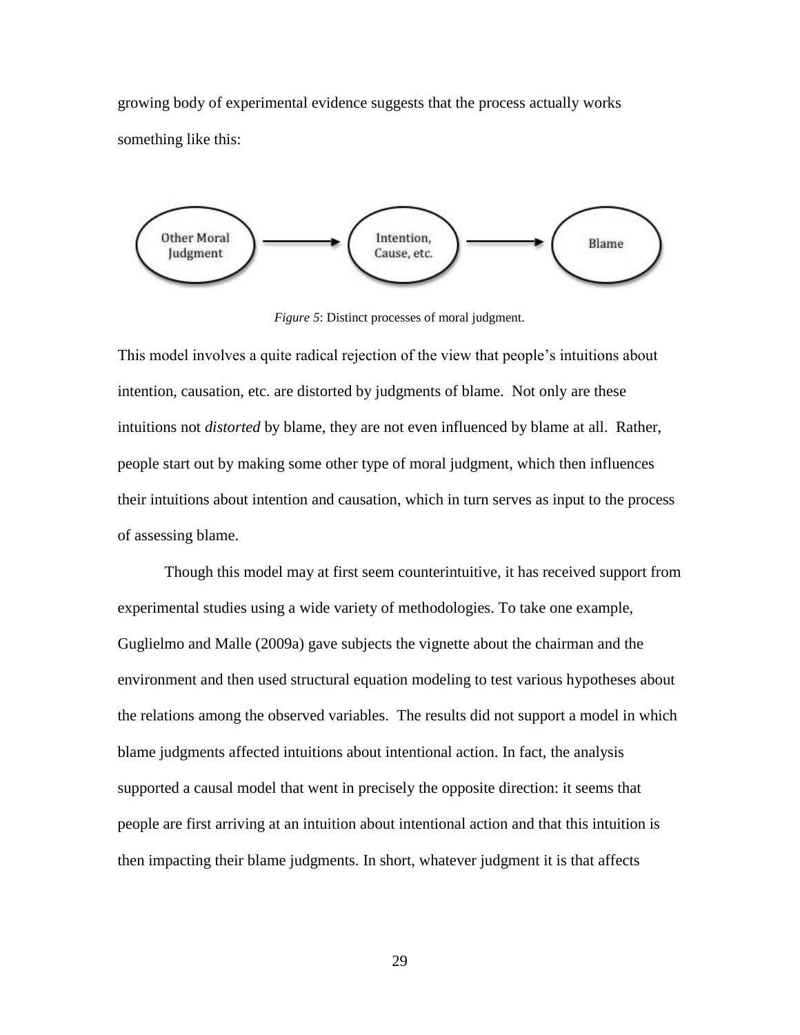growing body of experimental evidence suggests that the process actually works something like this:

*Figure 5*: Distinct processes of moral judgment.

This model involves a quite radical rejection of the view that people's intuitions about intention, causation, etc. are distorted by judgments of blame. Not only are these intuitions not *distorted* by blame, they are not even influenced by blame at all. Rather, people start out by making some other type of moral judgment, which then influences their intuitions about intention and causation, which in turn serves as input to the process of assessing blame.

Though this model may at first seem counterintuitive, it has received support from experimental studies using a wide variety of methodologies. To take one example, Guglielmo and Malle (2009a) gave subjects the vignette about the chairman and the environment and then used structural equation modeling to test various hypotheses about the relations among the observed variables. The results did not support a model in which blame judgments affected intuitions about intentional action. In fact, the analysis supported a causal model that went in precisely the opposite direction: it seems that people are first arriving at an intuition about intentional action and that this intuition is then impacting their blame judgments. In short, whatever judgment it is that affects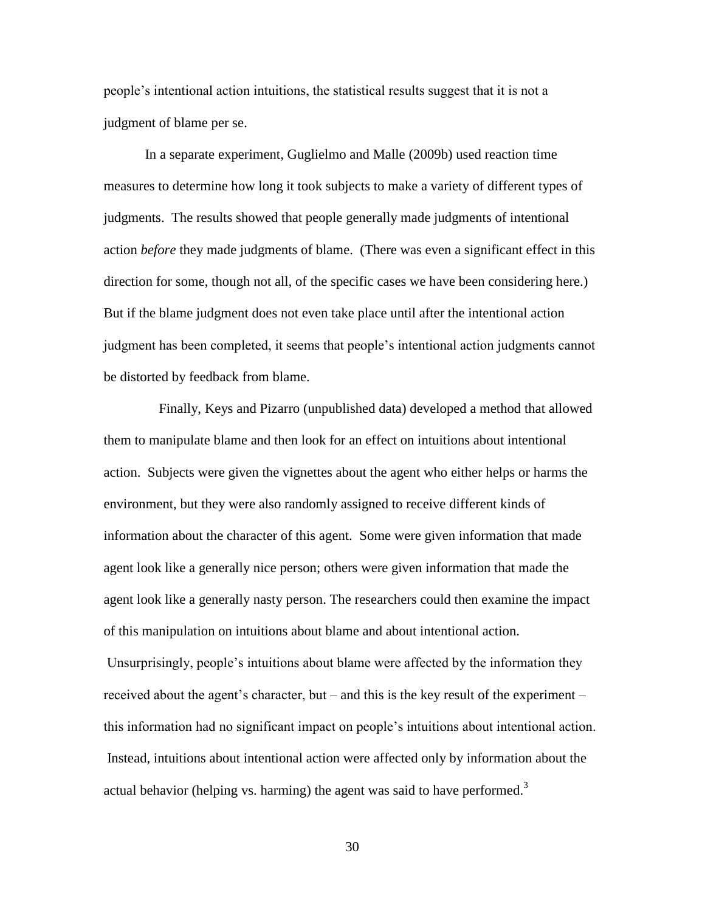people's intentional action intuitions, the statistical results suggest that it is not a judgment of blame per se.

In a separate experiment, Guglielmo and Malle (2009b) used reaction time measures to determine how long it took subjects to make a variety of different types of judgments. The results showed that people generally made judgments of intentional action *before* they made judgments of blame. (There was even a significant effect in this direction for some, though not all, of the specific cases we have been considering here.) But if the blame judgment does not even take place until after the intentional action judgment has been completed, it seems that people's intentional action judgments cannot be distorted by feedback from blame.

Finally, Keys and Pizarro (unpublished data) developed a method that allowed them to manipulate blame and then look for an effect on intuitions about intentional action. Subjects were given the vignettes about the agent who either helps or harms the environment, but they were also randomly assigned to receive different kinds of information about the character of this agent. Some were given information that made agent look like a generally nice person; others were given information that made the agent look like a generally nasty person. The researchers could then examine the impact of this manipulation on intuitions about blame and about intentional action. Unsurprisingly, people's intuitions about blame were affected by the information they received about the agent's character, but – and this is the key result of the experiment – this information had no significant impact on people's intuitions about intentional action. Instead, intuitions about intentional action were affected only by information about the actual behavior (helping vs. harming) the agent was said to have performed.[3]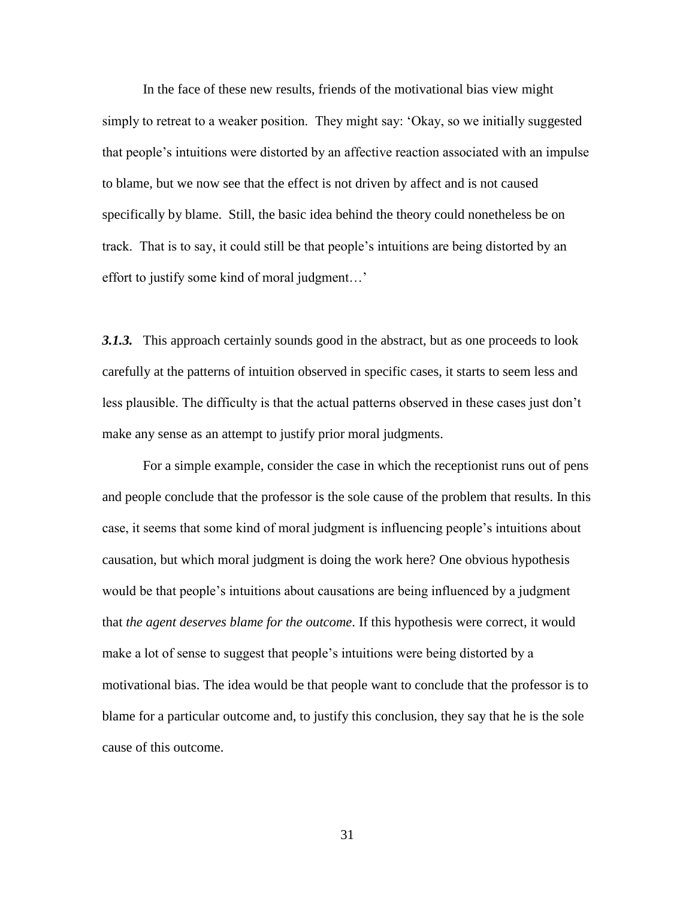In the face of these new results, friends of the motivational bias view might simply to retreat to a weaker position. They might say: 'Okay, so we initially suggested that people's intuitions were distorted by an affective reaction associated with an impulse to blame, but we now see that the effect is not driven by affect and is not caused specifically by blame. Still, the basic idea behind the theory could nonetheless be on track. That is to say, it could still be that people's intuitions are being distorted by an effort to justify some kind of moral judgment…'

***3.1.3.*** This approach certainly sounds good in the abstract, but as one proceeds to look carefully at the patterns of intuition observed in specific cases, it starts to seem less and less plausible. The difficulty is that the actual patterns observed in these cases just don't make any sense as an attempt to justify prior moral judgments.

For a simple example, consider the case in which the receptionist runs out of pens and people conclude that the professor is the sole cause of the problem that results. In this case, it seems that some kind of moral judgment is influencing people's intuitions about causation, but which moral judgment is doing the work here? One obvious hypothesis would be that people's intuitions about causations are being influenced by a judgment that *the agent deserves blame for the outcome*. If this hypothesis were correct, it would make a lot of sense to suggest that people's intuitions were being distorted by a motivational bias. The idea would be that people want to conclude that the professor is to blame for a particular outcome and, to justify this conclusion, they say that he is the sole cause of this outcome.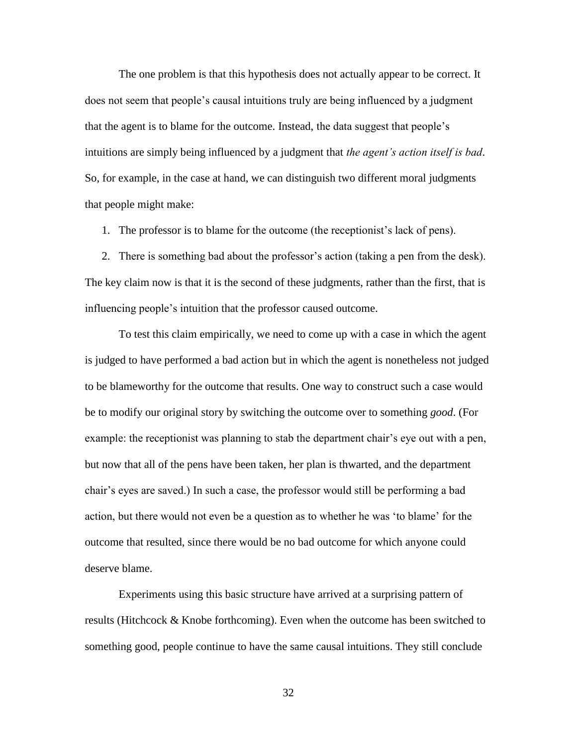The one problem is that this hypothesis does not actually appear to be correct. It does not seem that people's causal intuitions truly are being influenced by a judgment that the agent is to blame for the outcome. Instead, the data suggest that people's intuitions are simply being influenced by a judgment that *the agent's action itself is bad*. So, for example, in the case at hand, we can distinguish two different moral judgments that people might make:

1. The professor is to blame for the outcome (the receptionist's lack of pens).
2. There is something bad about the professor's action (taking a pen from the desk).

The key claim now is that it is the second of these judgments, rather than the first, that is influencing people's intuition that the professor caused outcome.

To test this claim empirically, we need to come up with a case in which the agent is judged to have performed a bad action but in which the agent is nonetheless not judged to be blameworthy for the outcome that results. One way to construct such a case would be to modify our original story by switching the outcome over to something *good*. (For example: the receptionist was planning to stab the department chair's eye out with a pen, but now that all of the pens have been taken, her plan is thwarted, and the department chair's eyes are saved.) In such a case, the professor would still be performing a bad action, but there would not even be a question as to whether he was 'to blame' for the outcome that resulted, since there would be no bad outcome for which anyone could deserve blame.

Experiments using this basic structure have arrived at a surprising pattern of results (Hitchcock & Knobe forthcoming). Even when the outcome has been switched to something good, people continue to have the same causal intuitions. They still conclude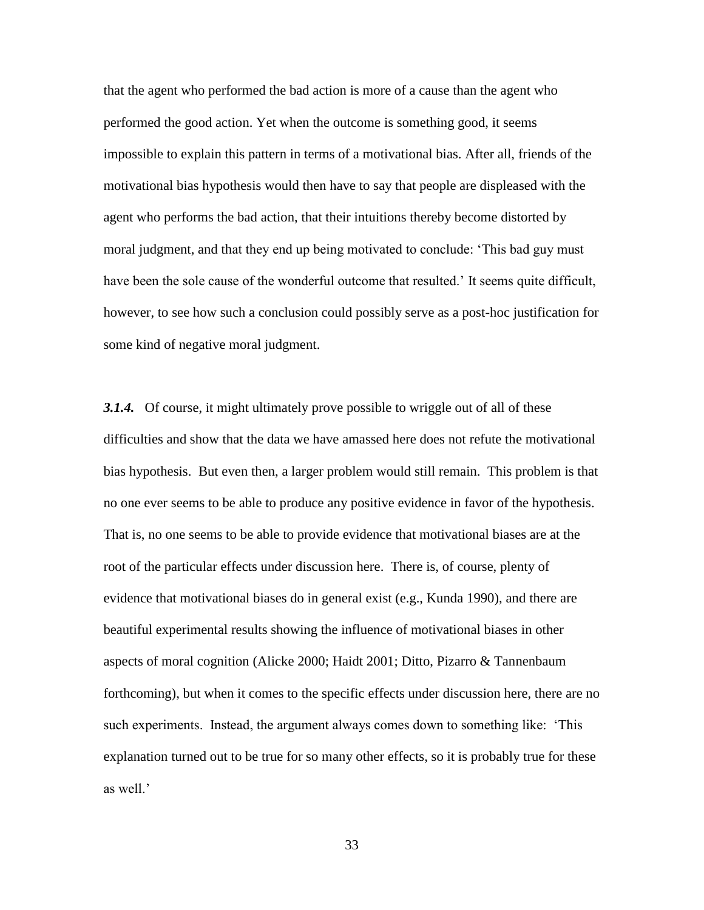that the agent who performed the bad action is more of a cause than the agent who performed the good action. Yet when the outcome is something good, it seems impossible to explain this pattern in terms of a motivational bias. After all, friends of the motivational bias hypothesis would then have to say that people are displeased with the agent who performs the bad action, that their intuitions thereby become distorted by moral judgment, and that they end up being motivated to conclude: 'This bad guy must have been the sole cause of the wonderful outcome that resulted.' It seems quite difficult, however, to see how such a conclusion could possibly serve as a post-hoc justification for some kind of negative moral judgment.

***3.1.4.*** Of course, it might ultimately prove possible to wriggle out of all of these difficulties and show that the data we have amassed here does not refute the motivational bias hypothesis. But even then, a larger problem would still remain. This problem is that no one ever seems to be able to produce any positive evidence in favor of the hypothesis. That is, no one seems to be able to provide evidence that motivational biases are at the root of the particular effects under discussion here. There is, of course, plenty of evidence that motivational biases do in general exist (e.g., Kunda 1990), and there are beautiful experimental results showing the influence of motivational biases in other aspects of moral cognition (Alicke 2000; Haidt 2001; Ditto, Pizarro & Tannenbaum forthcoming), but when it comes to the specific effects under discussion here, there are no such experiments. Instead, the argument always comes down to something like: 'This explanation turned out to be true for so many other effects, so it is probably true for these as well.'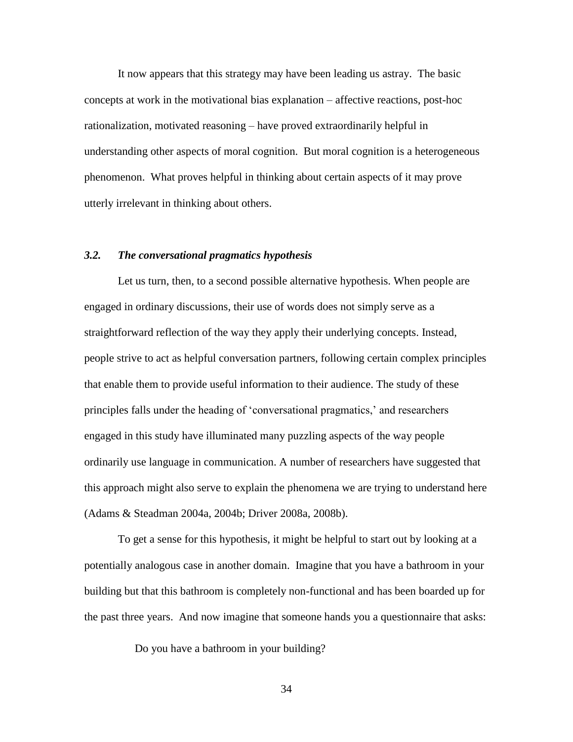It now appears that this strategy may have been leading us astray. The basic concepts at work in the motivational bias explanation – affective reactions, post-hoc rationalization, motivated reasoning – have proved extraordinarily helpful in understanding other aspects of moral cognition. But moral cognition is a heterogeneous phenomenon. What proves helpful in thinking about certain aspects of it may prove utterly irrelevant in thinking about others.

### *3.2. The conversational pragmatics hypothesis*

Let us turn, then, to a second possible alternative hypothesis. When people are engaged in ordinary discussions, their use of words does not simply serve as a straightforward reflection of the way they apply their underlying concepts. Instead, people strive to act as helpful conversation partners, following certain complex principles that enable them to provide useful information to their audience. The study of these principles falls under the heading of 'conversational pragmatics,' and researchers engaged in this study have illuminated many puzzling aspects of the way people ordinarily use language in communication. A number of researchers have suggested that this approach might also serve to explain the phenomena we are trying to understand here (Adams & Steadman 2004a, 2004b; Driver 2008a, 2008b).

To get a sense for this hypothesis, it might be helpful to start out by looking at a potentially analogous case in another domain. Imagine that you have a bathroom in your building but that this bathroom is completely non-functional and has been boarded up for the past three years. And now imagine that someone hands you a questionnaire that asks:

> Do you have a bathroom in your building?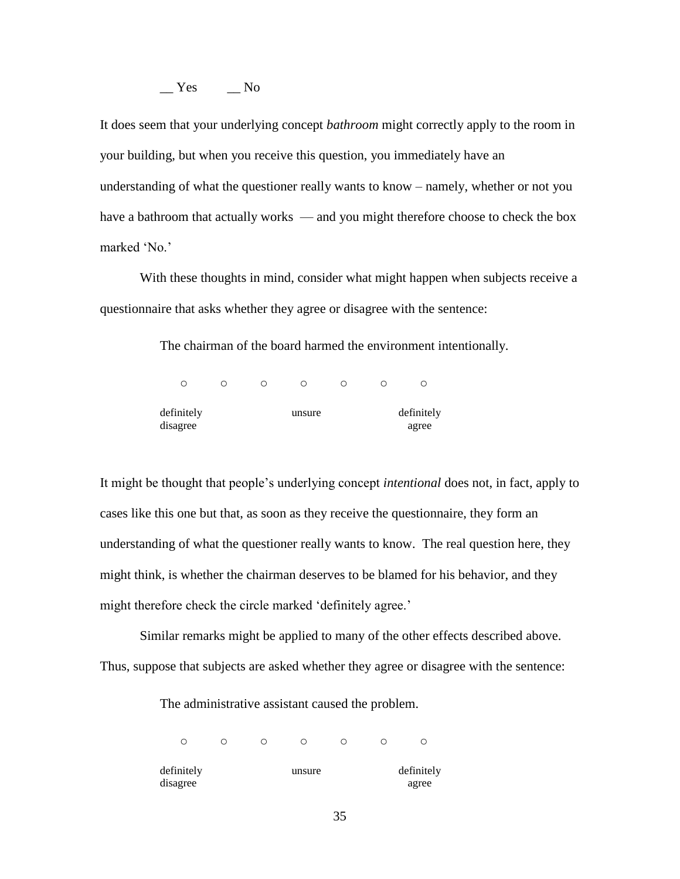__ Yes        __ No

It does seem that your underlying concept *bathroom* might correctly apply to the room in your building, but when you receive this question, you immediately have an understanding of what the questioner really wants to know – namely, whether or not you have a bathroom that actually works — and you might therefore choose to check the box marked 'No.'

With these thoughts in mind, consider what might happen when subjects receive a questionnaire that asks whether they agree or disagree with the sentence:

> The chairman of the board harmed the environment intentionally.
>
> ○ ○ ○ ○ ○ ○ ○
>
> definitely disagree    unsure    definitely agree

It might be thought that people's underlying concept *intentional* does not, in fact, apply to cases like this one but that, as soon as they receive the questionnaire, they form an understanding of what the questioner really wants to know. The real question here, they might think, is whether the chairman deserves to be blamed for his behavior, and they might therefore check the circle marked 'definitely agree.'

Similar remarks might be applied to many of the other effects described above. Thus, suppose that subjects are asked whether they agree or disagree with the sentence:

> The administrative assistant caused the problem.
>
> ○ ○ ○ ○ ○ ○ ○
>
> definitely disagree    unsure    definitely agree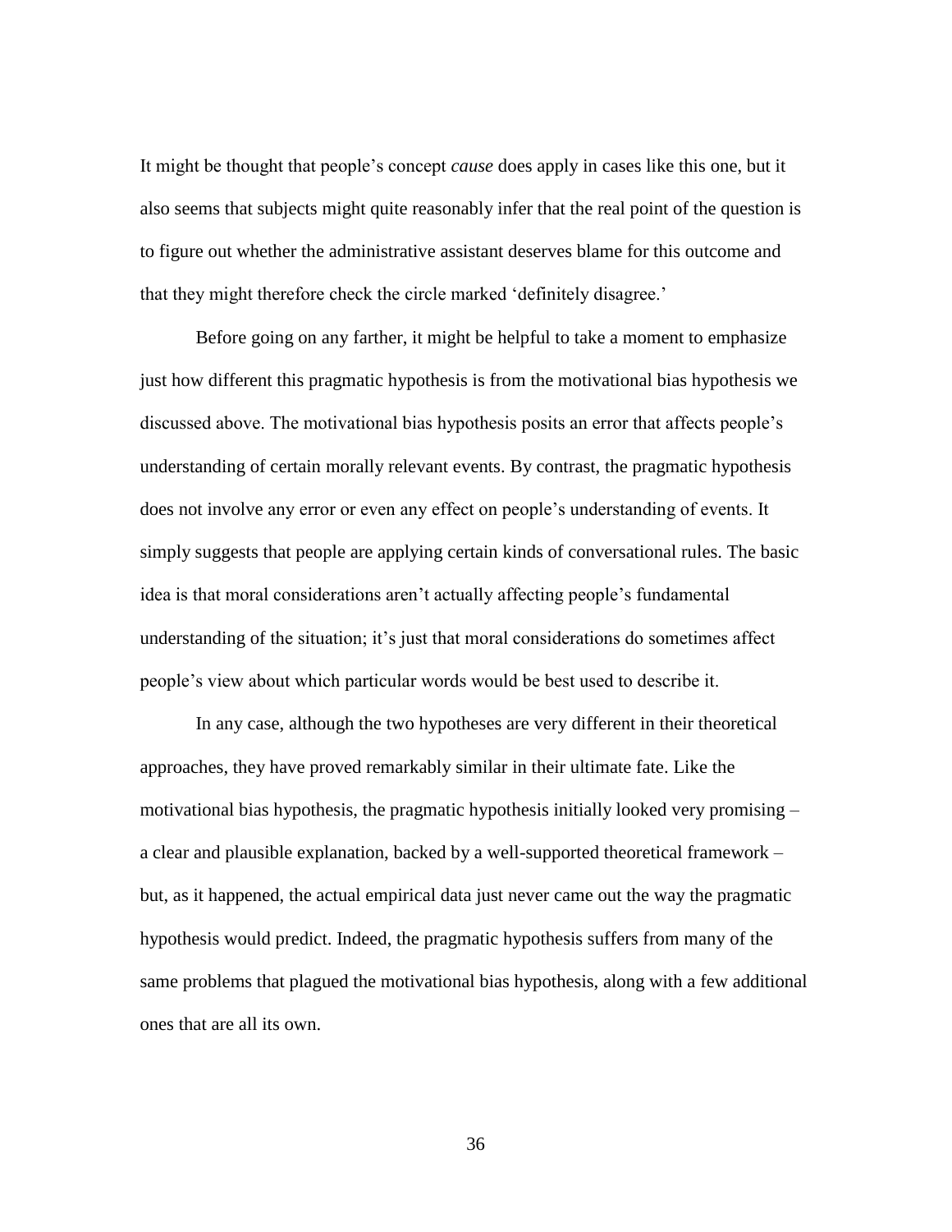It might be thought that people's concept *cause* does apply in cases like this one, but it also seems that subjects might quite reasonably infer that the real point of the question is to figure out whether the administrative assistant deserves blame for this outcome and that they might therefore check the circle marked 'definitely disagree.'

Before going on any farther, it might be helpful to take a moment to emphasize just how different this pragmatic hypothesis is from the motivational bias hypothesis we discussed above. The motivational bias hypothesis posits an error that affects people's understanding of certain morally relevant events. By contrast, the pragmatic hypothesis does not involve any error or even any effect on people's understanding of events. It simply suggests that people are applying certain kinds of conversational rules. The basic idea is that moral considerations aren't actually affecting people's fundamental understanding of the situation; it's just that moral considerations do sometimes affect people's view about which particular words would be best used to describe it.

In any case, although the two hypotheses are very different in their theoretical approaches, they have proved remarkably similar in their ultimate fate. Like the motivational bias hypothesis, the pragmatic hypothesis initially looked very promising – a clear and plausible explanation, backed by a well-supported theoretical framework – but, as it happened, the actual empirical data just never came out the way the pragmatic hypothesis would predict. Indeed, the pragmatic hypothesis suffers from many of the same problems that plagued the motivational bias hypothesis, along with a few additional ones that are all its own.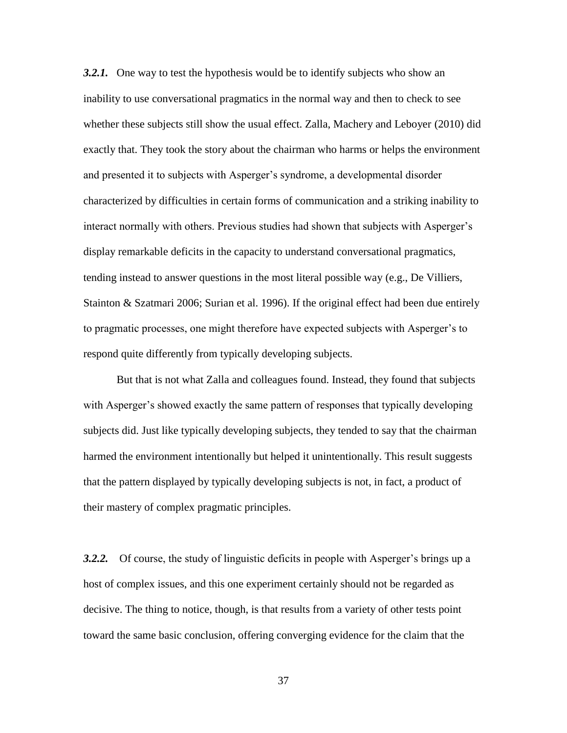***3.2.1.*** One way to test the hypothesis would be to identify subjects who show an inability to use conversational pragmatics in the normal way and then to check to see whether these subjects still show the usual effect. Zalla, Machery and Leboyer (2010) did exactly that. They took the story about the chairman who harms or helps the environment and presented it to subjects with Asperger's syndrome, a developmental disorder characterized by difficulties in certain forms of communication and a striking inability to interact normally with others. Previous studies had shown that subjects with Asperger's display remarkable deficits in the capacity to understand conversational pragmatics, tending instead to answer questions in the most literal possible way (e.g., De Villiers, Stainton & Szatmari 2006; Surian et al. 1996). If the original effect had been due entirely to pragmatic processes, one might therefore have expected subjects with Asperger's to respond quite differently from typically developing subjects.

But that is not what Zalla and colleagues found. Instead, they found that subjects with Asperger's showed exactly the same pattern of responses that typically developing subjects did. Just like typically developing subjects, they tended to say that the chairman harmed the environment intentionally but helped it unintentionally. This result suggests that the pattern displayed by typically developing subjects is not, in fact, a product of their mastery of complex pragmatic principles.

***3.2.2.*** Of course, the study of linguistic deficits in people with Asperger's brings up a host of complex issues, and this one experiment certainly should not be regarded as decisive. The thing to notice, though, is that results from a variety of other tests point toward the same basic conclusion, offering converging evidence for the claim that the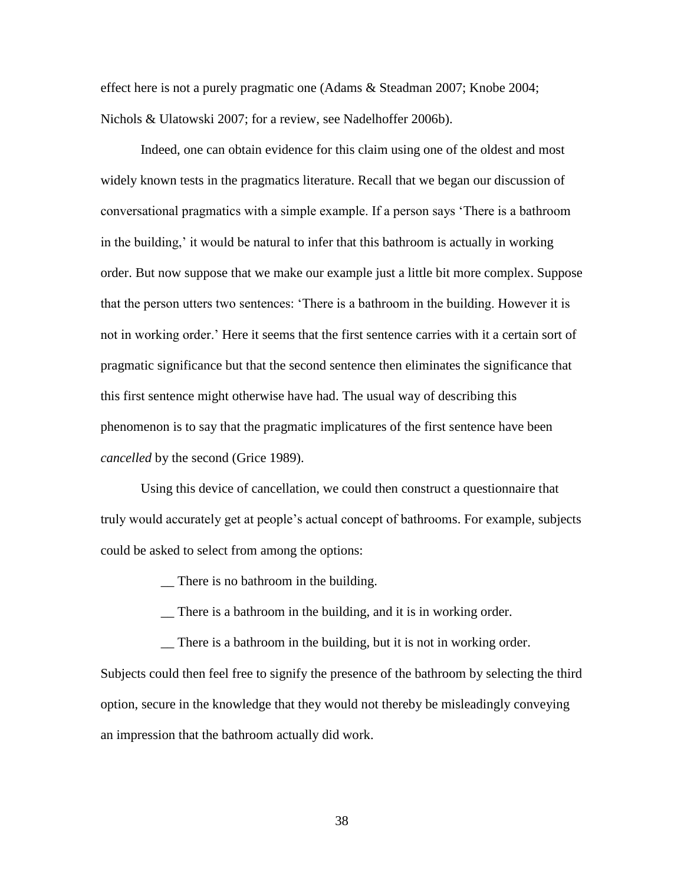effect here is not a purely pragmatic one (Adams & Steadman 2007; Knobe 2004; Nichols & Ulatowski 2007; for a review, see Nadelhoffer 2006b).

Indeed, one can obtain evidence for this claim using one of the oldest and most widely known tests in the pragmatics literature. Recall that we began our discussion of conversational pragmatics with a simple example. If a person says 'There is a bathroom in the building,' it would be natural to infer that this bathroom is actually in working order. But now suppose that we make our example just a little bit more complex. Suppose that the person utters two sentences: 'There is a bathroom in the building. However it is not in working order.' Here it seems that the first sentence carries with it a certain sort of pragmatic significance but that the second sentence then eliminates the significance that this first sentence might otherwise have had. The usual way of describing this phenomenon is to say that the pragmatic implicatures of the first sentence have been *cancelled* by the second (Grice 1989).

Using this device of cancellation, we could then construct a questionnaire that truly would accurately get at people's actual concept of bathrooms. For example, subjects could be asked to select from among the options:

__ There is no bathroom in the building.

__ There is a bathroom in the building, and it is in working order.

__ There is a bathroom in the building, but it is not in working order.

Subjects could then feel free to signify the presence of the bathroom by selecting the third option, secure in the knowledge that they would not thereby be misleadingly conveying an impression that the bathroom actually did work.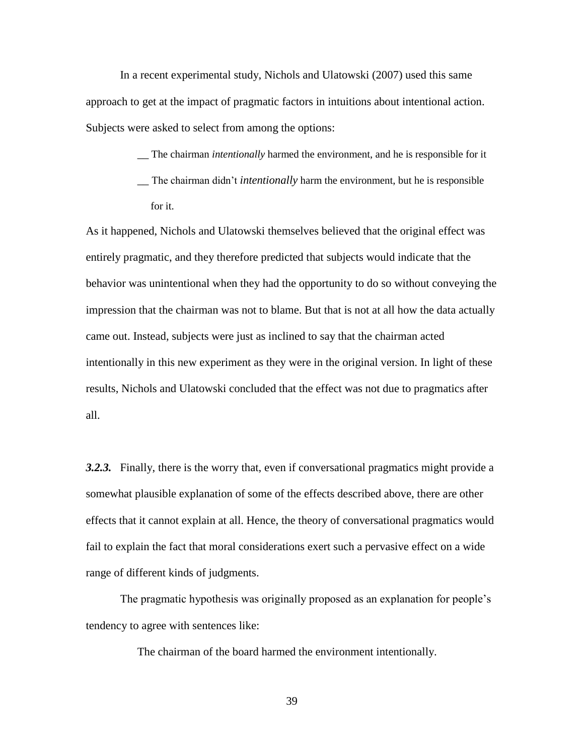In a recent experimental study, Nichols and Ulatowski (2007) used this same approach to get at the impact of pragmatic factors in intuitions about intentional action. Subjects were asked to select from among the options:

> __ The chairman *intentionally* harmed the environment, and he is responsible for it
>
> __ The chairman didn't *intentionally* harm the environment, but he is responsible for it.

As it happened, Nichols and Ulatowski themselves believed that the original effect was entirely pragmatic, and they therefore predicted that subjects would indicate that the behavior was unintentional when they had the opportunity to do so without conveying the impression that the chairman was not to blame. But that is not at all how the data actually came out. Instead, subjects were just as inclined to say that the chairman acted intentionally in this new experiment as they were in the original version. In light of these results, Nichols and Ulatowski concluded that the effect was not due to pragmatics after all.

***3.2.3.*** Finally, there is the worry that, even if conversational pragmatics might provide a somewhat plausible explanation of some of the effects described above, there are other effects that it cannot explain at all. Hence, the theory of conversational pragmatics would fail to explain the fact that moral considerations exert such a pervasive effect on a wide range of different kinds of judgments.

The pragmatic hypothesis was originally proposed as an explanation for people's tendency to agree with sentences like:

> The chairman of the board harmed the environment intentionally.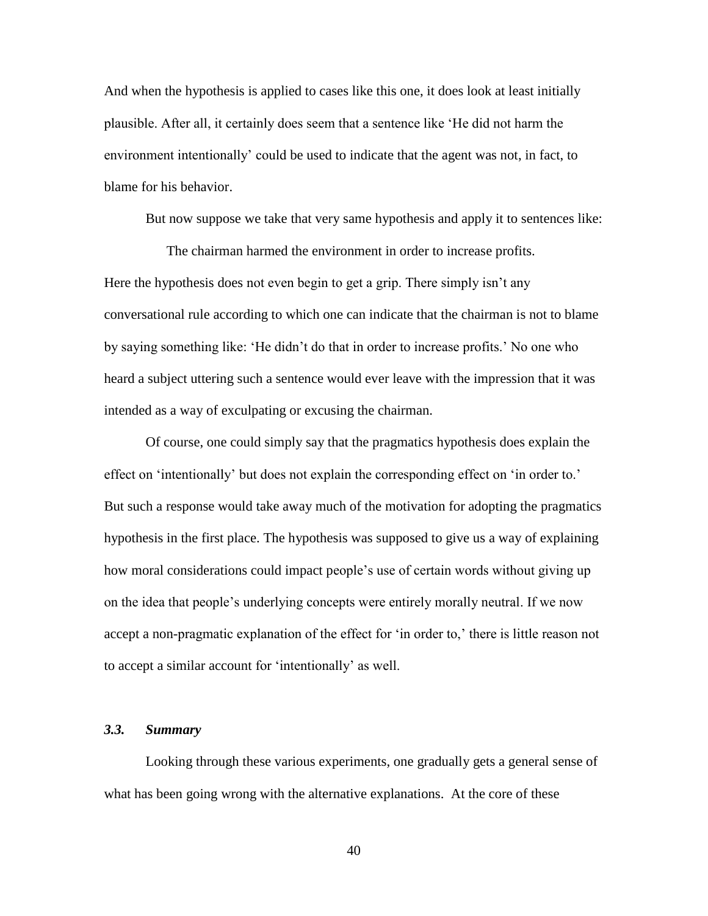And when the hypothesis is applied to cases like this one, it does look at least initially plausible. After all, it certainly does seem that a sentence like 'He did not harm the environment intentionally' could be used to indicate that the agent was not, in fact, to blame for his behavior.

But now suppose we take that very same hypothesis and apply it to sentences like:

> The chairman harmed the environment in order to increase profits.

Here the hypothesis does not even begin to get a grip. There simply isn't any conversational rule according to which one can indicate that the chairman is not to blame by saying something like: 'He didn't do that in order to increase profits.' No one who heard a subject uttering such a sentence would ever leave with the impression that it was intended as a way of exculpating or excusing the chairman.

Of course, one could simply say that the pragmatics hypothesis does explain the effect on 'intentionally' but does not explain the corresponding effect on 'in order to.' But such a response would take away much of the motivation for adopting the pragmatics hypothesis in the first place. The hypothesis was supposed to give us a way of explaining how moral considerations could impact people's use of certain words without giving up on the idea that people's underlying concepts were entirely morally neutral. If we now accept a non-pragmatic explanation of the effect for 'in order to,' there is little reason not to accept a similar account for 'intentionally' as well.

### *3.3. Summary*

Looking through these various experiments, one gradually gets a general sense of what has been going wrong with the alternative explanations. At the core of these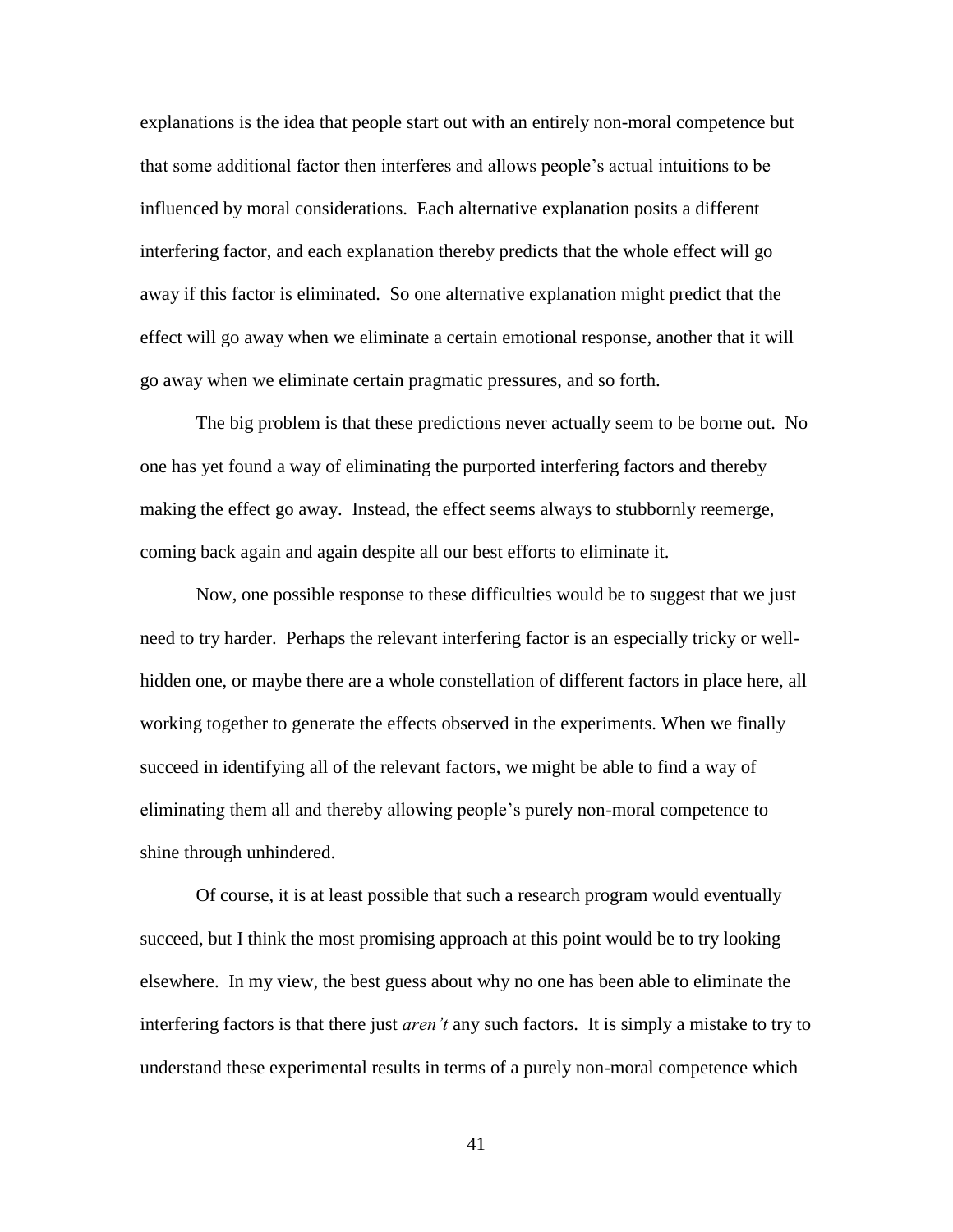explanations is the idea that people start out with an entirely non-moral competence but that some additional factor then interferes and allows people's actual intuitions to be influenced by moral considerations. Each alternative explanation posits a different interfering factor, and each explanation thereby predicts that the whole effect will go away if this factor is eliminated. So one alternative explanation might predict that the effect will go away when we eliminate a certain emotional response, another that it will go away when we eliminate certain pragmatic pressures, and so forth.

The big problem is that these predictions never actually seem to be borne out. No one has yet found a way of eliminating the purported interfering factors and thereby making the effect go away. Instead, the effect seems always to stubbornly reemerge, coming back again and again despite all our best efforts to eliminate it.

Now, one possible response to these difficulties would be to suggest that we just need to try harder. Perhaps the relevant interfering factor is an especially tricky or well-hidden one, or maybe there are a whole constellation of different factors in place here, all working together to generate the effects observed in the experiments. When we finally succeed in identifying all of the relevant factors, we might be able to find a way of eliminating them all and thereby allowing people's purely non-moral competence to shine through unhindered.

Of course, it is at least possible that such a research program would eventually succeed, but I think the most promising approach at this point would be to try looking elsewhere. In my view, the best guess about why no one has been able to eliminate the interfering factors is that there just *aren't* any such factors. It is simply a mistake to try to understand these experimental results in terms of a purely non-moral competence which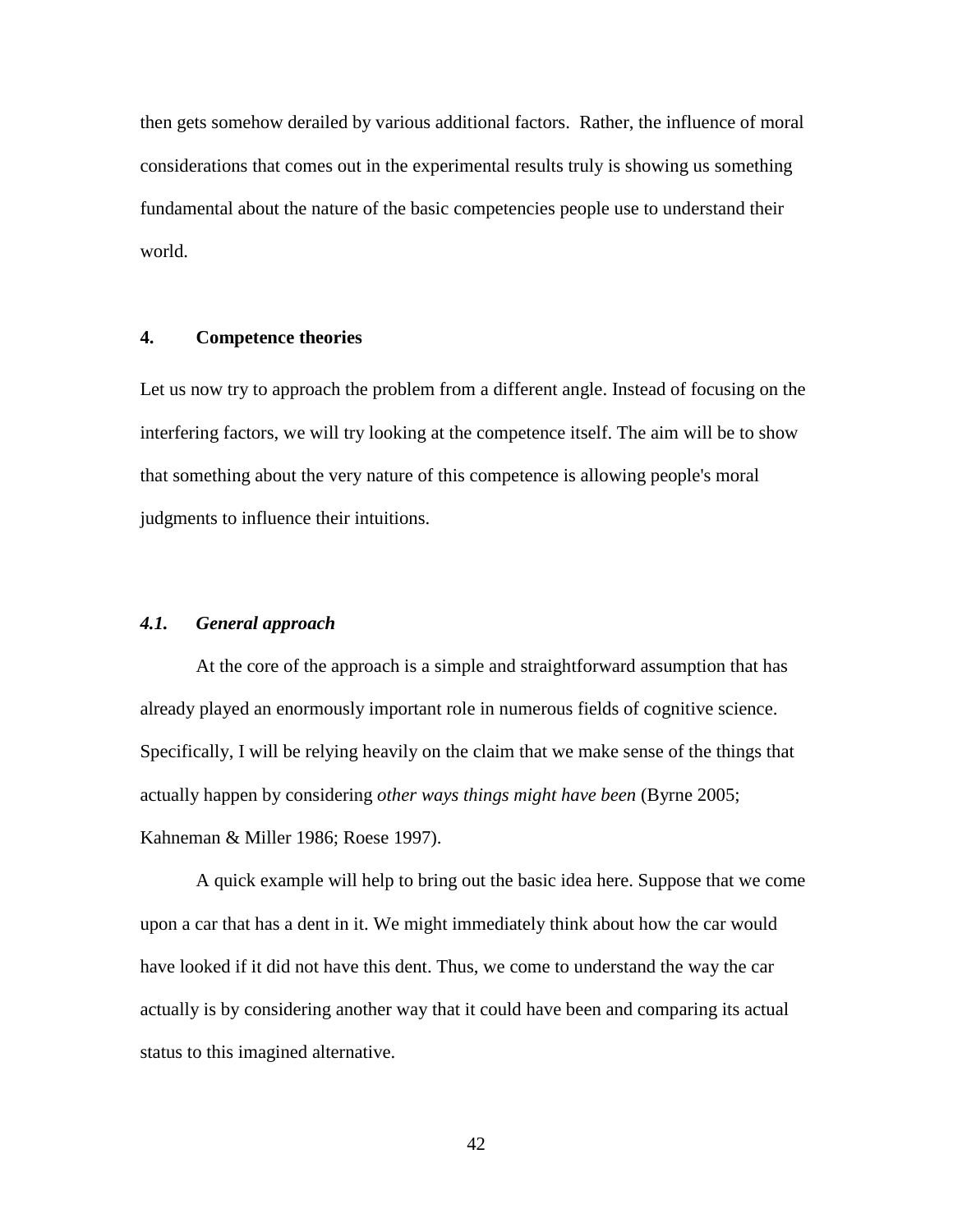then gets somehow derailed by various additional factors. Rather, the influence of moral considerations that comes out in the experimental results truly is showing us something fundamental about the nature of the basic competencies people use to understand their world.

## 4. Competence theories

Let us now try to approach the problem from a different angle. Instead of focusing on the interfering factors, we will try looking at the competence itself. The aim will be to show that something about the very nature of this competence is allowing people's moral judgments to influence their intuitions.

### *4.1. General approach*

At the core of the approach is a simple and straightforward assumption that has already played an enormously important role in numerous fields of cognitive science. Specifically, I will be relying heavily on the claim that we make sense of the things that actually happen by considering *other ways things might have been* (Byrne 2005; Kahneman & Miller 1986; Roese 1997).

A quick example will help to bring out the basic idea here. Suppose that we come upon a car that has a dent in it. We might immediately think about how the car would have looked if it did not have this dent. Thus, we come to understand the way the car actually is by considering another way that it could have been and comparing its actual status to this imagined alternative.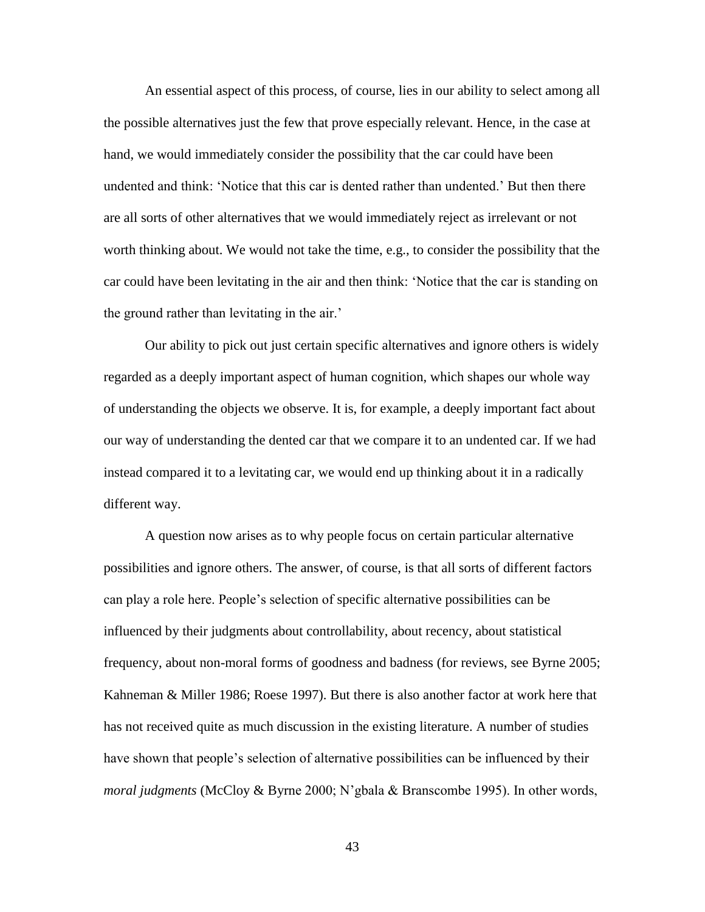An essential aspect of this process, of course, lies in our ability to select among all the possible alternatives just the few that prove especially relevant. Hence, in the case at hand, we would immediately consider the possibility that the car could have been undented and think: 'Notice that this car is dented rather than undented.' But then there are all sorts of other alternatives that we would immediately reject as irrelevant or not worth thinking about. We would not take the time, e.g., to consider the possibility that the car could have been levitating in the air and then think: 'Notice that the car is standing on the ground rather than levitating in the air.'

Our ability to pick out just certain specific alternatives and ignore others is widely regarded as a deeply important aspect of human cognition, which shapes our whole way of understanding the objects we observe. It is, for example, a deeply important fact about our way of understanding the dented car that we compare it to an undented car. If we had instead compared it to a levitating car, we would end up thinking about it in a radically different way.

A question now arises as to why people focus on certain particular alternative possibilities and ignore others. The answer, of course, is that all sorts of different factors can play a role here. People's selection of specific alternative possibilities can be influenced by their judgments about controllability, about recency, about statistical frequency, about non-moral forms of goodness and badness (for reviews, see Byrne 2005; Kahneman & Miller 1986; Roese 1997). But there is also another factor at work here that has not received quite as much discussion in the existing literature. A number of studies have shown that people's selection of alternative possibilities can be influenced by their *moral judgments* (McCloy & Byrne 2000; N'gbala & Branscombe 1995). In other words,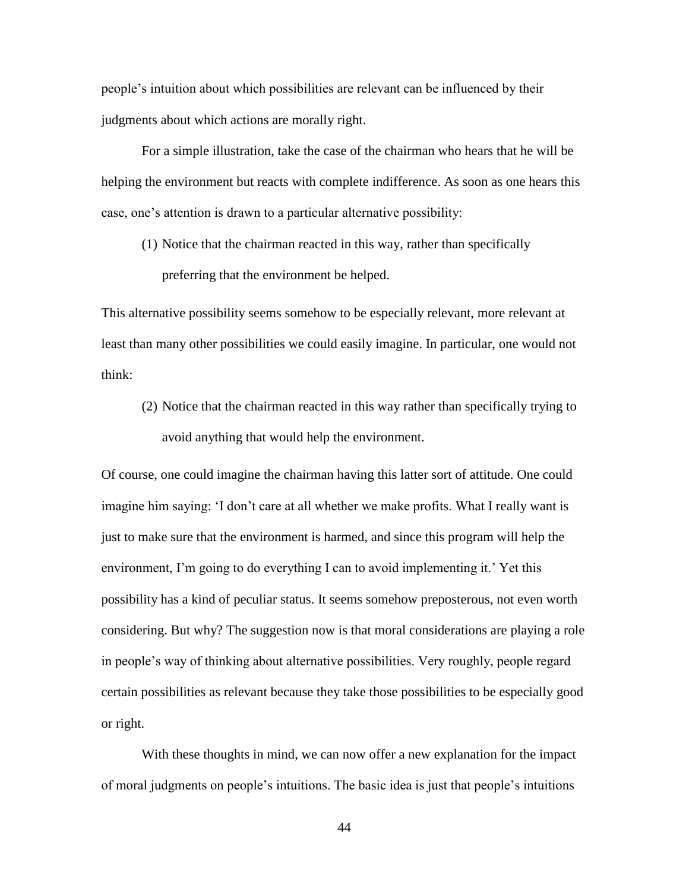people's intuition about which possibilities are relevant can be influenced by their judgments about which actions are morally right.

For a simple illustration, take the case of the chairman who hears that he will be helping the environment but reacts with complete indifference. As soon as one hears this case, one's attention is drawn to a particular alternative possibility:

(1) Notice that the chairman reacted in this way, rather than specifically preferring that the environment be helped.

This alternative possibility seems somehow to be especially relevant, more relevant at least than many other possibilities we could easily imagine. In particular, one would not think:

(2) Notice that the chairman reacted in this way rather than specifically trying to avoid anything that would help the environment.

Of course, one could imagine the chairman having this latter sort of attitude. One could imagine him saying: 'I don't care at all whether we make profits. What I really want is just to make sure that the environment is harmed, and since this program will help the environment, I'm going to do everything I can to avoid implementing it.' Yet this possibility has a kind of peculiar status. It seems somehow preposterous, not even worth considering. But why? The suggestion now is that moral considerations are playing a role in people's way of thinking about alternative possibilities. Very roughly, people regard certain possibilities as relevant because they take those possibilities to be especially good or right.

With these thoughts in mind, we can now offer a new explanation for the impact of moral judgments on people's intuitions. The basic idea is just that people's intuitions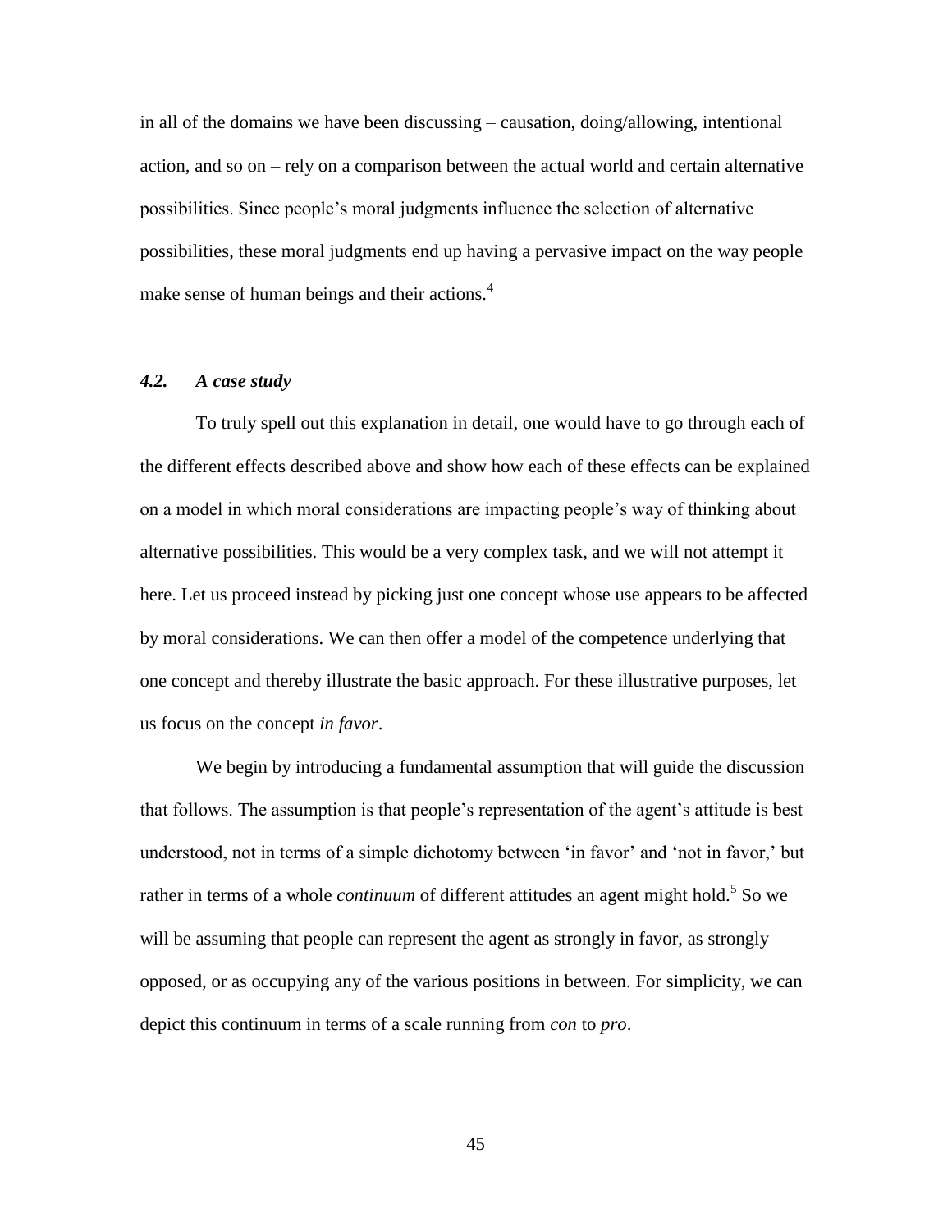in all of the domains we have been discussing – causation, doing/allowing, intentional action, and so on – rely on a comparison between the actual world and certain alternative possibilities. Since people's moral judgments influence the selection of alternative possibilities, these moral judgments end up having a pervasive impact on the way people make sense of human beings and their actions.[4]

### *4.2. A case study*

To truly spell out this explanation in detail, one would have to go through each of the different effects described above and show how each of these effects can be explained on a model in which moral considerations are impacting people's way of thinking about alternative possibilities. This would be a very complex task, and we will not attempt it here. Let us proceed instead by picking just one concept whose use appears to be affected by moral considerations. We can then offer a model of the competence underlying that one concept and thereby illustrate the basic approach. For these illustrative purposes, let us focus on the concept *in favor*.

We begin by introducing a fundamental assumption that will guide the discussion that follows. The assumption is that people's representation of the agent's attitude is best understood, not in terms of a simple dichotomy between 'in favor' and 'not in favor,' but rather in terms of a whole *continuum* of different attitudes an agent might hold.[5] So we will be assuming that people can represent the agent as strongly in favor, as strongly opposed, or as occupying any of the various positions in between. For simplicity, we can depict this continuum in terms of a scale running from *con* to *pro*.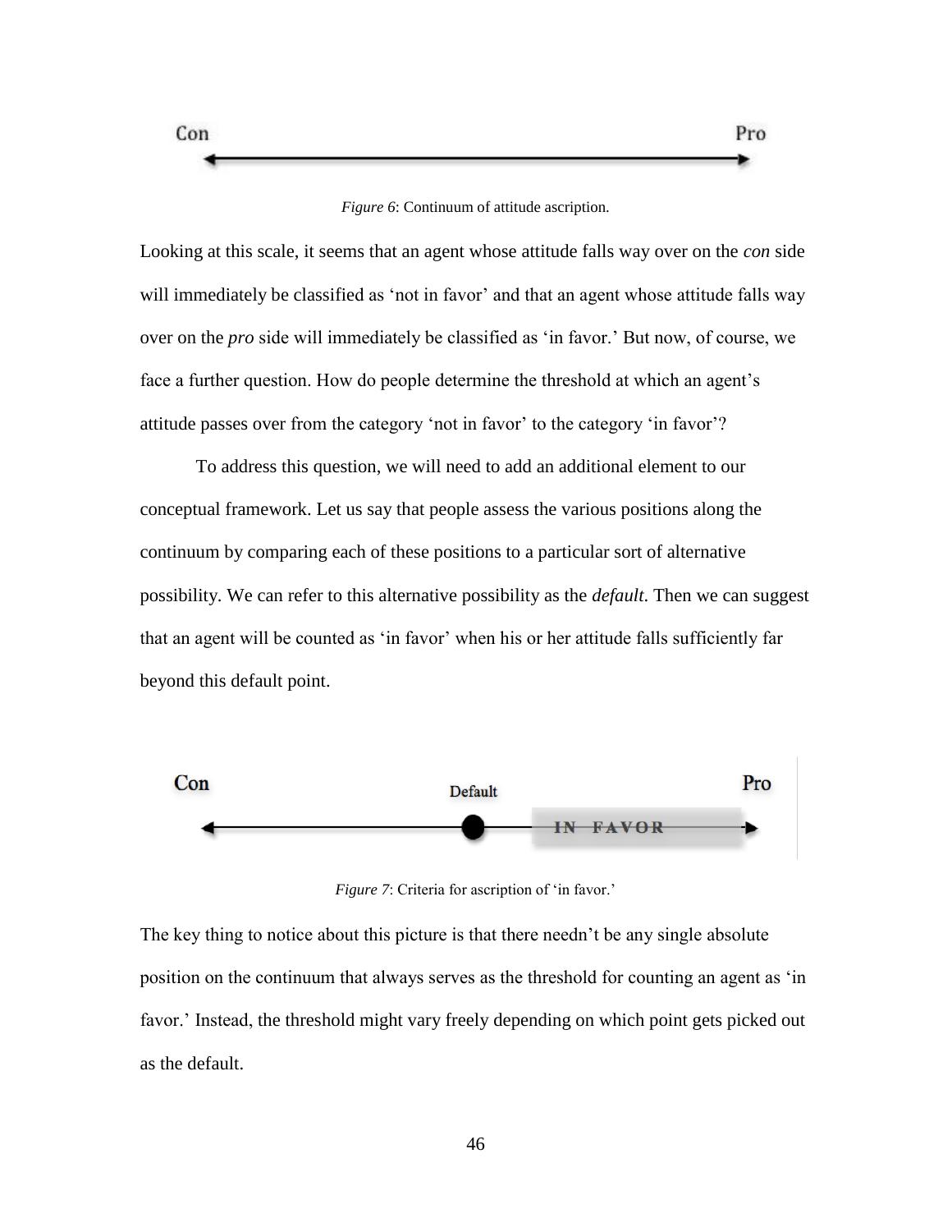*Figure 6*: Continuum of attitude ascription.

Looking at this scale, it seems that an agent whose attitude falls way over on the *con* side will immediately be classified as 'not in favor' and that an agent whose attitude falls way over on the *pro* side will immediately be classified as 'in favor.' But now, of course, we face a further question. How do people determine the threshold at which an agent's attitude passes over from the category 'not in favor' to the category 'in favor'?

To address this question, we will need to add an additional element to our conceptual framework. Let us say that people assess the various positions along the continuum by comparing each of these positions to a particular sort of alternative possibility. We can refer to this alternative possibility as the *default*. Then we can suggest that an agent will be counted as 'in favor' when his or her attitude falls sufficiently far beyond this default point.

*Figure 7*: Criteria for ascription of 'in favor.'

The key thing to notice about this picture is that there needn't be any single absolute position on the continuum that always serves as the threshold for counting an agent as 'in favor.' Instead, the threshold might vary freely depending on which point gets picked out as the default.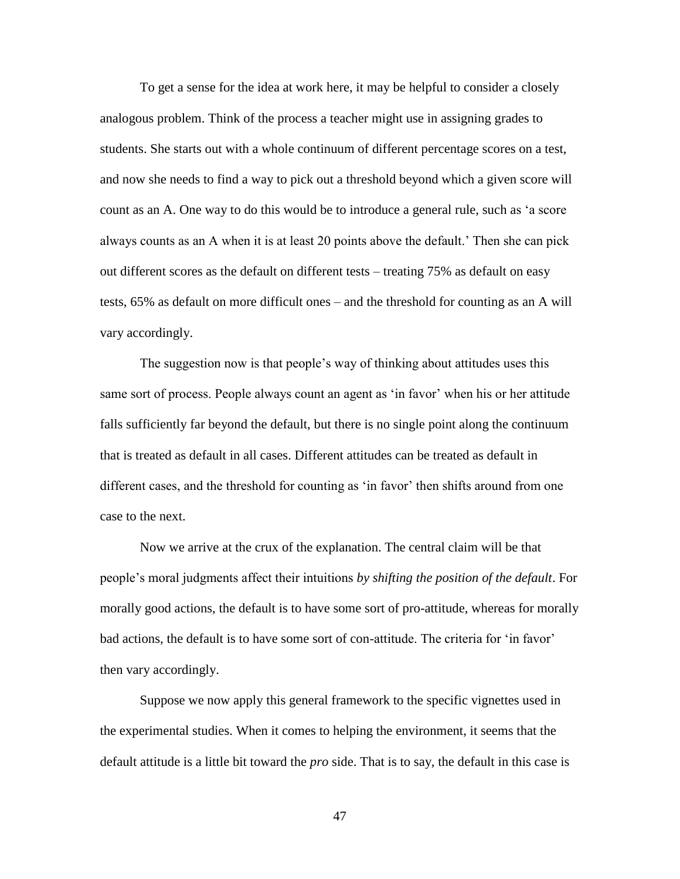To get a sense for the idea at work here, it may be helpful to consider a closely analogous problem. Think of the process a teacher might use in assigning grades to students. She starts out with a whole continuum of different percentage scores on a test, and now she needs to find a way to pick out a threshold beyond which a given score will count as an A. One way to do this would be to introduce a general rule, such as 'a score always counts as an A when it is at least 20 points above the default.' Then she can pick out different scores as the default on different tests – treating 75% as default on easy tests, 65% as default on more difficult ones – and the threshold for counting as an A will vary accordingly.

The suggestion now is that people's way of thinking about attitudes uses this same sort of process. People always count an agent as 'in favor' when his or her attitude falls sufficiently far beyond the default, but there is no single point along the continuum that is treated as default in all cases. Different attitudes can be treated as default in different cases, and the threshold for counting as 'in favor' then shifts around from one case to the next.

Now we arrive at the crux of the explanation. The central claim will be that people's moral judgments affect their intuitions *by shifting the position of the default*. For morally good actions, the default is to have some sort of pro-attitude, whereas for morally bad actions, the default is to have some sort of con-attitude. The criteria for 'in favor' then vary accordingly.

Suppose we now apply this general framework to the specific vignettes used in the experimental studies. When it comes to helping the environment, it seems that the default attitude is a little bit toward the *pro* side. That is to say, the default in this case is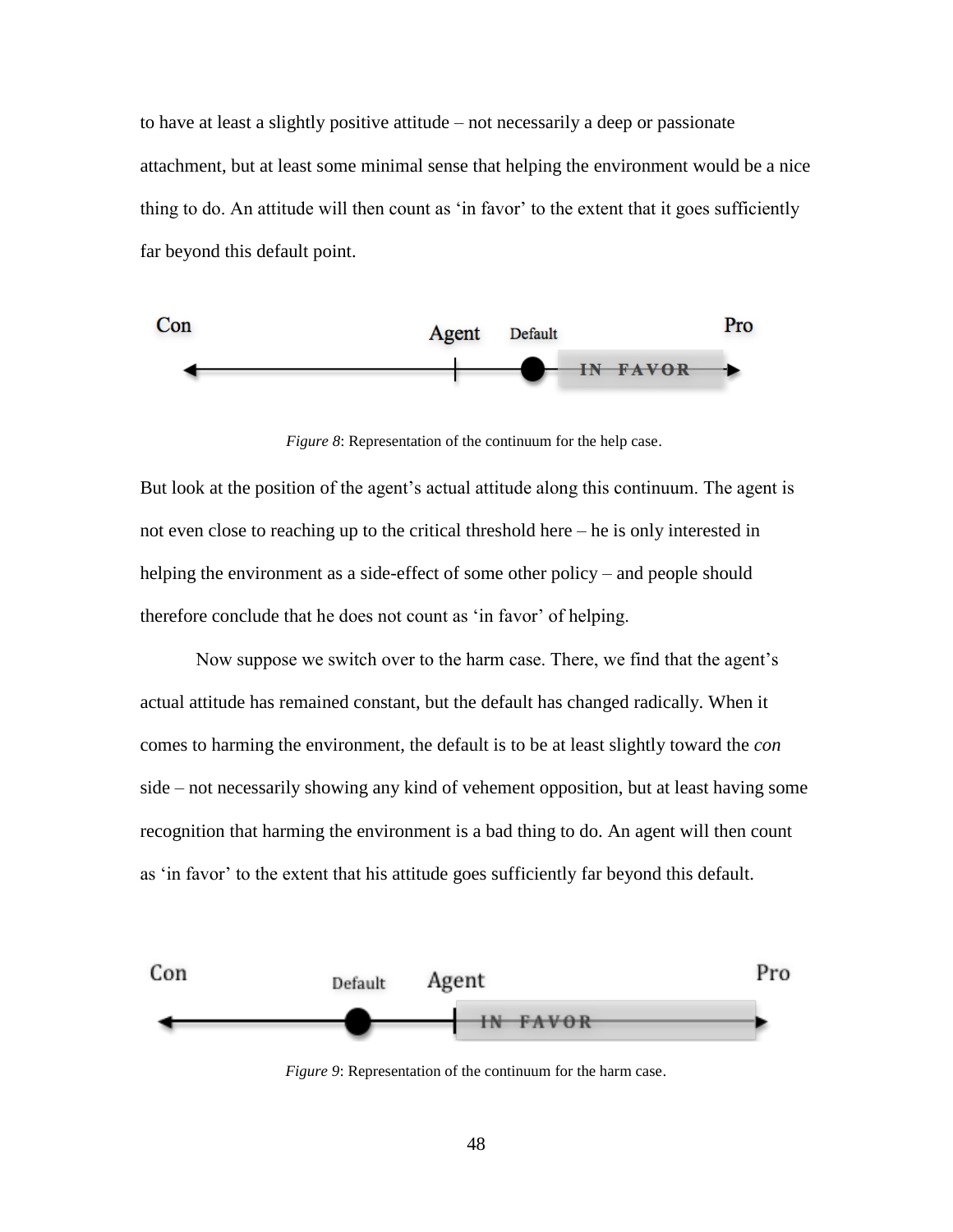to have at least a slightly positive attitude – not necessarily a deep or passionate attachment, but at least some minimal sense that helping the environment would be a nice thing to do. An attitude will then count as 'in favor' to the extent that it goes sufficiently far beyond this default point.

*Figure 8*: Representation of the continuum for the help case.

But look at the position of the agent's actual attitude along this continuum. The agent is not even close to reaching up to the critical threshold here – he is only interested in helping the environment as a side-effect of some other policy – and people should therefore conclude that he does not count as 'in favor' of helping.

Now suppose we switch over to the harm case. There, we find that the agent's actual attitude has remained constant, but the default has changed radically. When it comes to harming the environment, the default is to be at least slightly toward the *con* side – not necessarily showing any kind of vehement opposition, but at least having some recognition that harming the environment is a bad thing to do. An agent will then count as 'in favor' to the extent that his attitude goes sufficiently far beyond this default.

*Figure 9*: Representation of the continuum for the harm case.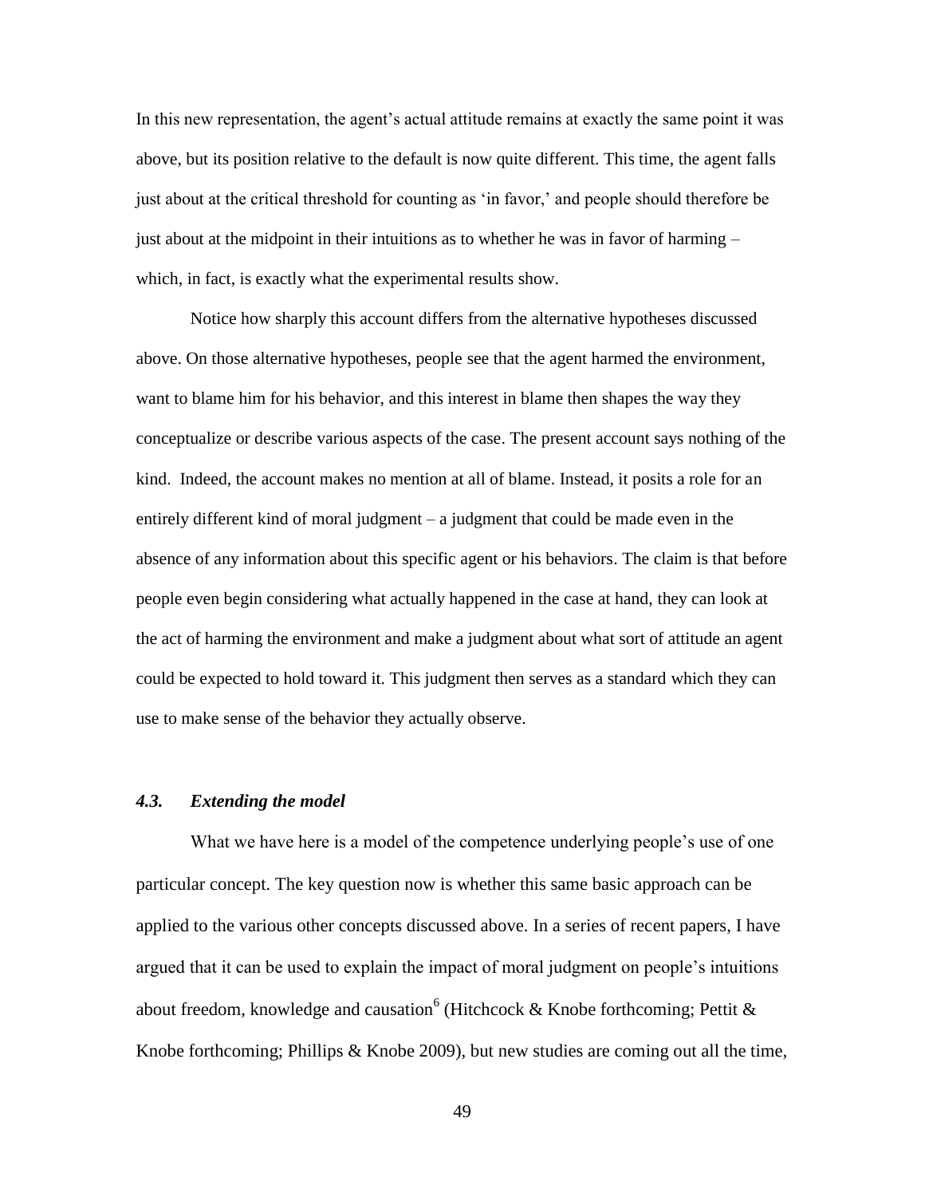In this new representation, the agent's actual attitude remains at exactly the same point it was above, but its position relative to the default is now quite different. This time, the agent falls just about at the critical threshold for counting as 'in favor,' and people should therefore be just about at the midpoint in their intuitions as to whether he was in favor of harming – which, in fact, is exactly what the experimental results show.

Notice how sharply this account differs from the alternative hypotheses discussed above. On those alternative hypotheses, people see that the agent harmed the environment, want to blame him for his behavior, and this interest in blame then shapes the way they conceptualize or describe various aspects of the case. The present account says nothing of the kind. Indeed, the account makes no mention at all of blame. Instead, it posits a role for an entirely different kind of moral judgment – a judgment that could be made even in the absence of any information about this specific agent or his behaviors. The claim is that before people even begin considering what actually happened in the case at hand, they can look at the act of harming the environment and make a judgment about what sort of attitude an agent could be expected to hold toward it. This judgment then serves as a standard which they can use to make sense of the behavior they actually observe.

### *4.3. Extending the model*

What we have here is a model of the competence underlying people's use of one particular concept. The key question now is whether this same basic approach can be applied to the various other concepts discussed above. In a series of recent papers, I have argued that it can be used to explain the impact of moral judgment on people's intuitions about freedom, knowledge and causation[6] (Hitchcock & Knobe forthcoming; Pettit & Knobe forthcoming; Phillips & Knobe 2009), but new studies are coming out all the time,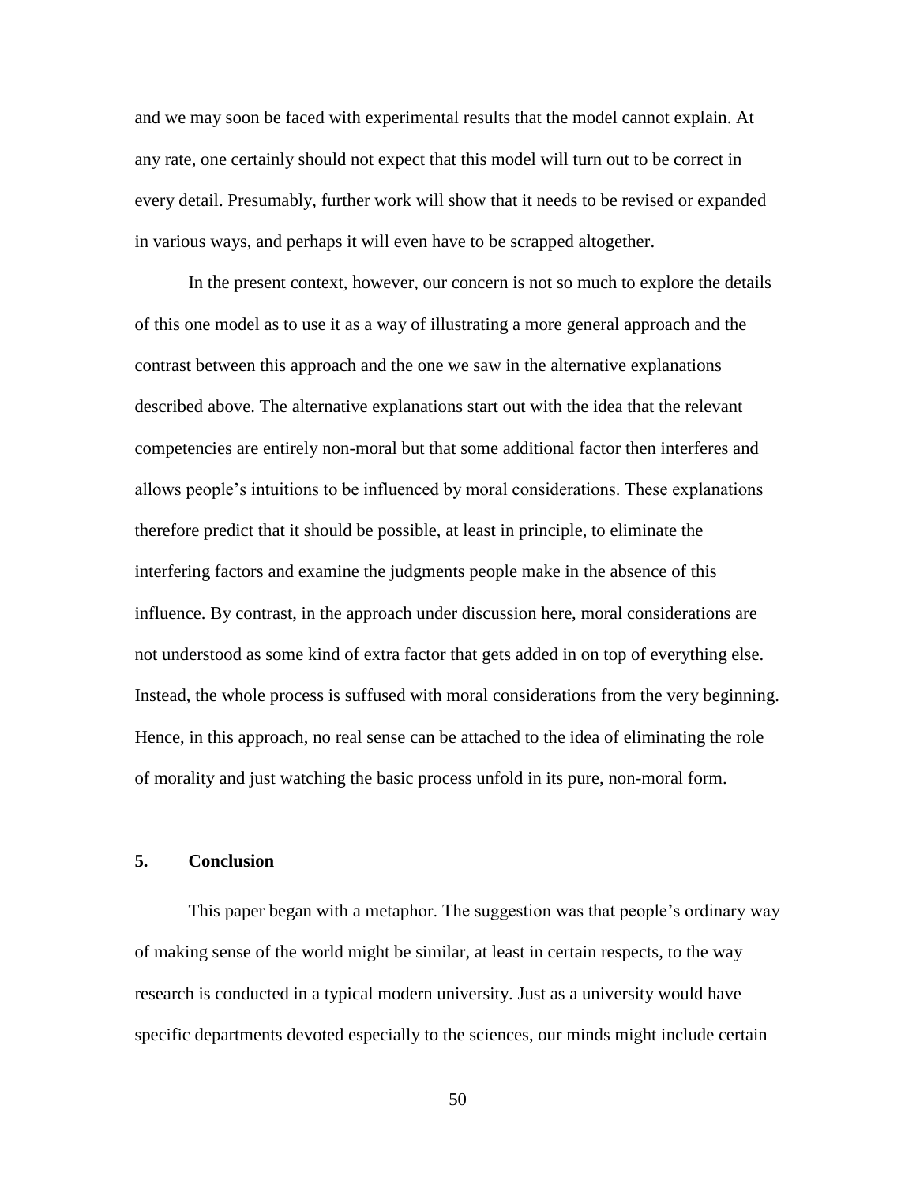and we may soon be faced with experimental results that the model cannot explain. At any rate, one certainly should not expect that this model will turn out to be correct in every detail. Presumably, further work will show that it needs to be revised or expanded in various ways, and perhaps it will even have to be scrapped altogether.

In the present context, however, our concern is not so much to explore the details of this one model as to use it as a way of illustrating a more general approach and the contrast between this approach and the one we saw in the alternative explanations described above. The alternative explanations start out with the idea that the relevant competencies are entirely non-moral but that some additional factor then interferes and allows people's intuitions to be influenced by moral considerations. These explanations therefore predict that it should be possible, at least in principle, to eliminate the interfering factors and examine the judgments people make in the absence of this influence. By contrast, in the approach under discussion here, moral considerations are not understood as some kind of extra factor that gets added in on top of everything else. Instead, the whole process is suffused with moral considerations from the very beginning. Hence, in this approach, no real sense can be attached to the idea of eliminating the role of morality and just watching the basic process unfold in its pure, non-moral form.

## 5. Conclusion

This paper began with a metaphor. The suggestion was that people's ordinary way of making sense of the world might be similar, at least in certain respects, to the way research is conducted in a typical modern university. Just as a university would have specific departments devoted especially to the sciences, our minds might include certain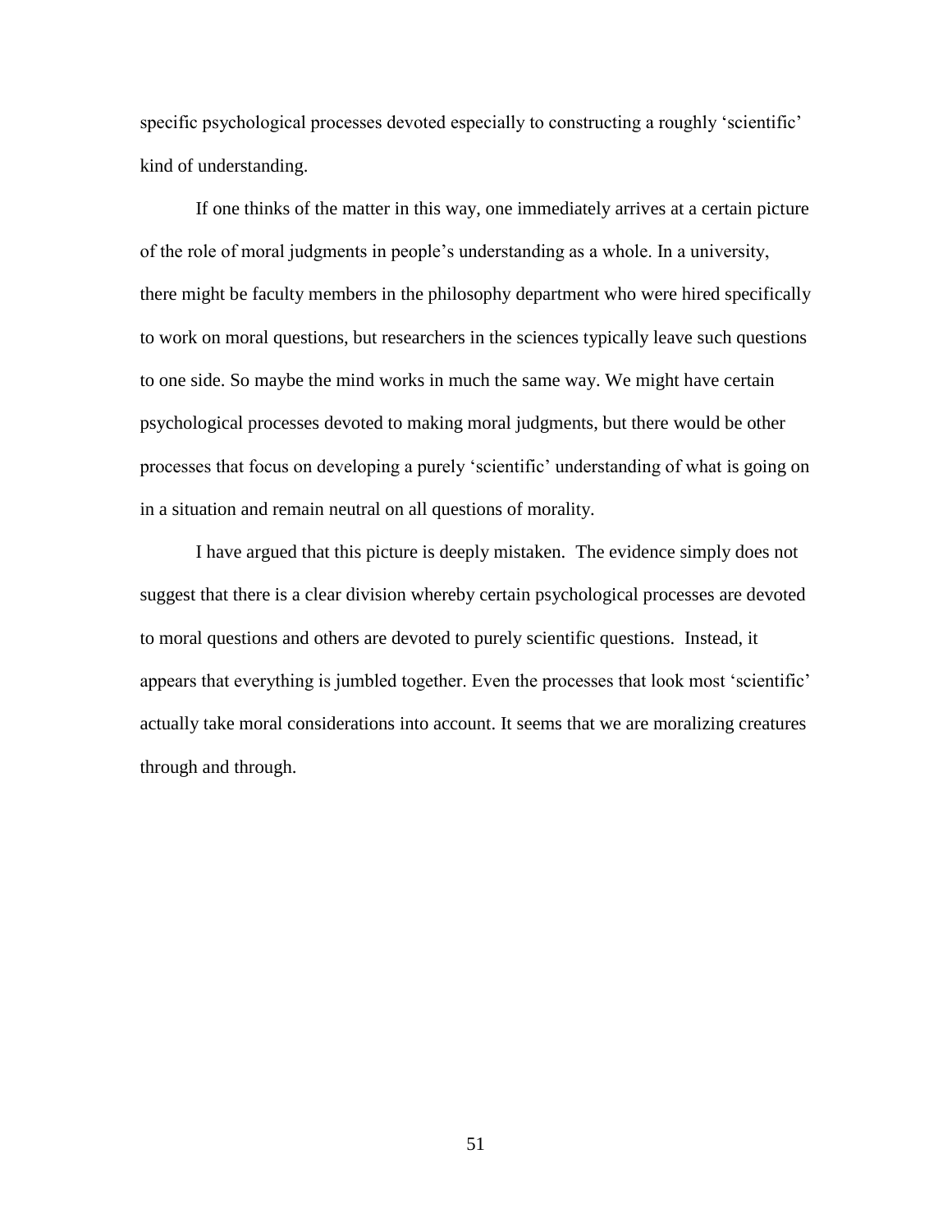specific psychological processes devoted especially to constructing a roughly 'scientific' kind of understanding.

If one thinks of the matter in this way, one immediately arrives at a certain picture of the role of moral judgments in people's understanding as a whole. In a university, there might be faculty members in the philosophy department who were hired specifically to work on moral questions, but researchers in the sciences typically leave such questions to one side. So maybe the mind works in much the same way. We might have certain psychological processes devoted to making moral judgments, but there would be other processes that focus on developing a purely 'scientific' understanding of what is going on in a situation and remain neutral on all questions of morality.

I have argued that this picture is deeply mistaken. The evidence simply does not suggest that there is a clear division whereby certain psychological processes are devoted to moral questions and others are devoted to purely scientific questions. Instead, it appears that everything is jumbled together. Even the processes that look most 'scientific' actually take moral considerations into account. It seems that we are moralizing creatures through and through.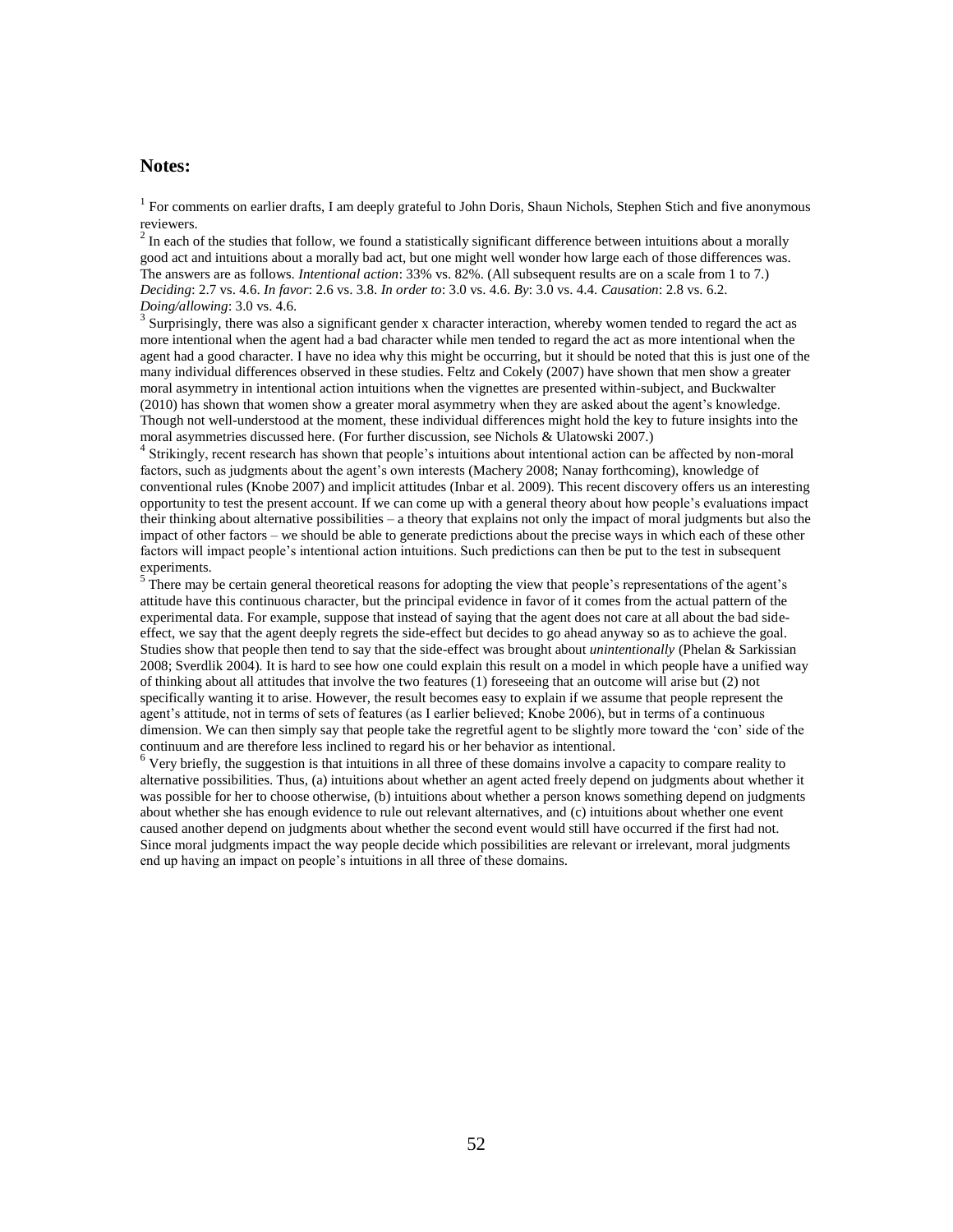## Notes:

[1] For comments on earlier drafts, I am deeply grateful to John Doris, Shaun Nichols, Stephen Stich and five anonymous reviewers.

[2] In each of the studies that follow, we found a statistically significant difference between intuitions about a morally good act and intuitions about a morally bad act, but one might well wonder how large each of those differences was. The answers are as follows. *Intentional action*: 33% vs. 82%. (All subsequent results are on a scale from 1 to 7.) *Deciding*: 2.7 vs. 4.6. *In favor*: 2.6 vs. 3.8. *In order to*: 3.0 vs. 4.6. *By*: 3.0 vs. 4.4. *Causation*: 2.8 vs. 6.2. *Doing/allowing*: 3.0 vs. 4.6.

[3] Surprisingly, there was also a significant gender x character interaction, whereby women tended to regard the act as more intentional when the agent had a bad character while men tended to regard the act as more intentional when the agent had a good character. I have no idea why this might be occurring, but it should be noted that this is just one of the many individual differences observed in these studies. Feltz and Cokely (2007) have shown that men show a greater moral asymmetry in intentional action intuitions when the vignettes are presented within-subject, and Buckwalter (2010) has shown that women show a greater moral asymmetry when they are asked about the agent's knowledge. Though not well-understood at the moment, these individual differences might hold the key to future insights into the moral asymmetries discussed here. (For further discussion, see Nichols & Ulatowski 2007.)

[4] Strikingly, recent research has shown that people's intuitions about intentional action can be affected by non-moral factors, such as judgments about the agent's own interests (Machery 2008; Nanay forthcoming), knowledge of conventional rules (Knobe 2007) and implicit attitudes (Inbar et al. 2009). This recent discovery offers us an interesting opportunity to test the present account. If we can come up with a general theory about how people's evaluations impact their thinking about alternative possibilities – a theory that explains not only the impact of moral judgments but also the impact of other factors – we should be able to generate predictions about the precise ways in which each of these other factors will impact people's intentional action intuitions. Such predictions can then be put to the test in subsequent experiments.

[5] There may be certain general theoretical reasons for adopting the view that people's representations of the agent's attitude have this continuous character, but the principal evidence in favor of it comes from the actual pattern of the experimental data. For example, suppose that instead of saying that the agent does not care at all about the bad side-effect, we say that the agent deeply regrets the side-effect but decides to go ahead anyway so as to achieve the goal. Studies show that people then tend to say that the side-effect was brought about *unintentionally* (Phelan & Sarkissian 2008; Sverdlik 2004). It is hard to see how one could explain this result on a model in which people have a unified way of thinking about all attitudes that involve the two features (1) foreseeing that an outcome will arise but (2) not specifically wanting it to arise. However, the result becomes easy to explain if we assume that people represent the agent's attitude, not in terms of sets of features (as I earlier believed; Knobe 2006), but in terms of a continuous dimension. We can then simply say that people take the regretful agent to be slightly more toward the 'con' side of the continuum and are therefore less inclined to regard his or her behavior as intentional.

[6] Very briefly, the suggestion is that intuitions in all three of these domains involve a capacity to compare reality to alternative possibilities. Thus, (a) intuitions about whether an agent acted freely depend on judgments about whether it was possible for her to choose otherwise, (b) intuitions about whether a person knows something depend on judgments about whether she has enough evidence to rule out relevant alternatives, and (c) intuitions about whether one event caused another depend on judgments about whether the second event would still have occurred if the first had not. Since moral judgments impact the way people decide which possibilities are relevant or irrelevant, moral judgments end up having an impact on people's intuitions in all three of these domains.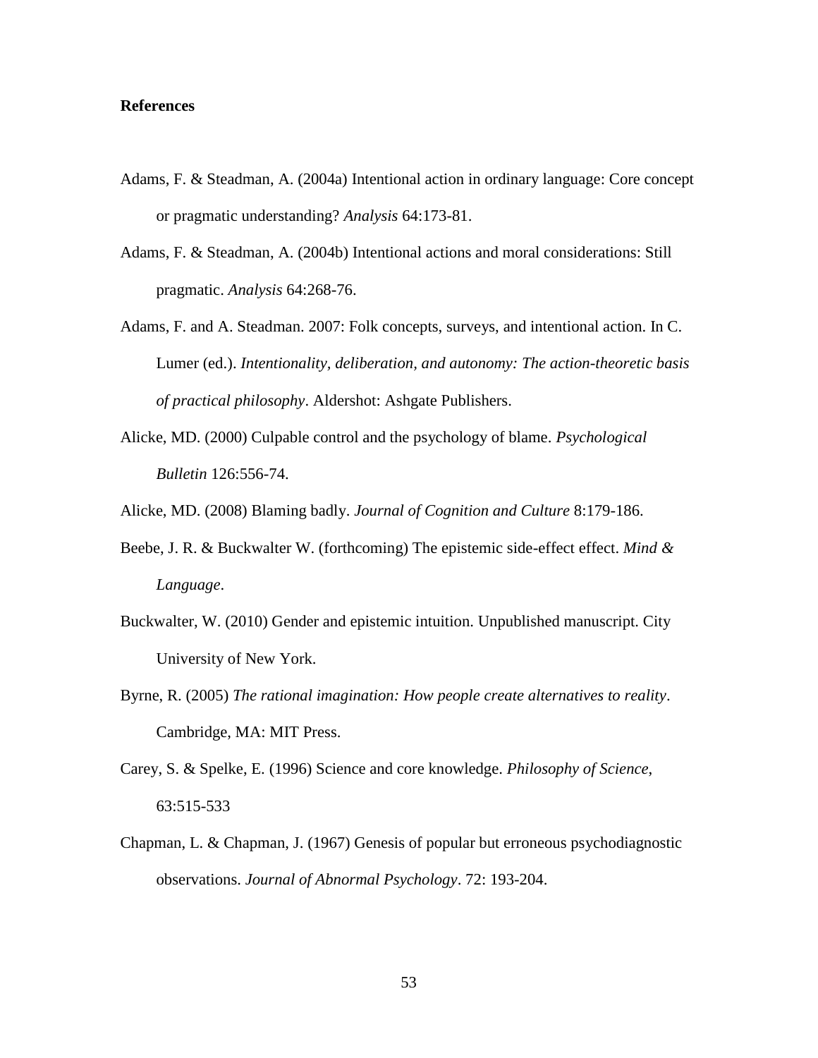**References**

Adams, F. & Steadman, A. (2004a) Intentional action in ordinary language: Core concept or pragmatic understanding? *Analysis* 64:173-81.

Adams, F. & Steadman, A. (2004b) Intentional actions and moral considerations: Still pragmatic. *Analysis* 64:268-76.

Adams, F. and A. Steadman. 2007: Folk concepts, surveys, and intentional action. In C. Lumer (ed.). *Intentionality, deliberation, and autonomy: The action-theoretic basis of practical philosophy*. Aldershot: Ashgate Publishers.

Alicke, MD. (2000) Culpable control and the psychology of blame. *Psychological Bulletin* 126:556-74.

Alicke, MD. (2008) Blaming badly. *Journal of Cognition and Culture* 8:179-186.

Beebe, J. R. & Buckwalter W. (forthcoming) The epistemic side-effect effect. *Mind & Language*.

Buckwalter, W. (2010) Gender and epistemic intuition. Unpublished manuscript. City University of New York.

Byrne, R. (2005) *The rational imagination: How people create alternatives to reality*. Cambridge, MA: MIT Press.

Carey, S. & Spelke, E. (1996) Science and core knowledge. *Philosophy of Science*, 63:515-533

Chapman, L. & Chapman, J. (1967) Genesis of popular but erroneous psychodiagnostic observations. *Journal of Abnormal Psychology*. 72: 193-204.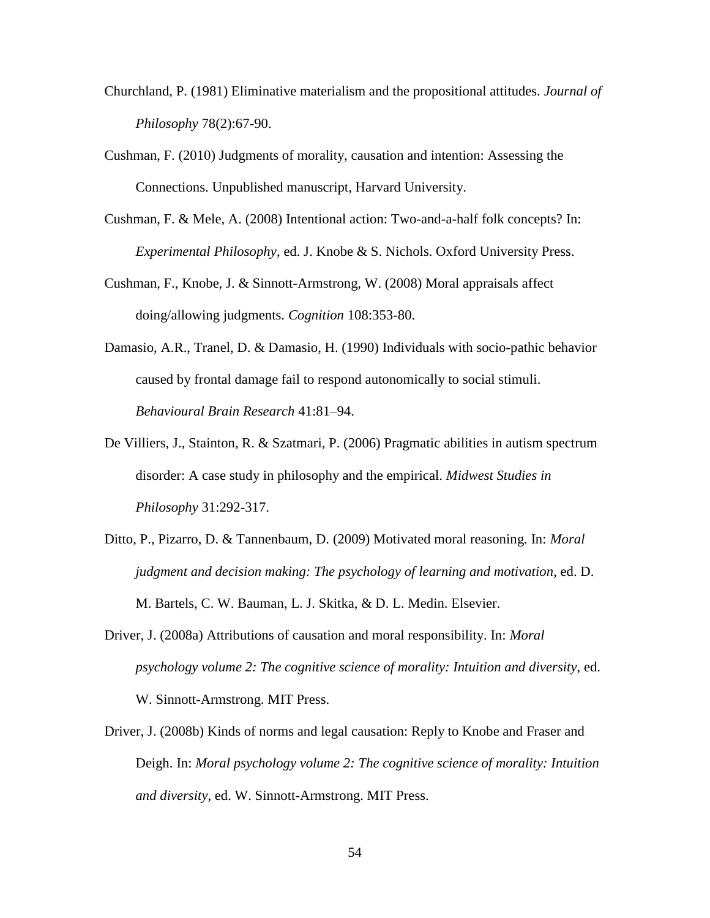Churchland, P. (1981) Eliminative materialism and the propositional attitudes. *Journal of Philosophy* 78(2):67-90.

Cushman, F. (2010) Judgments of morality, causation and intention: Assessing the Connections. Unpublished manuscript, Harvard University.

Cushman, F. & Mele, A. (2008) Intentional action: Two-and-a-half folk concepts? In: *Experimental Philosophy*, ed. J. Knobe & S. Nichols. Oxford University Press.

Cushman, F., Knobe, J. & Sinnott-Armstrong, W. (2008) Moral appraisals affect doing/allowing judgments. *Cognition* 108:353-80.

Damasio, A.R., Tranel, D. & Damasio, H. (1990) Individuals with socio-pathic behavior caused by frontal damage fail to respond autonomically to social stimuli. *Behavioural Brain Research* 41:81–94.

De Villiers, J., Stainton, R. & Szatmari, P. (2006) Pragmatic abilities in autism spectrum disorder: A case study in philosophy and the empirical. *Midwest Studies in Philosophy* 31:292-317.

Ditto, P., Pizarro, D. & Tannenbaum, D. (2009) Motivated moral reasoning. In: *Moral judgment and decision making: The psychology of learning and motivation*, ed. D. M. Bartels, C. W. Bauman, L. J. Skitka, & D. L. Medin. Elsevier.

Driver, J. (2008a) Attributions of causation and moral responsibility. In: *Moral psychology volume 2: The cognitive science of morality: Intuition and diversity*, ed. W. Sinnott-Armstrong. MIT Press.

Driver, J. (2008b) Kinds of norms and legal causation: Reply to Knobe and Fraser and Deigh. In: *Moral psychology volume 2: The cognitive science of morality: Intuition and diversity*, ed. W. Sinnott-Armstrong. MIT Press.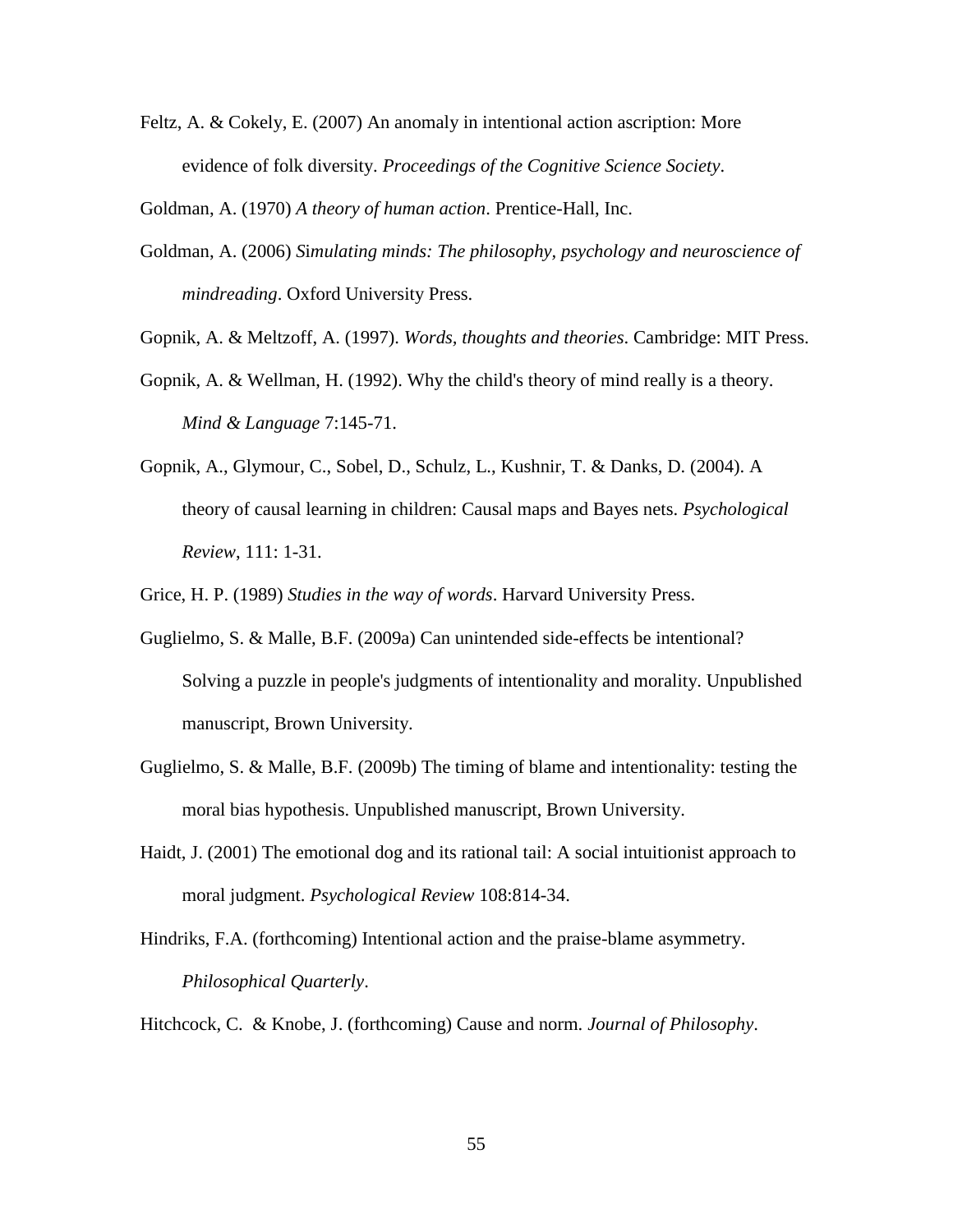Feltz, A. & Cokely, E. (2007) An anomaly in intentional action ascription: More evidence of folk diversity. *Proceedings of the Cognitive Science Society*.

Goldman, A. (1970) *A theory of human action*. Prentice-Hall, Inc.

Goldman, A. (2006) *Simulating minds: The philosophy, psychology and neuroscience of mindreading*. Oxford University Press.

Gopnik, A. & Meltzoff, A. (1997). *Words, thoughts and theories*. Cambridge: MIT Press.

Gopnik, A. & Wellman, H. (1992). Why the child's theory of mind really is a theory. *Mind & Language* 7:145-71.

Gopnik, A., Glymour, C., Sobel, D., Schulz, L., Kushnir, T. & Danks, D. (2004). A theory of causal learning in children: Causal maps and Bayes nets. *Psychological Review*, 111: 1-31.

Grice, H. P. (1989) *Studies in the way of words*. Harvard University Press.

Guglielmo, S. & Malle, B.F. (2009a) Can unintended side-effects be intentional? Solving a puzzle in people's judgments of intentionality and morality. Unpublished manuscript, Brown University.

Guglielmo, S. & Malle, B.F. (2009b) The timing of blame and intentionality: testing the moral bias hypothesis. Unpublished manuscript, Brown University.

Haidt, J. (2001) The emotional dog and its rational tail: A social intuitionist approach to moral judgment. *Psychological Review* 108:814-34.

Hindriks, F.A. (forthcoming) Intentional action and the praise-blame asymmetry. *Philosophical Quarterly*.

Hitchcock, C. & Knobe, J. (forthcoming) Cause and norm. *Journal of Philosophy*.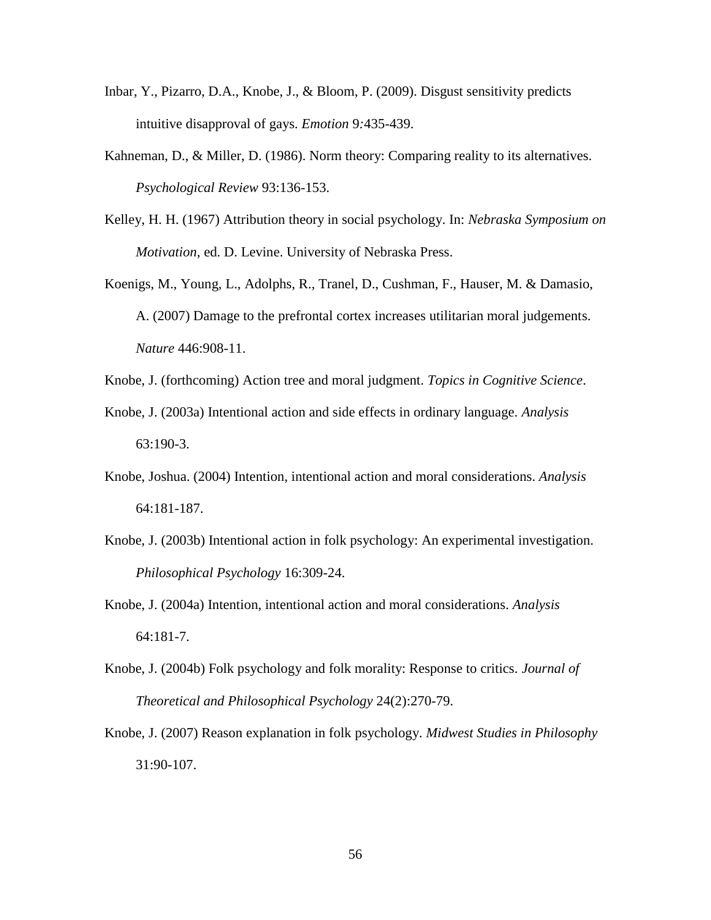Inbar, Y., Pizarro, D.A., Knobe, J., & Bloom, P. (2009). Disgust sensitivity predicts intuitive disapproval of gays. *Emotion* 9*:*435-439.

Kahneman, D., & Miller, D. (1986). Norm theory: Comparing reality to its alternatives. *Psychological Review* 93:136-153.

Kelley, H. H. (1967) Attribution theory in social psychology. In: *Nebraska Symposium on Motivation*, ed. D. Levine. University of Nebraska Press.

Koenigs, M., Young, L., Adolphs, R., Tranel, D., Cushman, F., Hauser, M. & Damasio, A. (2007) Damage to the prefrontal cortex increases utilitarian moral judgements. *Nature* 446:908-11.

Knobe, J. (forthcoming) Action tree and moral judgment. *Topics in Cognitive Science*.

Knobe, J. (2003a) Intentional action and side effects in ordinary language. *Analysis* 63:190-3.

Knobe, Joshua. (2004) Intention, intentional action and moral considerations. *Analysis* 64:181-187.

Knobe, J. (2003b) Intentional action in folk psychology: An experimental investigation. *Philosophical Psychology* 16:309-24.

Knobe, J. (2004a) Intention, intentional action and moral considerations. *Analysis* 64:181-7.

Knobe, J. (2004b) Folk psychology and folk morality: Response to critics. *Journal of Theoretical and Philosophical Psychology* 24(2):270-79.

Knobe, J. (2007) Reason explanation in folk psychology. *Midwest Studies in Philosophy* 31:90-107.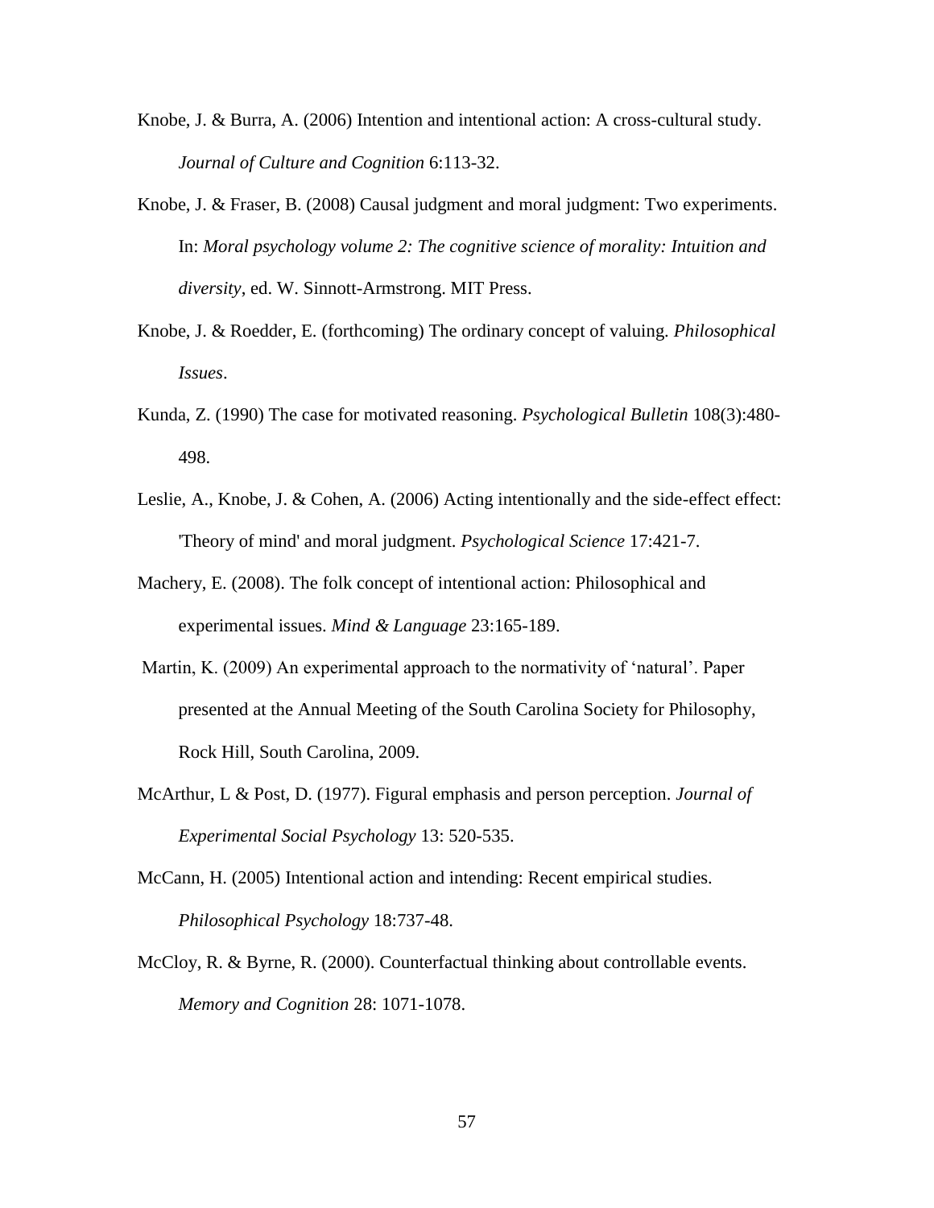Knobe, J. & Burra, A. (2006) Intention and intentional action: A cross-cultural study. *Journal of Culture and Cognition* 6:113-32.

Knobe, J. & Fraser, B. (2008) Causal judgment and moral judgment: Two experiments. In: *Moral psychology volume 2: The cognitive science of morality: Intuition and diversity*, ed. W. Sinnott-Armstrong. MIT Press.

Knobe, J. & Roedder, E. (forthcoming) The ordinary concept of valuing. *Philosophical Issues*.

Kunda, Z. (1990) The case for motivated reasoning. *Psychological Bulletin* 108(3):480-498.

Leslie, A., Knobe, J. & Cohen, A. (2006) Acting intentionally and the side-effect effect: 'Theory of mind' and moral judgment. *Psychological Science* 17:421-7.

Machery, E. (2008). The folk concept of intentional action: Philosophical and experimental issues. *Mind & Language* 23:165-189.

Martin, K. (2009) An experimental approach to the normativity of 'natural'. Paper presented at the Annual Meeting of the South Carolina Society for Philosophy, Rock Hill, South Carolina, 2009.

McArthur, L & Post, D. (1977). Figural emphasis and person perception. *Journal of Experimental Social Psychology* 13: 520-535.

McCann, H. (2005) Intentional action and intending: Recent empirical studies. *Philosophical Psychology* 18:737-48.

McCloy, R. & Byrne, R. (2000). Counterfactual thinking about controllable events. *Memory and Cognition* 28: 1071-1078.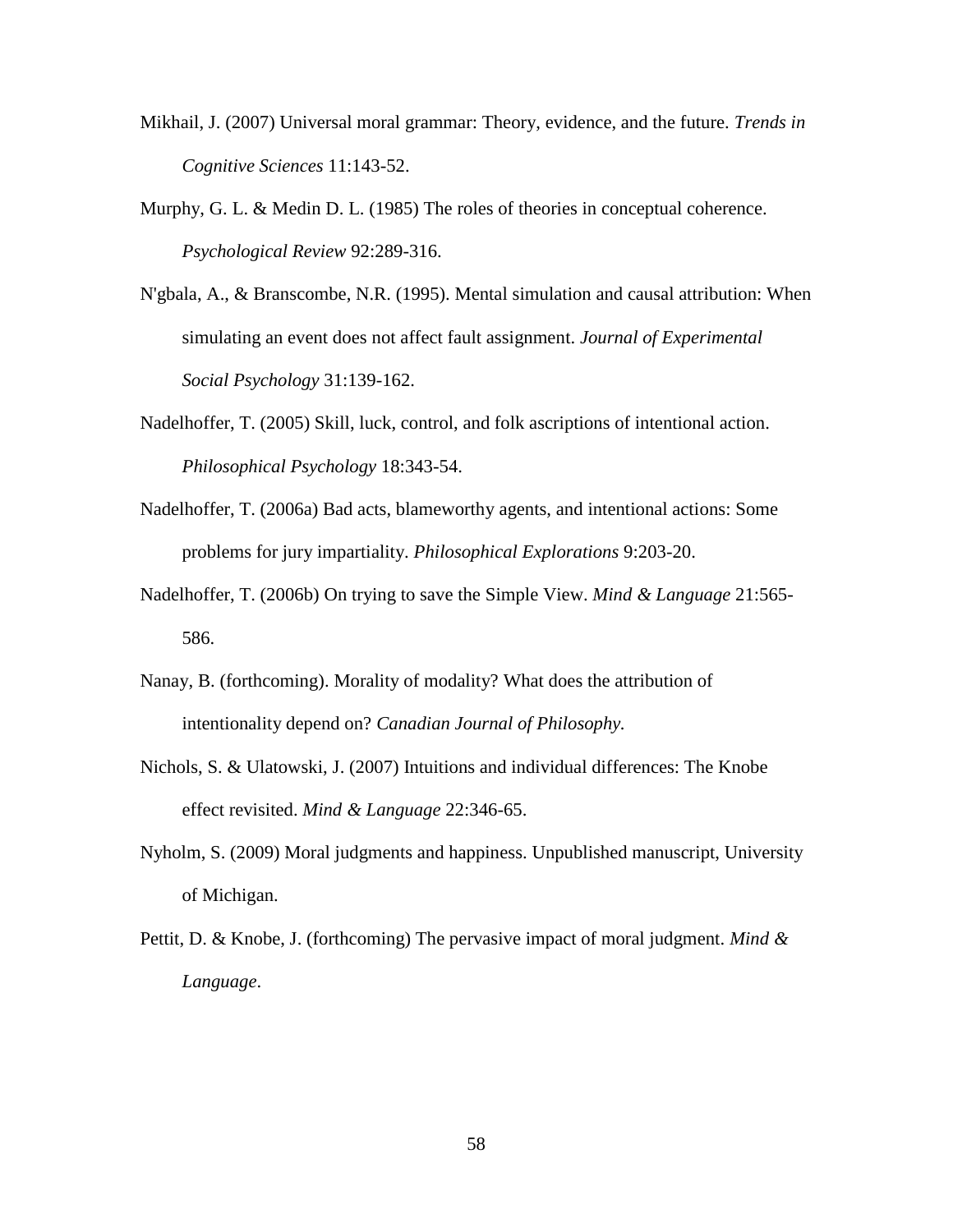Mikhail, J. (2007) Universal moral grammar: Theory, evidence, and the future. *Trends in Cognitive Sciences* 11:143-52.

Murphy, G. L. & Medin D. L. (1985) The roles of theories in conceptual coherence. *Psychological Review* 92:289-316.

N'gbala, A., & Branscombe, N.R. (1995). Mental simulation and causal attribution: When simulating an event does not affect fault assignment. *Journal of Experimental Social Psychology* 31:139-162.

Nadelhoffer, T. (2005) Skill, luck, control, and folk ascriptions of intentional action. *Philosophical Psychology* 18:343-54.

Nadelhoffer, T. (2006a) Bad acts, blameworthy agents, and intentional actions: Some problems for jury impartiality. *Philosophical Explorations* 9:203-20.

Nadelhoffer, T. (2006b) On trying to save the Simple View. *Mind & Language* 21:565-586.

Nanay, B. (forthcoming). Morality of modality? What does the attribution of intentionality depend on? *Canadian Journal of Philosophy.*

Nichols, S. & Ulatowski, J. (2007) Intuitions and individual differences: The Knobe effect revisited. *Mind & Language* 22:346-65.

Nyholm, S. (2009) Moral judgments and happiness. Unpublished manuscript, University of Michigan.

Pettit, D. & Knobe, J. (forthcoming) The pervasive impact of moral judgment. *Mind & Language*.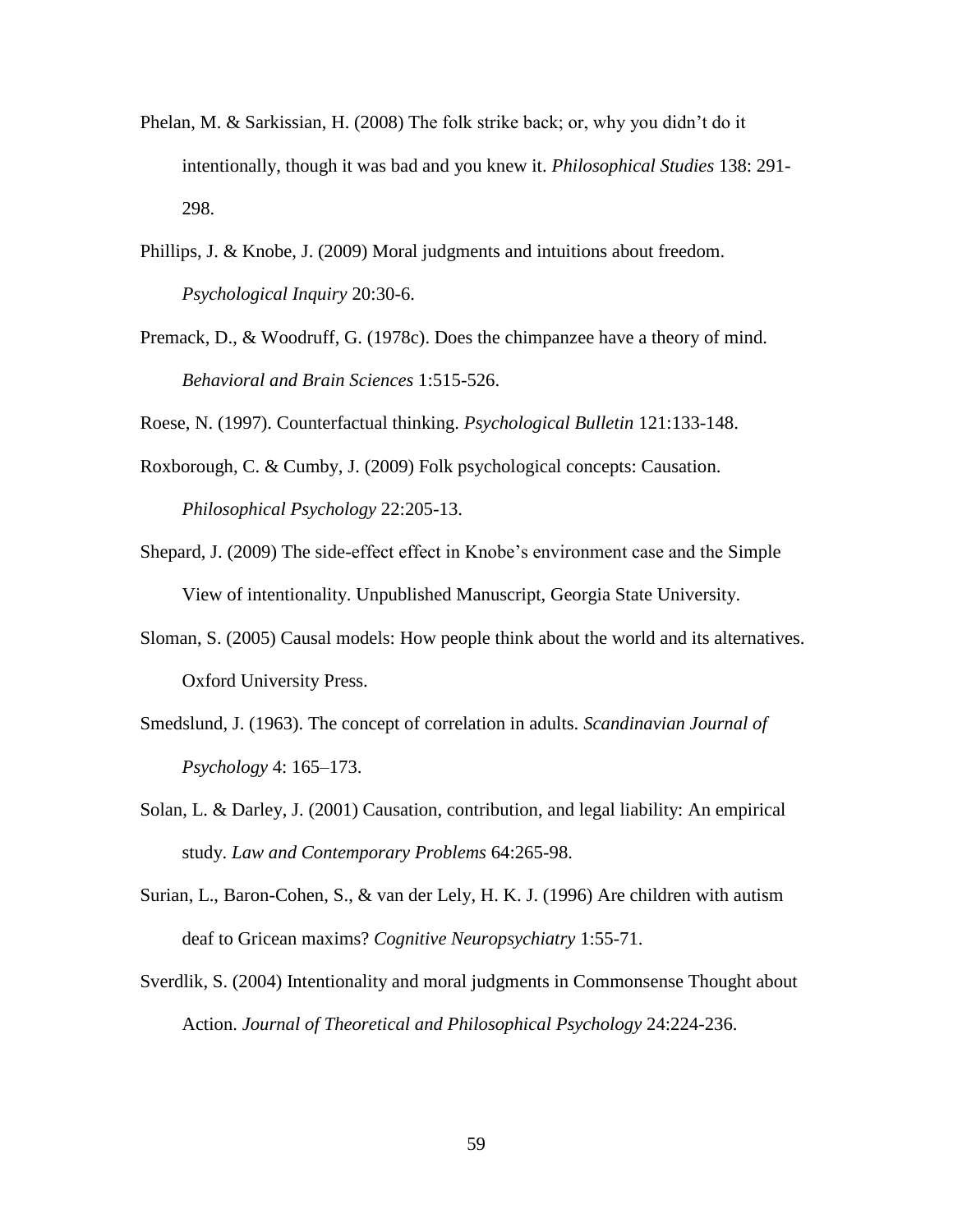Phelan, M. & Sarkissian, H. (2008) The folk strike back; or, why you didn't do it intentionally, though it was bad and you knew it. *Philosophical Studies* 138: 291-298.

Phillips, J. & Knobe, J. (2009) Moral judgments and intuitions about freedom. *Psychological Inquiry* 20:30-6.

Premack, D., & Woodruff, G. (1978c). Does the chimpanzee have a theory of mind. *Behavioral and Brain Sciences* 1:515-526.

Roese, N. (1997). Counterfactual thinking. *Psychological Bulletin* 121:133-148.

Roxborough, C. & Cumby, J. (2009) Folk psychological concepts: Causation. *Philosophical Psychology* 22:205-13.

Shepard, J. (2009) The side-effect effect in Knobe's environment case and the Simple View of intentionality. Unpublished Manuscript, Georgia State University.

Sloman, S. (2005) Causal models: How people think about the world and its alternatives. Oxford University Press.

Smedslund, J. (1963). The concept of correlation in adults. *Scandinavian Journal of Psychology* 4: 165–173.

Solan, L. & Darley, J. (2001) Causation, contribution, and legal liability: An empirical study. *Law and Contemporary Problems* 64:265-98.

Surian, L., Baron-Cohen, S., & van der Lely, H. K. J. (1996) Are children with autism deaf to Gricean maxims? *Cognitive Neuropsychiatry* 1:55-71.

Sverdlik, S. (2004) Intentionality and moral judgments in Commonsense Thought about Action. *Journal of Theoretical and Philosophical Psychology* 24:224-236.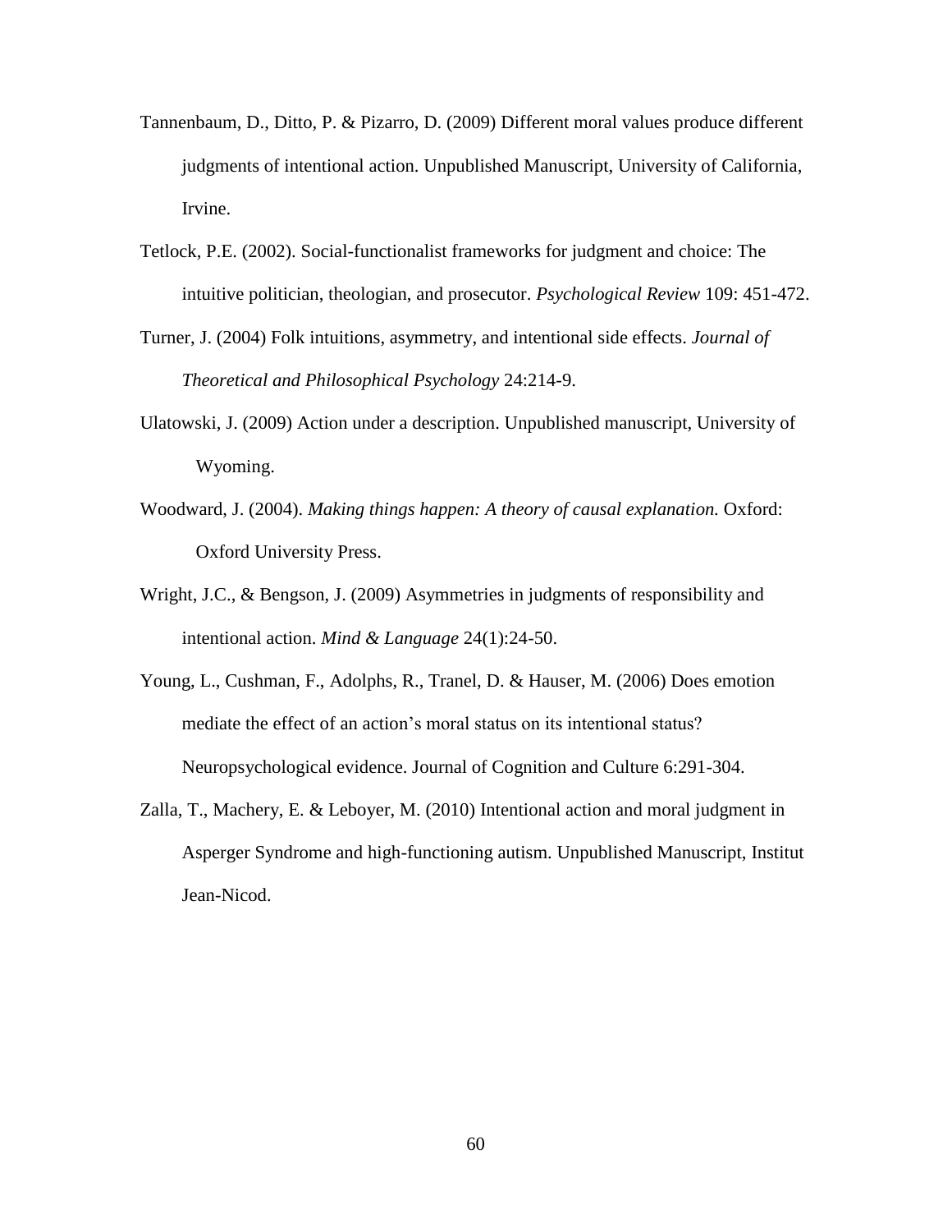Tannenbaum, D., Ditto, P. & Pizarro, D. (2009) Different moral values produce different judgments of intentional action. Unpublished Manuscript, University of California, Irvine.

Tetlock, P.E. (2002). Social-functionalist frameworks for judgment and choice: The intuitive politician, theologian, and prosecutor. *Psychological Review* 109: 451-472.

Turner, J. (2004) Folk intuitions, asymmetry, and intentional side effects. *Journal of Theoretical and Philosophical Psychology* 24:214-9.

Ulatowski, J. (2009) Action under a description. Unpublished manuscript, University of Wyoming.

Woodward, J. (2004). *Making things happen: A theory of causal explanation.* Oxford: Oxford University Press.

Wright, J.C., & Bengson, J. (2009) Asymmetries in judgments of responsibility and intentional action. *Mind & Language* 24(1):24-50.

Young, L., Cushman, F., Adolphs, R., Tranel, D. & Hauser, M. (2006) Does emotion mediate the effect of an action's moral status on its intentional status? Neuropsychological evidence. Journal of Cognition and Culture 6:291-304.

Zalla, T., Machery, E. & Leboyer, M. (2010) Intentional action and moral judgment in Asperger Syndrome and high-functioning autism. Unpublished Manuscript, Institut Jean-Nicod.